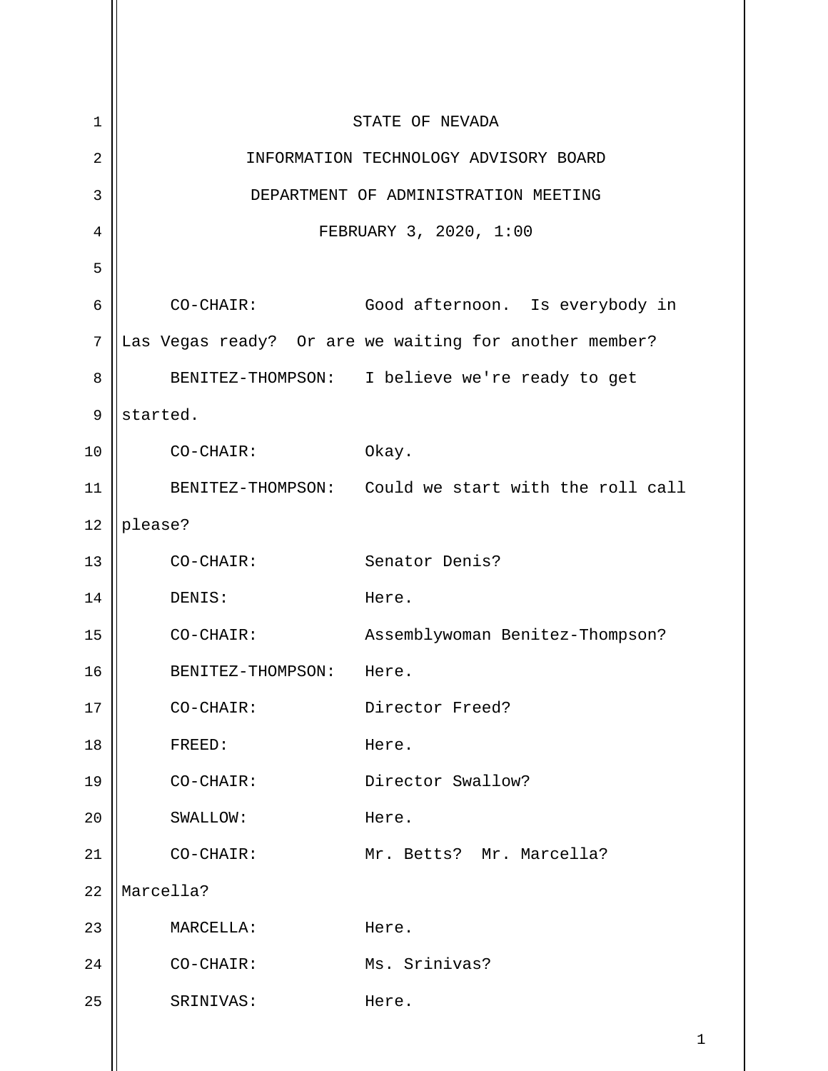STATE OF NEVADA

INFORMATION TECHNOLOGY ADVISORY BOARD

DEPARTMENT OF ADMINISTRATION MEETING

FEBRUARY 3, 2020, 1:00

CO-CHAIR: Good afternoon. Is everybody in Las Vegas ready? Or are we waiting for another member?

BENITEZ-THOMPSON: I believe we're ready to get started.

CO-CHAIR: Okay.

BENITEZ-THOMPSON: Could we start with the roll call please?

CO-CHAIR: Senator Denis?

DENIS: Here.

CO-CHAIR: Assemblywoman Benitez-Thompson?

BENITEZ-THOMPSON: Here.

CO-CHAIR: Director Freed?

FREED: Here.

CO-CHAIR: Director Swallow?

SWALLOW: Here.

CO-CHAIR: Mr. Betts? Mr. Marcella? Marcella?

MARCELLA: Here.

CO-CHAIR: Ms. Srinivas?

SRINIVAS: Here.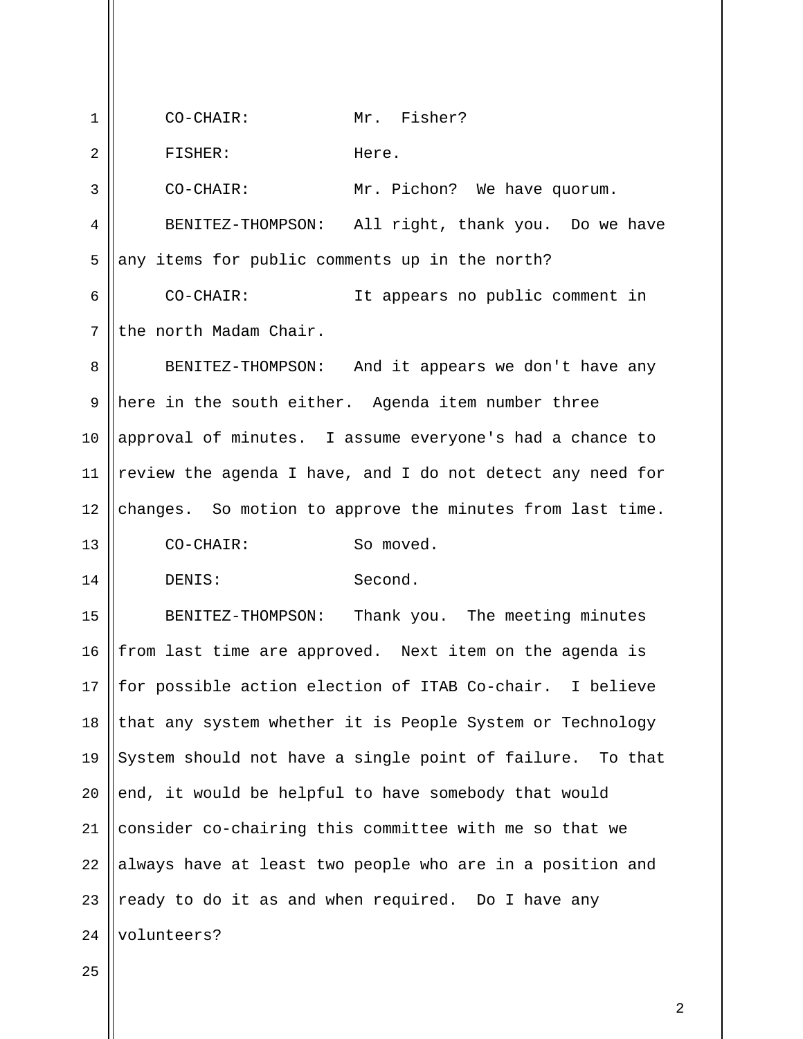CO-CHAIR: Mr. Fisher?

FISHER: Here.

CO-CHAIR: Mr. Pichon? We have quorum.

BENITEZ-THOMPSON: All right, thank you. Do we have any items for public comments up in the north?

CO-CHAIR: It appears no public comment in the north Madam Chair.

BENITEZ-THOMPSON: And it appears we don't have any here in the south either. Agenda item number three approval of minutes. I assume everyone's had a chance to review the agenda I have, and I do not detect any need for changes. So motion to approve the minutes from last time.

CO-CHAIR: So moved.

DENIS: Second.

BENITEZ-THOMPSON: Thank you. The meeting minutes from last time are approved. Next item on the agenda is for possible action election of ITAB Co-chair. I believe that any system whether it is People System or Technology System should not have a single point of failure. To that end, it would be helpful to have somebody that would consider co-chairing this committee with me so that we always have at least two people who are in a position and ready to do it as and when required. Do I have any volunteers?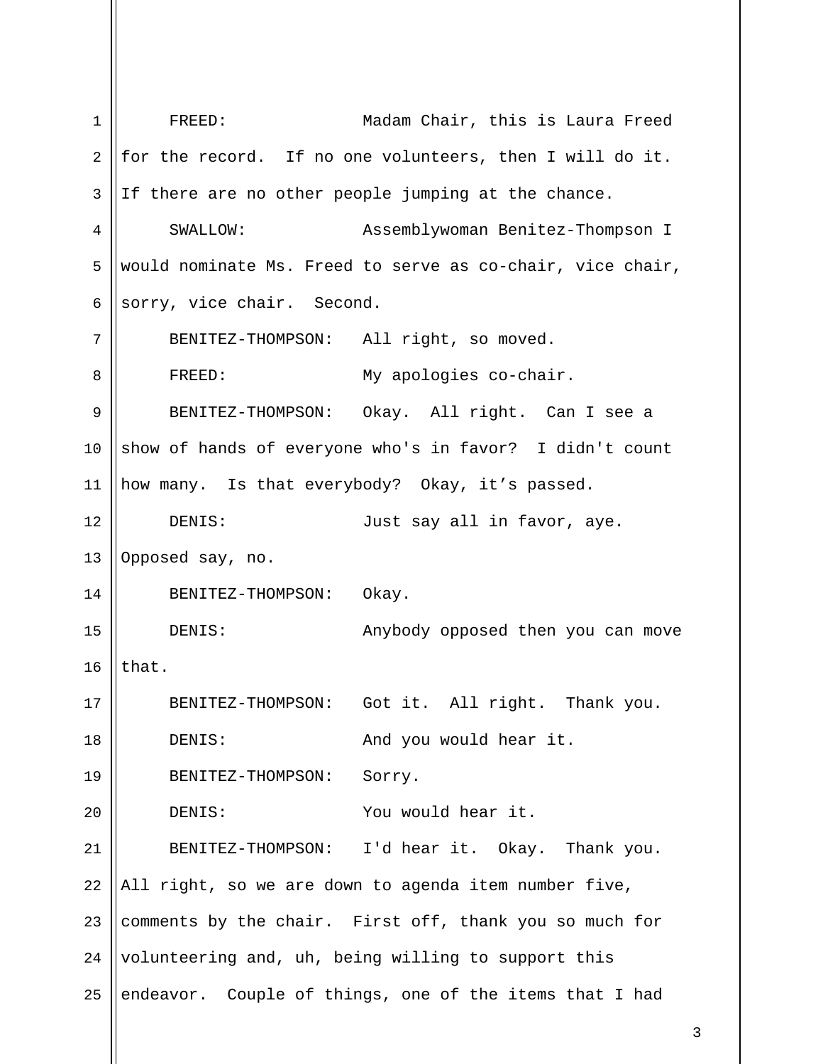FREED: Madam Chair, this is Laura Freed for the record. If no one volunteers, then I will do it. If there are no other people jumping at the chance.

SWALLOW: Assemblywoman Benitez-Thompson I would nominate Ms. Freed to serve as co-chair, vice chair, sorry, vice chair. Second.

BENITEZ-THOMPSON: All right, so moved.

FREED: My apologies co-chair.

BENITEZ-THOMPSON: Okay. All right. Can I see a show of hands of everyone who's in favor? I didn't count how many. Is that everybody? Okay, it's passed.

DENIS: Just say all in favor, aye. Opposed say, no.

BENITEZ-THOMPSON: Okay.

DENIS: Anybody opposed then you can move that.

BENITEZ-THOMPSON: Got it. All right. Thank you.

DENIS: And you would hear it.

BENITEZ-THOMPSON: Sorry.

DENIS: You would hear it.

BENITEZ-THOMPSON: I'd hear it. Okay. Thank you. All right, so we are down to agenda item number five, comments by the chair. First off, thank you so much for volunteering and, uh, being willing to support this endeavor. Couple of things, one of the items that I had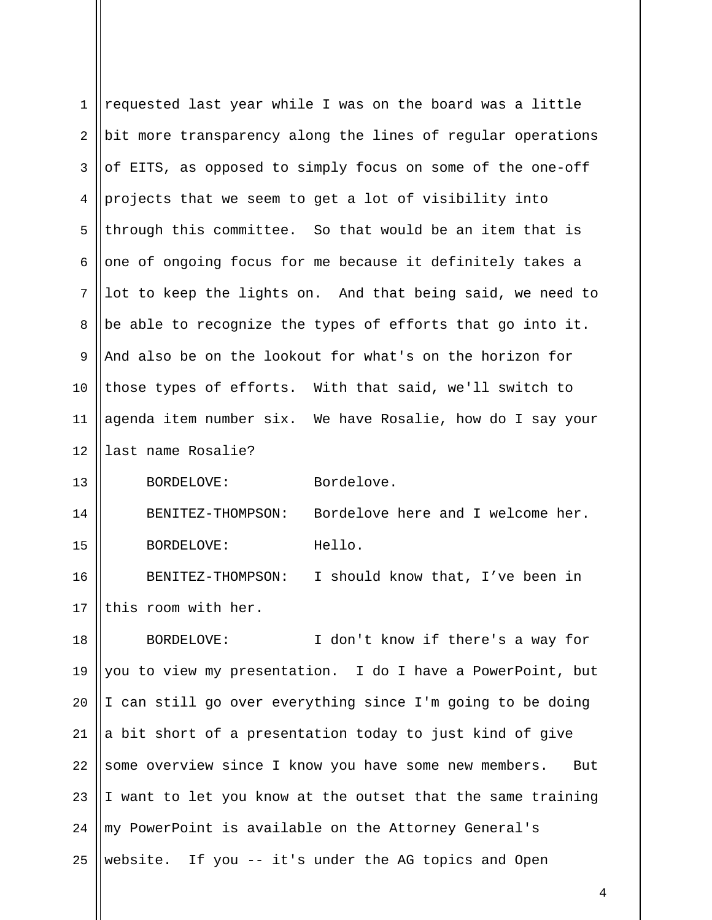requested last year while I was on the board was a little bit more transparency along the lines of regular operations of EITS, as opposed to simply focus on some of the one-off projects that we seem to get a lot of visibility into through this committee. So that would be an item that is one of ongoing focus for me because it definitely takes a lot to keep the lights on. And that being said, we need to be able to recognize the types of efforts that go into it. And also be on the lookout for what's on the horizon for those types of efforts. With that said, we'll switch to agenda item number six. We have Rosalie, how do I say your last name Rosalie?

BORDELOVE: Bordelove.

BENITEZ-THOMPSON: Bordelove here and I welcome her.

BORDELOVE: Hello.

BENITEZ-THOMPSON: I should know that, I’ve been in this room with her.

BORDELOVE: I don't know if there's a way for you to view my presentation. I do I have a PowerPoint, but I can still go over everything since I'm going to be doing a bit short of a presentation today to just kind of give some overview since I know you have some new members. But I want to let you know at the outset that the same training my PowerPoint is available on the Attorney General's website. If you -- it's under the AG topics and Open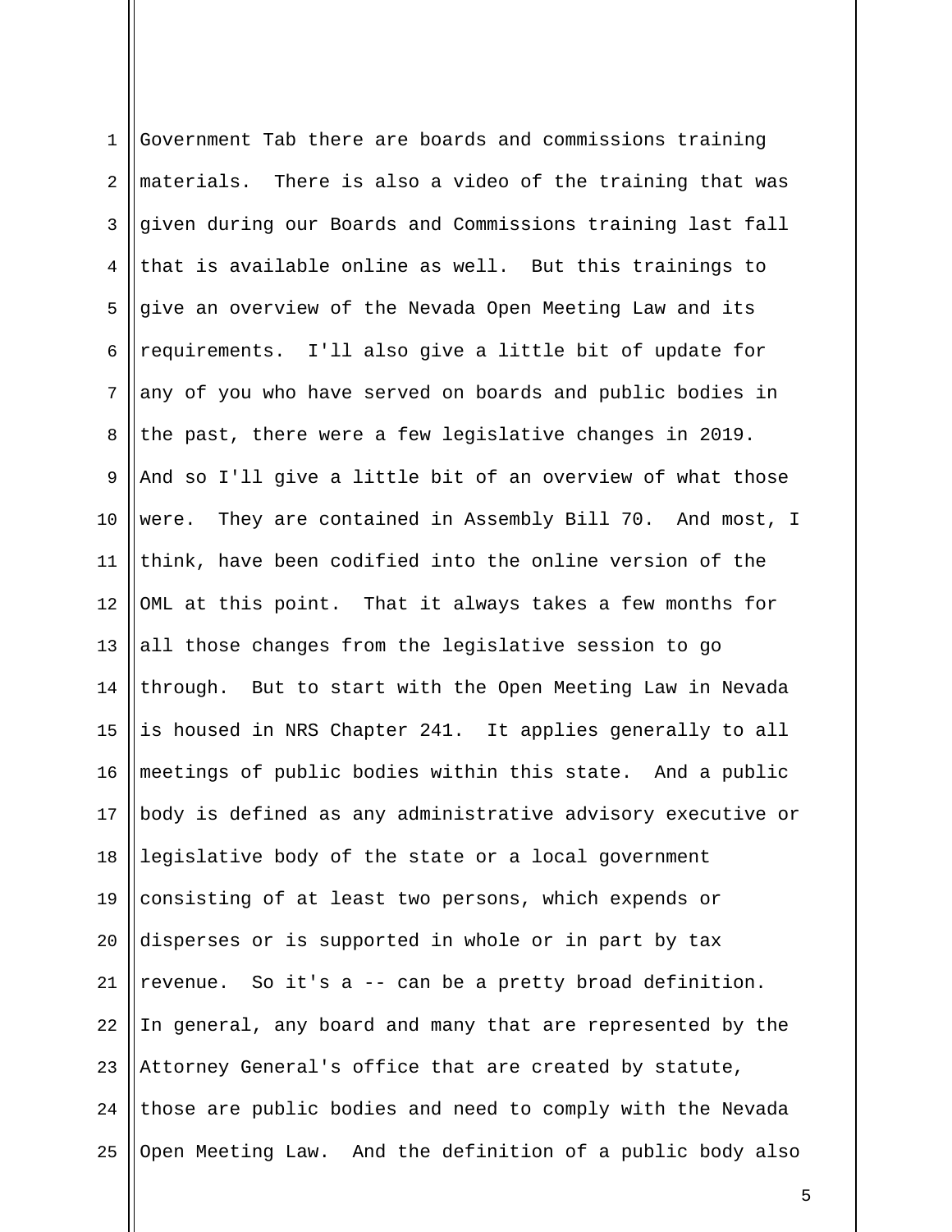Government Tab there are boards and commissions training materials. There is also a video of the training that was given during our Boards and Commissions training last fall that is available online as well. But this trainings to give an overview of the Nevada Open Meeting Law and its requirements. I'll also give a little bit of update for any of you who have served on boards and public bodies in the past, there were a few legislative changes in 2019. And so I'll give a little bit of an overview of what those were. They are contained in Assembly Bill 70. And most, I think, have been codified into the online version of the OML at this point. That it always takes a few months for all those changes from the legislative session to go through. But to start with the Open Meeting Law in Nevada is housed in NRS Chapter 241. It applies generally to all meetings of public bodies within this state. And a public body is defined as any administrative advisory executive or legislative body of the state or a local government consisting of at least two persons, which expends or disperses or is supported in whole or in part by tax revenue. So it's a -- can be a pretty broad definition. In general, any board and many that are represented by the Attorney General's office that are created by statute, those are public bodies and need to comply with the Nevada Open Meeting Law. And the definition of a public body also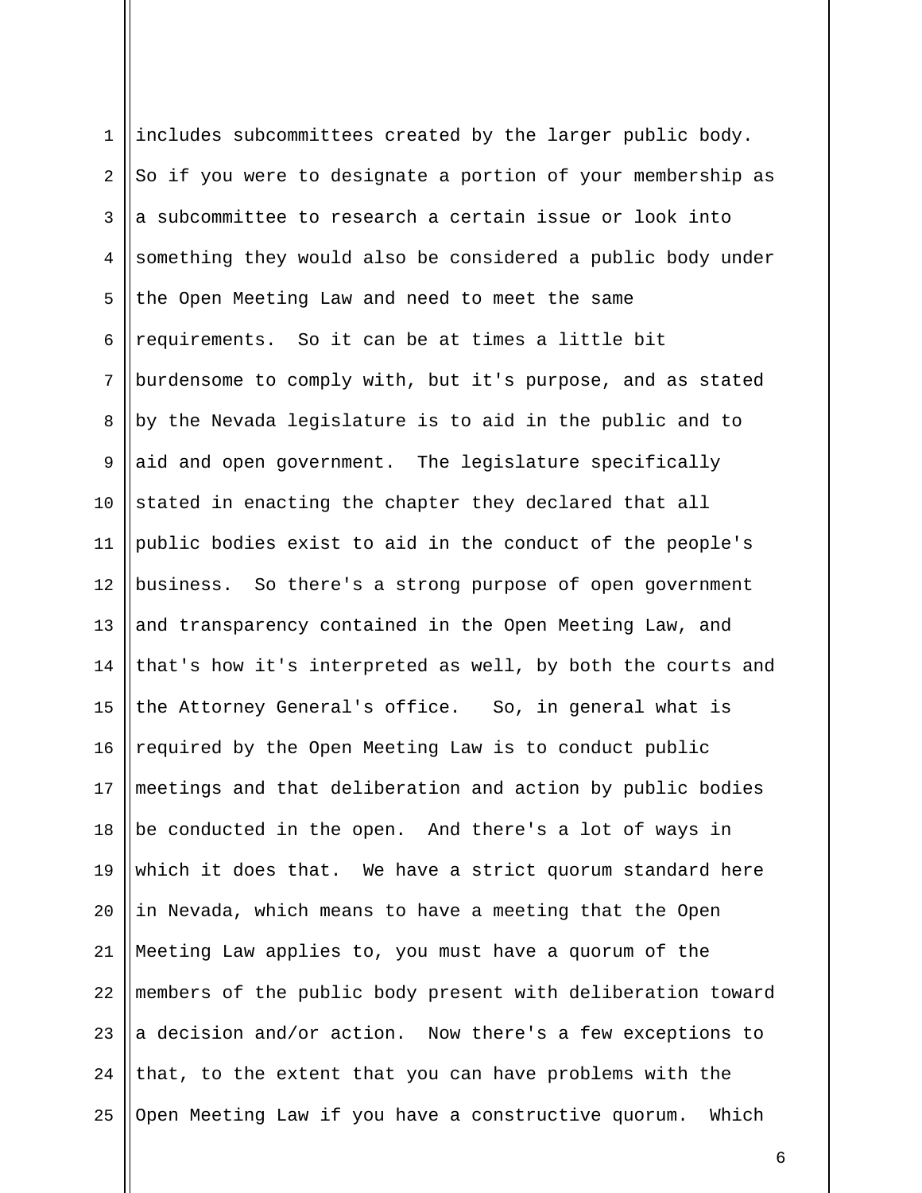includes subcommittees created by the larger public body. So if you were to designate a portion of your membership as a subcommittee to research a certain issue or look into something they would also be considered a public body under the Open Meeting Law and need to meet the same requirements. So it can be at times a little bit burdensome to comply with, but it's purpose, and as stated by the Nevada legislature is to aid in the public and to aid and open government. The legislature specifically stated in enacting the chapter they declared that all public bodies exist to aid in the conduct of the people's business. So there's a strong purpose of open government and transparency contained in the Open Meeting Law, and that's how it's interpreted as well, by both the courts and the Attorney General's office. So, in general what is required by the Open Meeting Law is to conduct public meetings and that deliberation and action by public bodies be conducted in the open. And there's a lot of ways in which it does that. We have a strict quorum standard here in Nevada, which means to have a meeting that the Open Meeting Law applies to, you must have a quorum of the members of the public body present with deliberation toward a decision and/or action. Now there's a few exceptions to that, to the extent that you can have problems with the Open Meeting Law if you have a constructive quorum. Which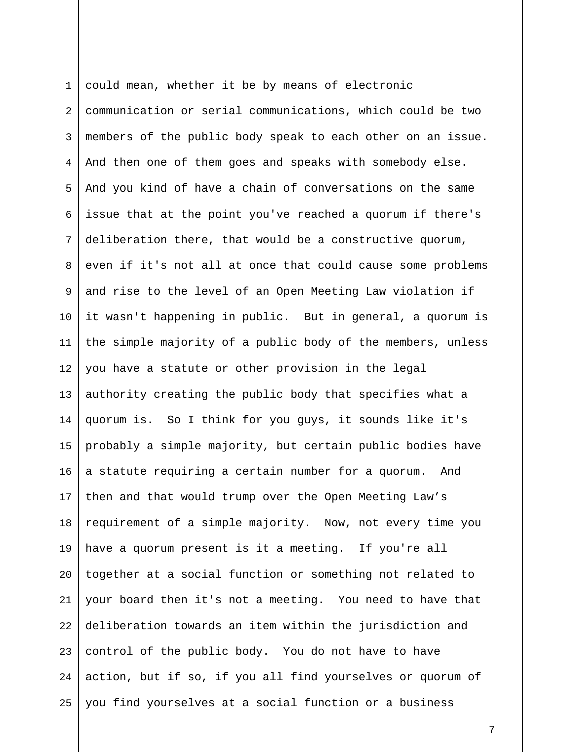could mean, whether it be by means of electronic communication or serial communications, which could be two members of the public body speak to each other on an issue. And then one of them goes and speaks with somebody else. And you kind of have a chain of conversations on the same issue that at the point you've reached a quorum if there's deliberation there, that would be a constructive quorum, even if it's not all at once that could cause some problems and rise to the level of an Open Meeting Law violation if it wasn't happening in public. But in general, a quorum is the simple majority of a public body of the members, unless you have a statute or other provision in the legal authority creating the public body that specifies what a quorum is. So I think for you guys, it sounds like it's probably a simple majority, but certain public bodies have a statute requiring a certain number for a quorum. And then and that would trump over the Open Meeting Law's requirement of a simple majority. Now, not every time you have a quorum present is it a meeting. If you're all together at a social function or something not related to your board then it's not a meeting. You need to have that deliberation towards an item within the jurisdiction and control of the public body. You do not have to have action, but if so, if you all find yourselves or quorum of you find yourselves at a social function or a business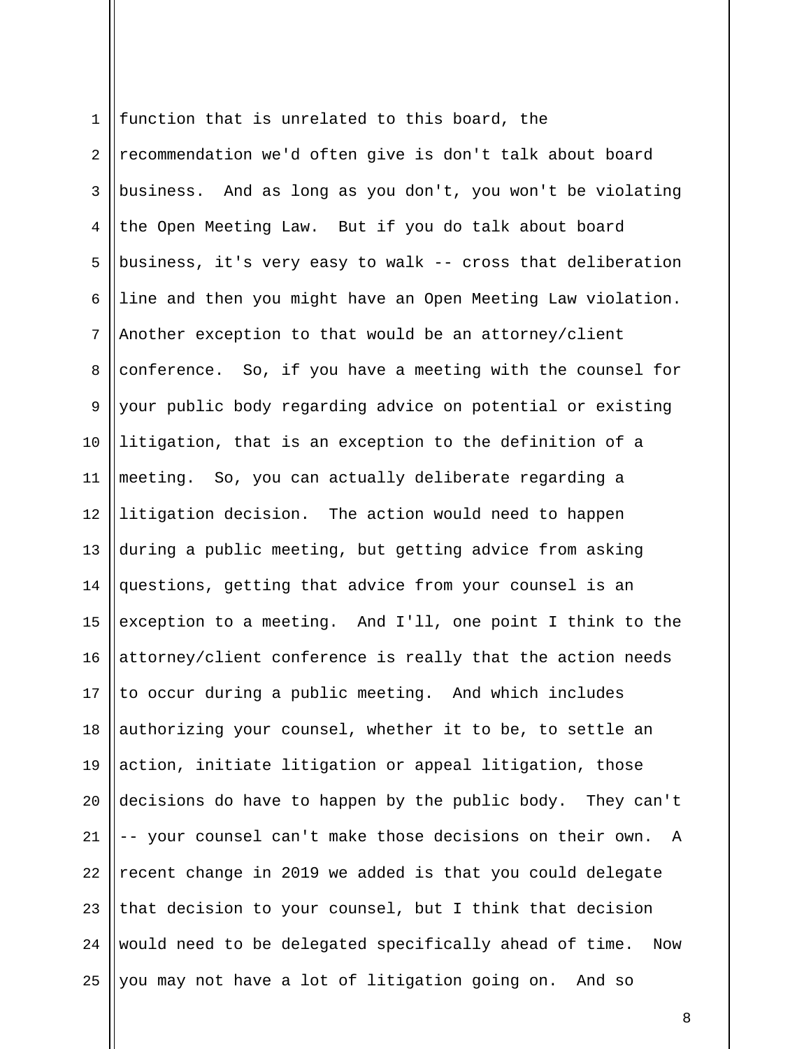function that is unrelated to this board, the recommendation we'd often give is don't talk about board business. And as long as you don't, you won't be violating the Open Meeting Law. But if you do talk about board business, it's very easy to walk -- cross that deliberation line and then you might have an Open Meeting Law violation. Another exception to that would be an attorney/client conference. So, if you have a meeting with the counsel for your public body regarding advice on potential or existing litigation, that is an exception to the definition of a meeting. So, you can actually deliberate regarding a litigation decision. The action would need to happen during a public meeting, but getting advice from asking questions, getting that advice from your counsel is an exception to a meeting. And I'll, one point I think to the attorney/client conference is really that the action needs to occur during a public meeting. And which includes authorizing your counsel, whether it to be, to settle an action, initiate litigation or appeal litigation, those decisions do have to happen by the public body. They can't -- your counsel can't make those decisions on their own. A recent change in 2019 we added is that you could delegate that decision to your counsel, but I think that decision would need to be delegated specifically ahead of time. Now you may not have a lot of litigation going on. And so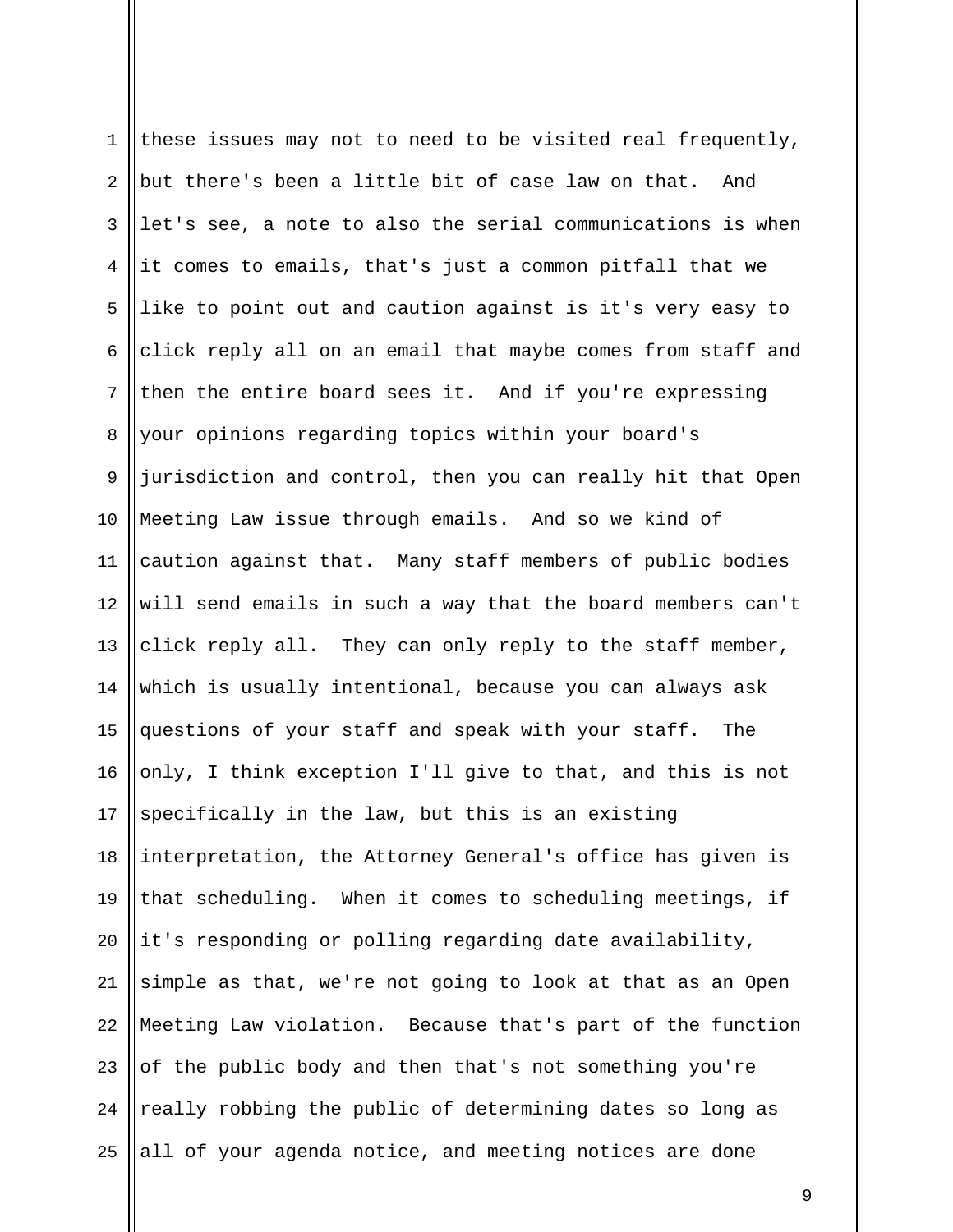these issues may not to need to be visited real frequently, but there's been a little bit of case law on that. And let's see, a note to also the serial communications is when it comes to emails, that's just a common pitfall that we like to point out and caution against is it's very easy to click reply all on an email that maybe comes from staff and then the entire board sees it. And if you're expressing your opinions regarding topics within your board's jurisdiction and control, then you can really hit that Open Meeting Law issue through emails. And so we kind of caution against that. Many staff members of public bodies will send emails in such a way that the board members can't click reply all. They can only reply to the staff member, which is usually intentional, because you can always ask questions of your staff and speak with your staff. The only, I think exception I'll give to that, and this is not specifically in the law, but this is an existing interpretation, the Attorney General's office has given is that scheduling. When it comes to scheduling meetings, if it's responding or polling regarding date availability, simple as that, we're not going to look at that as an Open Meeting Law violation. Because that's part of the function of the public body and then that's not something you're really robbing the public of determining dates so long as all of your agenda notice, and meeting notices are done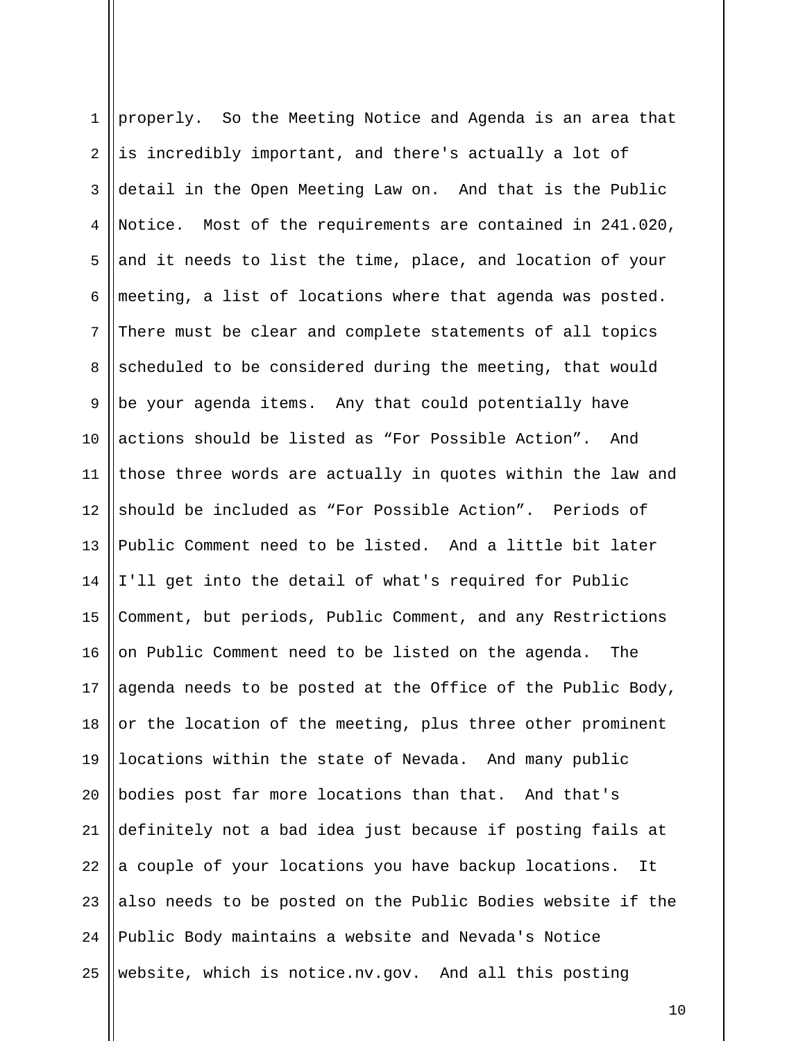properly. So the Meeting Notice and Agenda is an area that is incredibly important, and there's actually a lot of detail in the Open Meeting Law on. And that is the Public Notice. Most of the requirements are contained in 241.020, and it needs to list the time, place, and location of your meeting, a list of locations where that agenda was posted. There must be clear and complete statements of all topics scheduled to be considered during the meeting, that would be your agenda items. Any that could potentially have actions should be listed as “For Possible Action”. And those three words are actually in quotes within the law and should be included as “For Possible Action”. Periods of Public Comment need to be listed. And a little bit later I'll get into the detail of what's required for Public Comment, but periods, Public Comment, and any Restrictions on Public Comment need to be listed on the agenda. The agenda needs to be posted at the Office of the Public Body, or the location of the meeting, plus three other prominent locations within the state of Nevada. And many public bodies post far more locations than that. And that's definitely not a bad idea just because if posting fails at a couple of your locations you have backup locations. It also needs to be posted on the Public Bodies website if the Public Body maintains a website and Nevada's Notice website, which is notice.nv.gov. And all this posting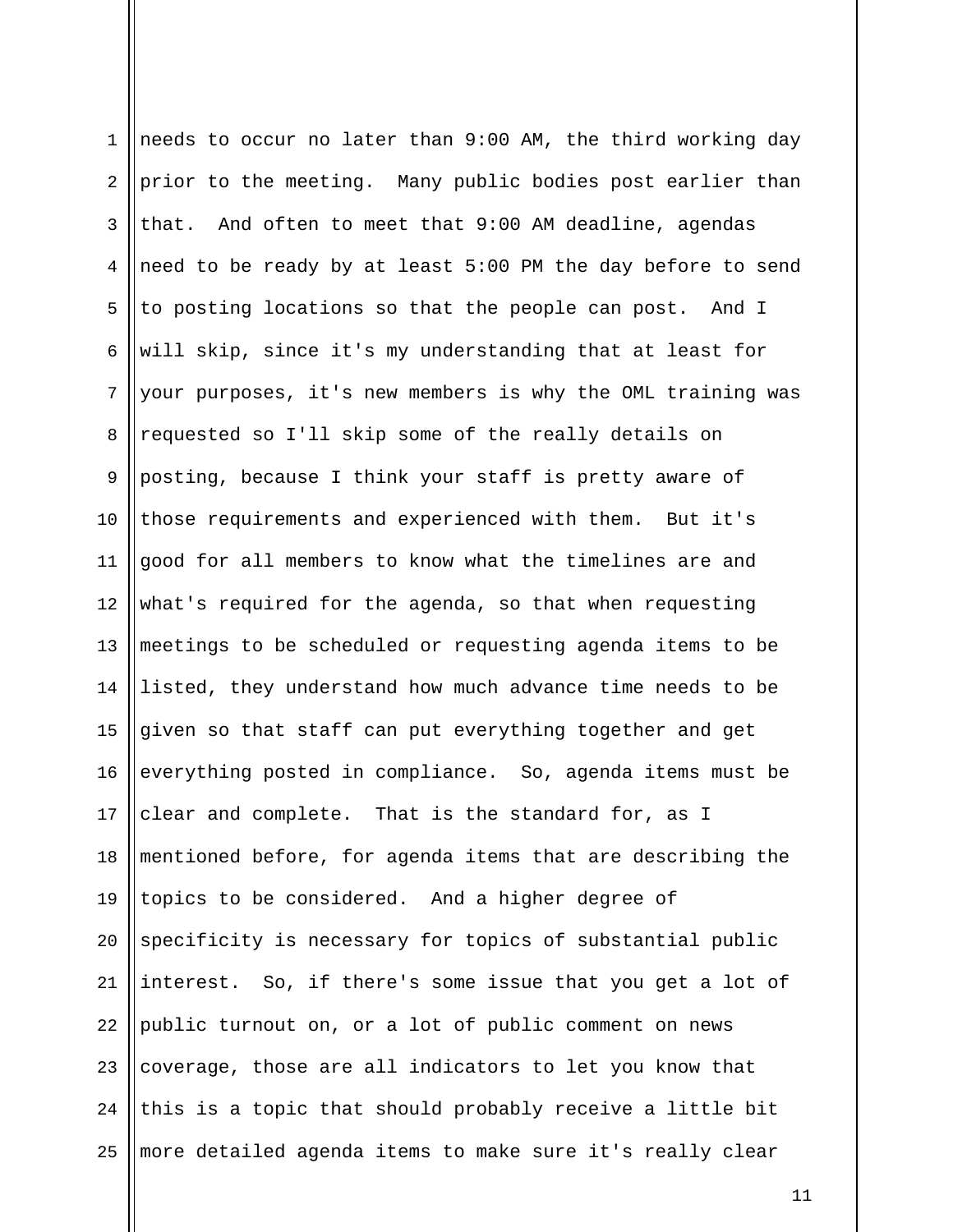needs to occur no later than 9:00 AM, the third working day prior to the meeting. Many public bodies post earlier than that. And often to meet that 9:00 AM deadline, agendas need to be ready by at least 5:00 PM the day before to send to posting locations so that the people can post. And I will skip, since it's my understanding that at least for your purposes, it's new members is why the OML training was requested so I'll skip some of the really details on posting, because I think your staff is pretty aware of those requirements and experienced with them. But it's good for all members to know what the timelines are and what's required for the agenda, so that when requesting meetings to be scheduled or requesting agenda items to be listed, they understand how much advance time needs to be given so that staff can put everything together and get everything posted in compliance. So, agenda items must be clear and complete. That is the standard for, as I mentioned before, for agenda items that are describing the topics to be considered. And a higher degree of specificity is necessary for topics of substantial public interest. So, if there's some issue that you get a lot of public turnout on, or a lot of public comment on news coverage, those are all indicators to let you know that this is a topic that should probably receive a little bit more detailed agenda items to make sure it's really clear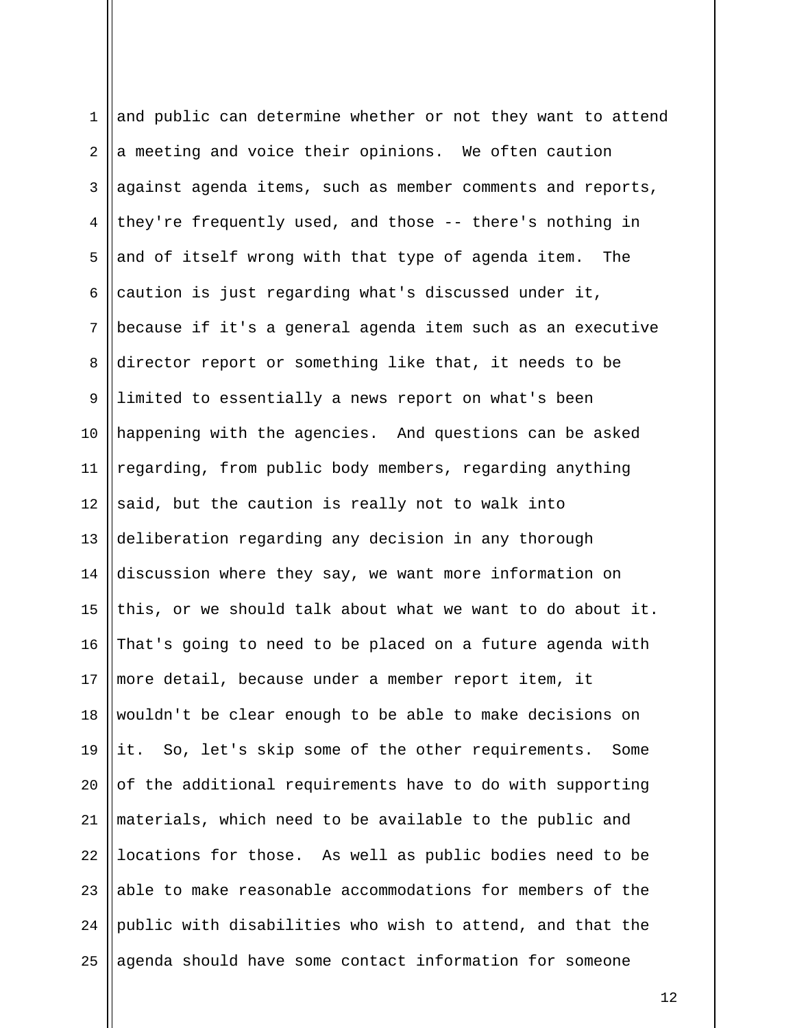and public can determine whether or not they want to attend a meeting and voice their opinions. We often caution against agenda items, such as member comments and reports, they're frequently used, and those -- there's nothing in and of itself wrong with that type of agenda item. The caution is just regarding what's discussed under it, because if it's a general agenda item such as an executive director report or something like that, it needs to be limited to essentially a news report on what's been happening with the agencies. And questions can be asked regarding, from public body members, regarding anything said, but the caution is really not to walk into deliberation regarding any decision in any thorough discussion where they say, we want more information on this, or we should talk about what we want to do about it. That's going to need to be placed on a future agenda with more detail, because under a member report item, it wouldn't be clear enough to be able to make decisions on it. So, let's skip some of the other requirements. Some of the additional requirements have to do with supporting materials, which need to be available to the public and locations for those. As well as public bodies need to be able to make reasonable accommodations for members of the public with disabilities who wish to attend, and that the agenda should have some contact information for someone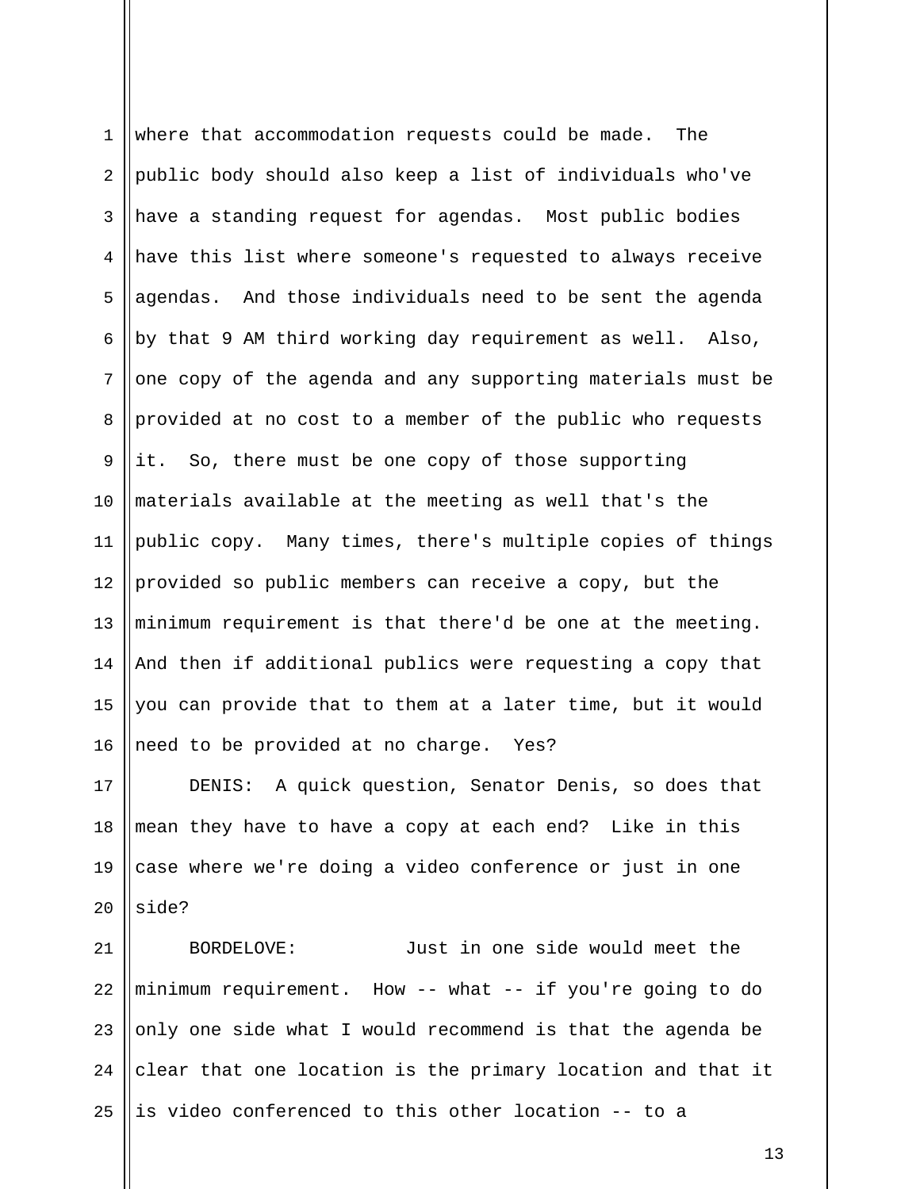where that accommodation requests could be made. The public body should also keep a list of individuals who've have a standing request for agendas. Most public bodies have this list where someone's requested to always receive agendas. And those individuals need to be sent the agenda by that 9 AM third working day requirement as well. Also, one copy of the agenda and any supporting materials must be provided at no cost to a member of the public who requests it. So, there must be one copy of those supporting materials available at the meeting as well that's the public copy. Many times, there's multiple copies of things provided so public members can receive a copy, but the minimum requirement is that there'd be one at the meeting. And then if additional publics were requesting a copy that you can provide that to them at a later time, but it would need to be provided at no charge. Yes?

DENIS: A quick question, Senator Denis, so does that mean they have to have a copy at each end? Like in this case where we're doing a video conference or just in one side?

BORDELOVE: Just in one side would meet the minimum requirement. How -- what -- if you're going to do only one side what I would recommend is that the agenda be clear that one location is the primary location and that it is video conferenced to this other location -- to a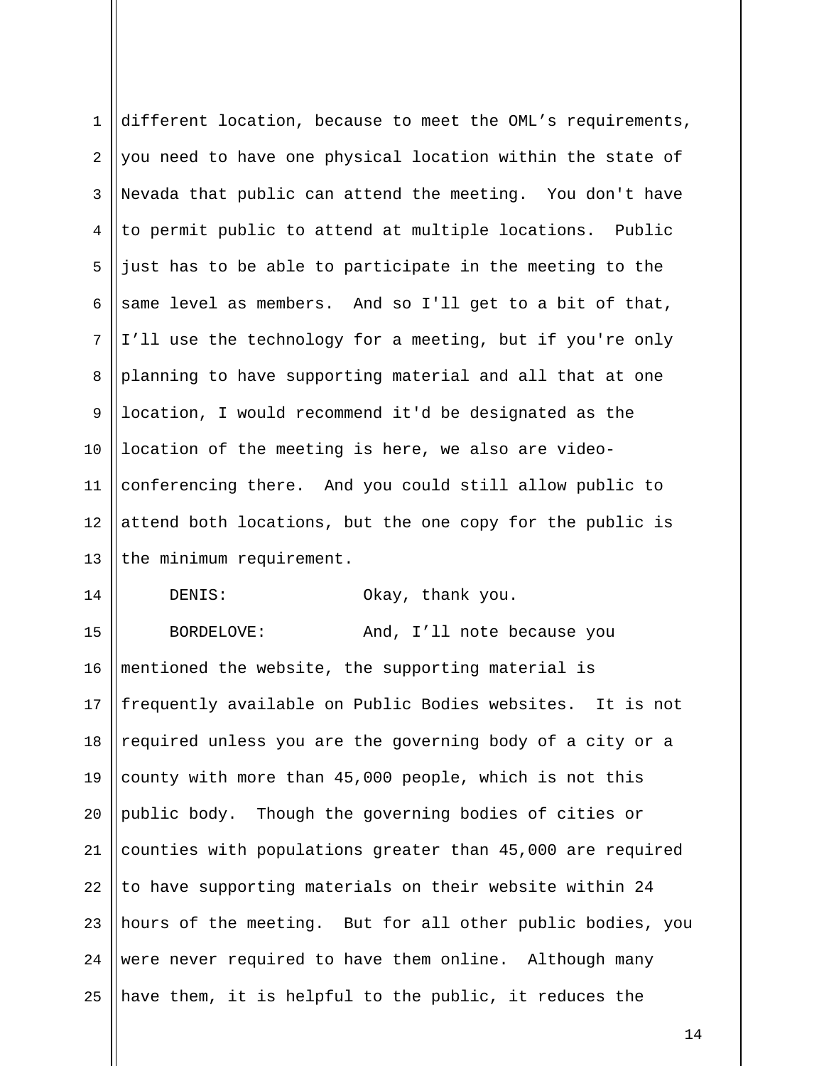different location, because to meet the OML's requirements, you need to have one physical location within the state of Nevada that public can attend the meeting. You don't have to permit public to attend at multiple locations. Public just has to be able to participate in the meeting to the same level as members. And so I'll get to a bit of that, I'll use the technology for a meeting, but if you're only planning to have supporting material and all that at one location, I would recommend it'd be designated as the location of the meeting is here, we also are video-conferencing there. And you could still allow public to attend both locations, but the one copy for the public is the minimum requirement.

DENIS: Okay, thank you.

BORDELOVE: And, I'll note because you mentioned the website, the supporting material is frequently available on Public Bodies websites. It is not required unless you are the governing body of a city or a county with more than 45,000 people, which is not this public body. Though the governing bodies of cities or counties with populations greater than 45,000 are required to have supporting materials on their website within 24 hours of the meeting. But for all other public bodies, you were never required to have them online. Although many have them, it is helpful to the public, it reduces the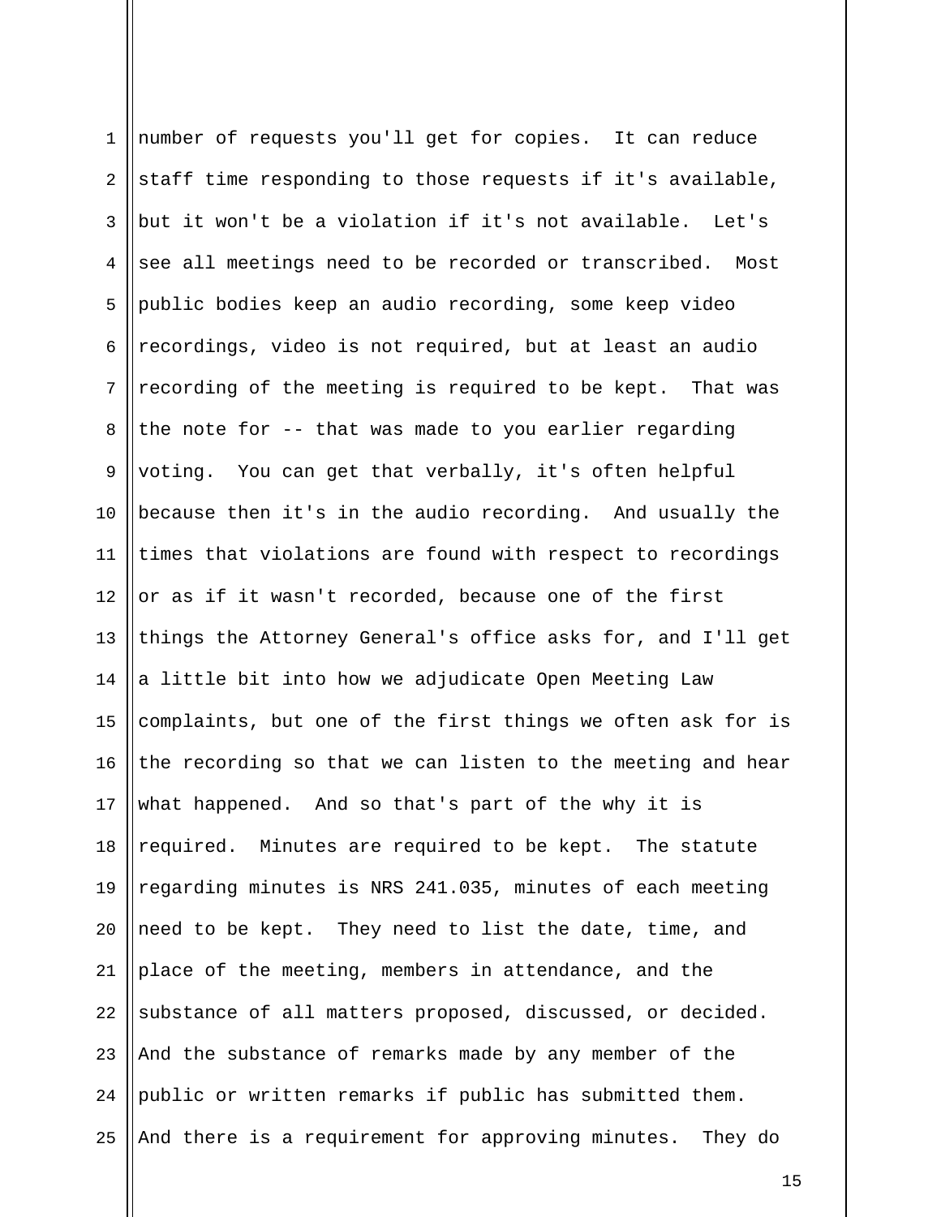number of requests you'll get for copies. It can reduce staff time responding to those requests if it's available, but it won't be a violation if it's not available. Let's see all meetings need to be recorded or transcribed. Most public bodies keep an audio recording, some keep video recordings, video is not required, but at least an audio recording of the meeting is required to be kept. That was the note for -- that was made to you earlier regarding voting. You can get that verbally, it's often helpful because then it's in the audio recording. And usually the times that violations are found with respect to recordings or as if it wasn't recorded, because one of the first things the Attorney General's office asks for, and I'll get a little bit into how we adjudicate Open Meeting Law complaints, but one of the first things we often ask for is the recording so that we can listen to the meeting and hear what happened. And so that's part of the why it is required. Minutes are required to be kept. The statute regarding minutes is NRS 241.035, minutes of each meeting need to be kept. They need to list the date, time, and place of the meeting, members in attendance, and the substance of all matters proposed, discussed, or decided. And the substance of remarks made by any member of the public or written remarks if public has submitted them. And there is a requirement for approving minutes. They do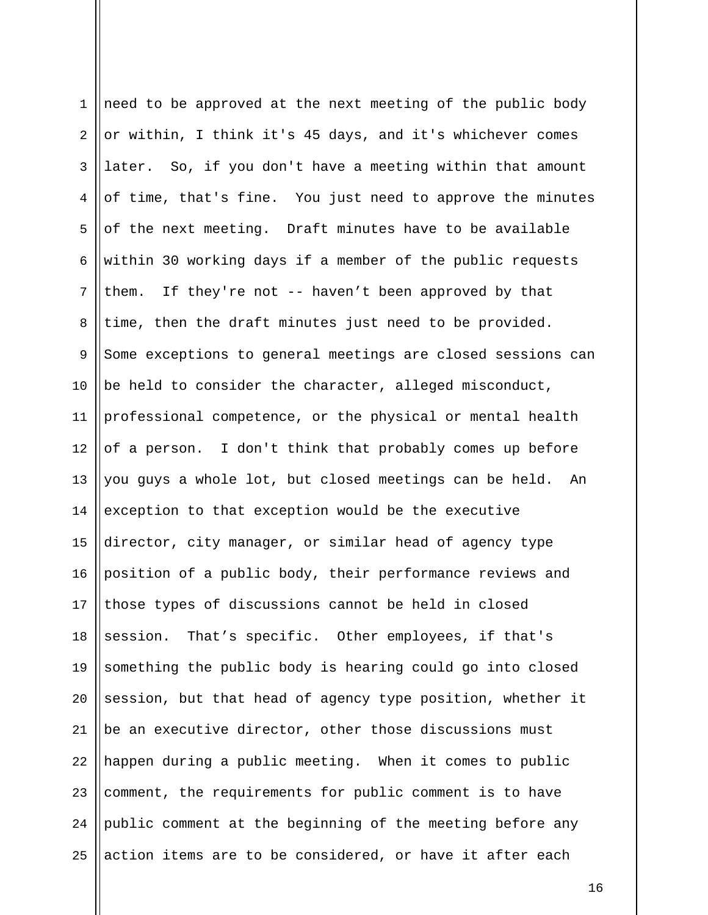need to be approved at the next meeting of the public body or within, I think it's 45 days, and it's whichever comes later. So, if you don't have a meeting within that amount of time, that's fine. You just need to approve the minutes of the next meeting. Draft minutes have to be available within 30 working days if a member of the public requests them. If they're not -- haven’t been approved by that time, then the draft minutes just need to be provided. Some exceptions to general meetings are closed sessions can be held to consider the character, alleged misconduct, professional competence, or the physical or mental health of a person. I don't think that probably comes up before you guys a whole lot, but closed meetings can be held. An exception to that exception would be the executive director, city manager, or similar head of agency type position of a public body, their performance reviews and those types of discussions cannot be held in closed session. That’s specific. Other employees, if that's something the public body is hearing could go into closed session, but that head of agency type position, whether it be an executive director, other those discussions must happen during a public meeting. When it comes to public comment, the requirements for public comment is to have public comment at the beginning of the meeting before any action items are to be considered, or have it after each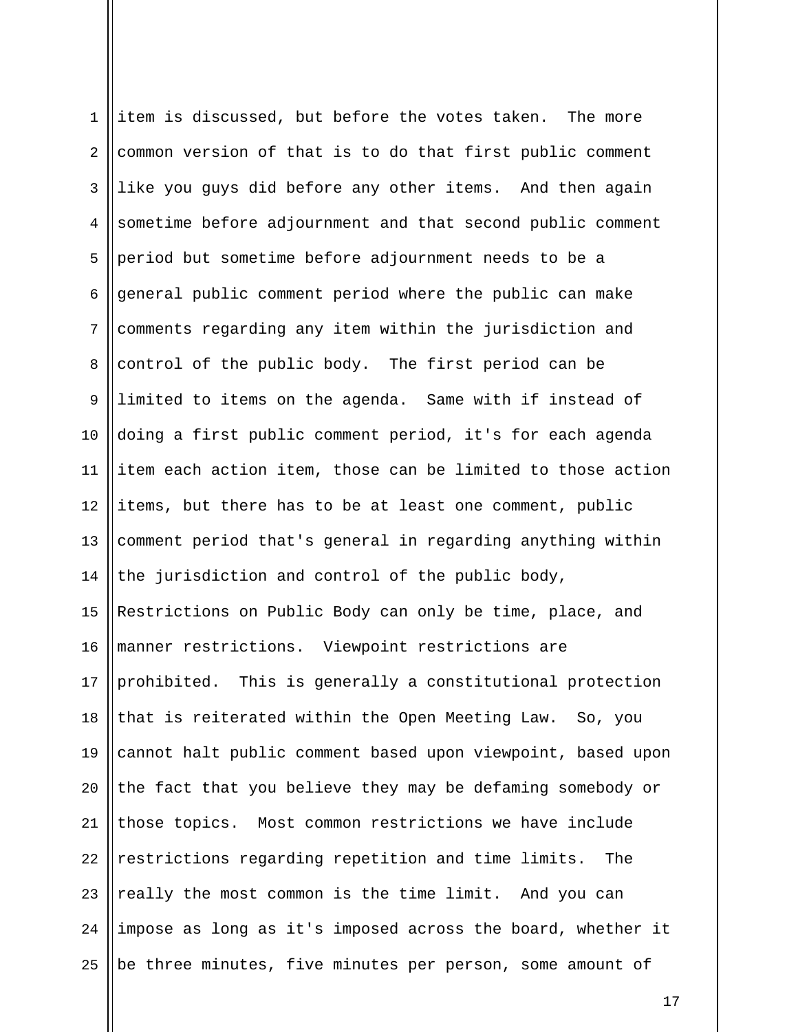item is discussed, but before the votes taken. The more common version of that is to do that first public comment like you guys did before any other items. And then again sometime before adjournment and that second public comment period but sometime before adjournment needs to be a general public comment period where the public can make comments regarding any item within the jurisdiction and control of the public body. The first period can be limited to items on the agenda. Same with if instead of doing a first public comment period, it's for each agenda item each action item, those can be limited to those action items, but there has to be at least one comment, public comment period that's general in regarding anything within the jurisdiction and control of the public body, Restrictions on Public Body can only be time, place, and manner restrictions. Viewpoint restrictions are prohibited. This is generally a constitutional protection that is reiterated within the Open Meeting Law. So, you cannot halt public comment based upon viewpoint, based upon the fact that you believe they may be defaming somebody or those topics. Most common restrictions we have include restrictions regarding repetition and time limits. The really the most common is the time limit. And you can impose as long as it's imposed across the board, whether it be three minutes, five minutes per person, some amount of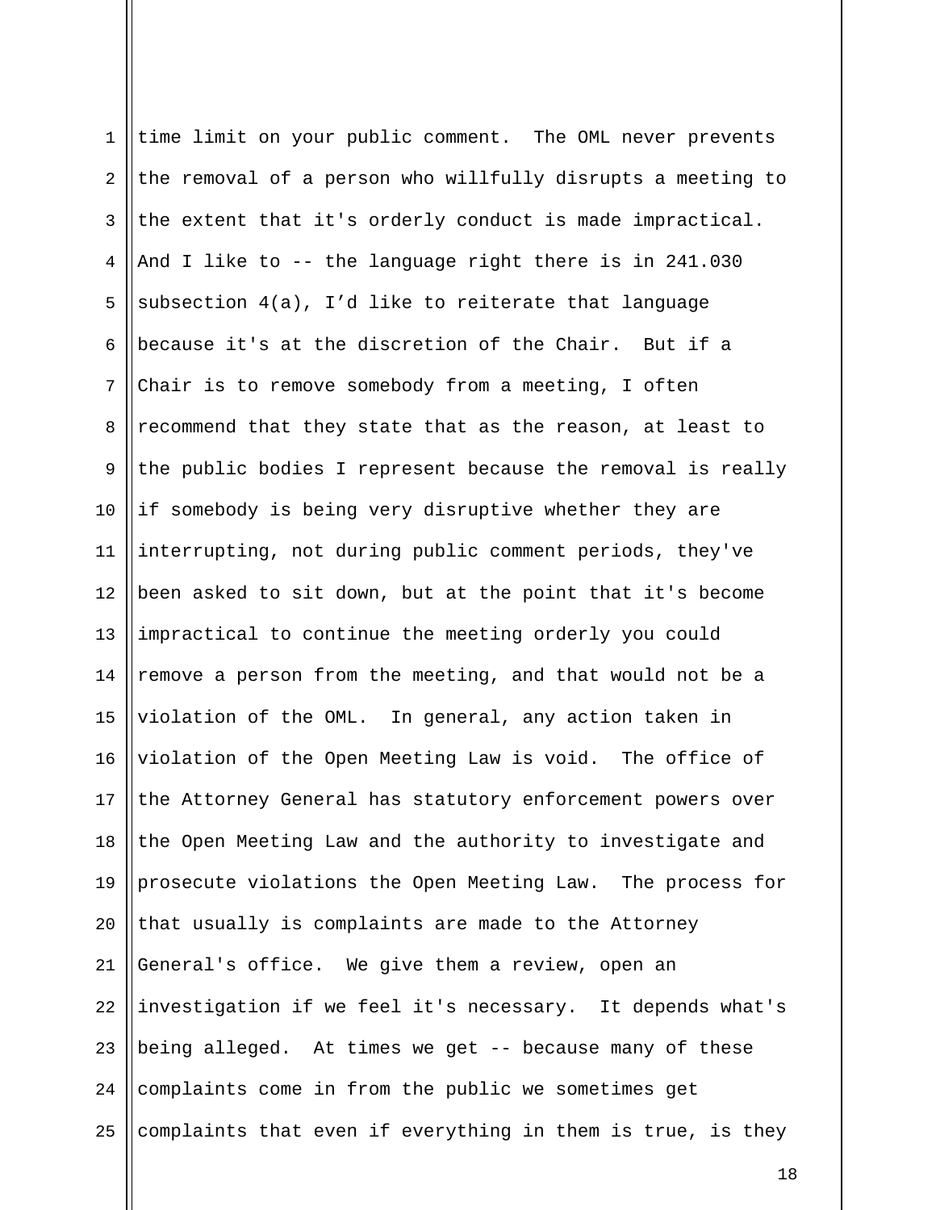time limit on your public comment. The OML never prevents the removal of a person who willfully disrupts a meeting to the extent that it's orderly conduct is made impractical. And I like to -- the language right there is in 241.030 subsection 4(a), I'd like to reiterate that language because it's at the discretion of the Chair. But if a Chair is to remove somebody from a meeting, I often recommend that they state that as the reason, at least to the public bodies I represent because the removal is really if somebody is being very disruptive whether they are interrupting, not during public comment periods, they've been asked to sit down, but at the point that it's become impractical to continue the meeting orderly you could remove a person from the meeting, and that would not be a violation of the OML. In general, any action taken in violation of the Open Meeting Law is void. The office of the Attorney General has statutory enforcement powers over the Open Meeting Law and the authority to investigate and prosecute violations the Open Meeting Law. The process for that usually is complaints are made to the Attorney General's office. We give them a review, open an investigation if we feel it's necessary. It depends what's being alleged. At times we get -- because many of these complaints come in from the public we sometimes get complaints that even if everything in them is true, is they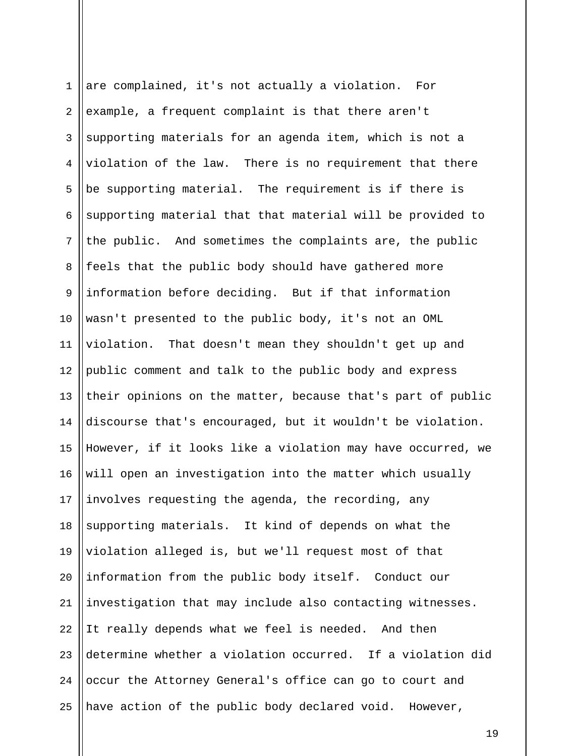are complained, it's not actually a violation. For example, a frequent complaint is that there aren't supporting materials for an agenda item, which is not a violation of the law. There is no requirement that there be supporting material. The requirement is if there is supporting material that that material will be provided to the public. And sometimes the complaints are, the public feels that the public body should have gathered more information before deciding. But if that information wasn't presented to the public body, it's not an OML violation. That doesn't mean they shouldn't get up and public comment and talk to the public body and express their opinions on the matter, because that's part of public discourse that's encouraged, but it wouldn't be violation. However, if it looks like a violation may have occurred, we will open an investigation into the matter which usually involves requesting the agenda, the recording, any supporting materials. It kind of depends on what the violation alleged is, but we'll request most of that information from the public body itself. Conduct our investigation that may include also contacting witnesses. It really depends what we feel is needed. And then determine whether a violation occurred. If a violation did occur the Attorney General's office can go to court and have action of the public body declared void. However,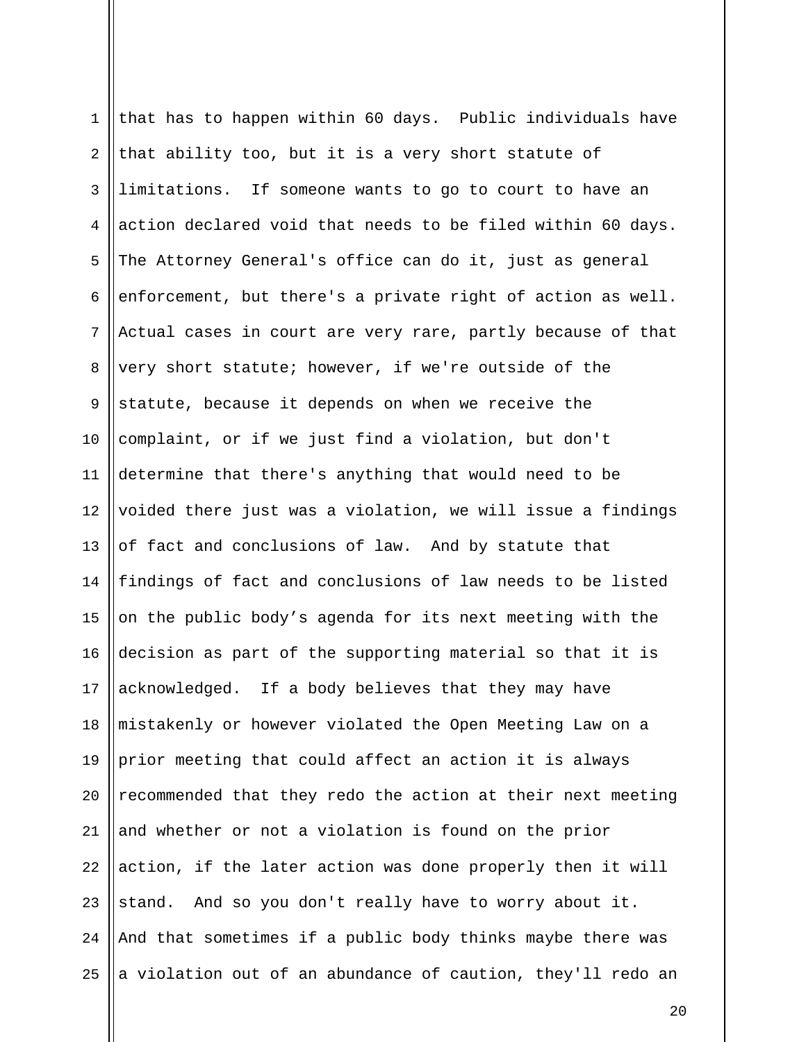that has to happen within 60 days. Public individuals have that ability too, but it is a very short statute of limitations. If someone wants to go to court to have an action declared void that needs to be filed within 60 days. The Attorney General's office can do it, just as general enforcement, but there's a private right of action as well. Actual cases in court are very rare, partly because of that very short statute; however, if we're outside of the statute, because it depends on when we receive the complaint, or if we just find a violation, but don't determine that there's anything that would need to be voided there just was a violation, we will issue a findings of fact and conclusions of law. And by statute that findings of fact and conclusions of law needs to be listed on the public body's agenda for its next meeting with the decision as part of the supporting material so that it is acknowledged. If a body believes that they may have mistakenly or however violated the Open Meeting Law on a prior meeting that could affect an action it is always recommended that they redo the action at their next meeting and whether or not a violation is found on the prior action, if the later action was done properly then it will stand. And so you don't really have to worry about it. And that sometimes if a public body thinks maybe there was a violation out of an abundance of caution, they'll redo an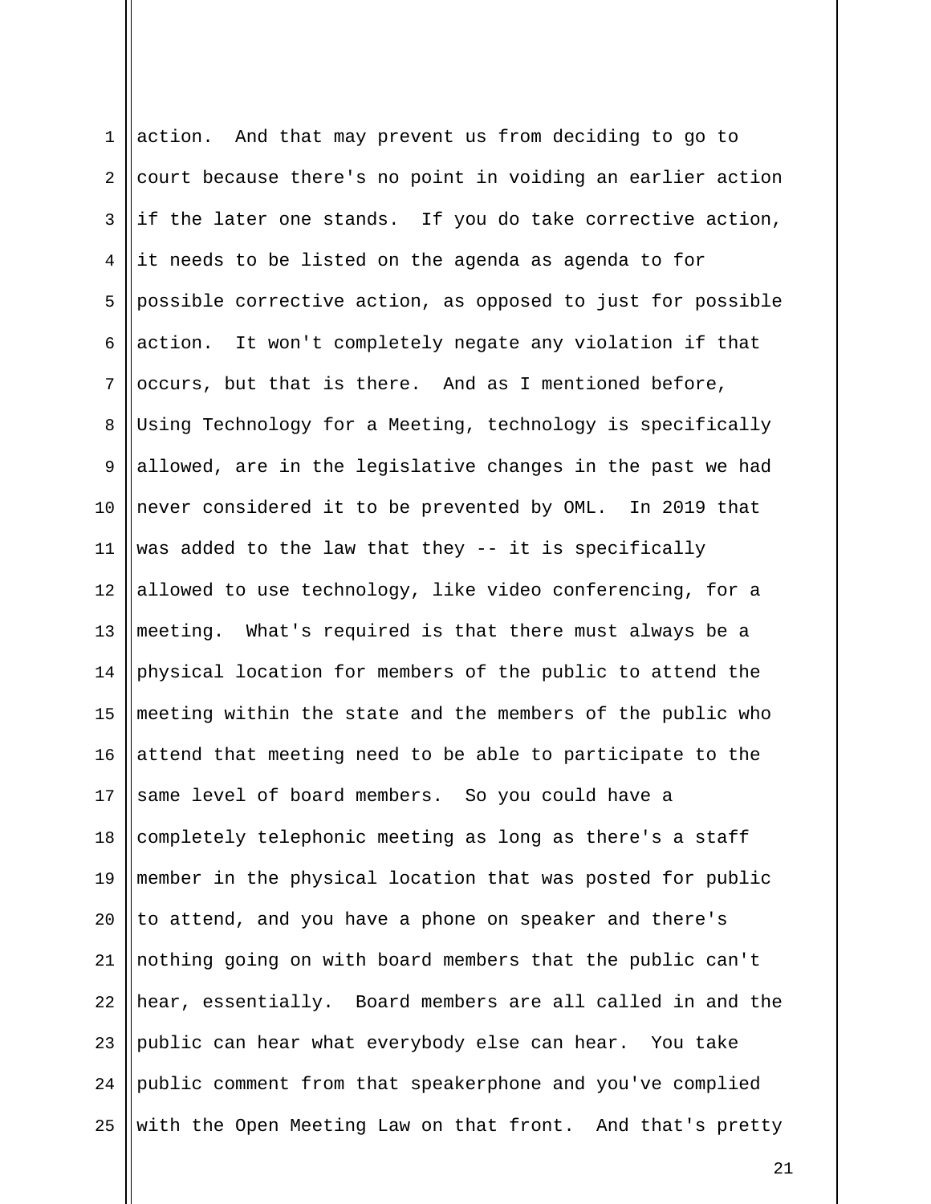action. And that may prevent us from deciding to go to court because there's no point in voiding an earlier action if the later one stands. If you do take corrective action, it needs to be listed on the agenda as agenda to for possible corrective action, as opposed to just for possible action. It won't completely negate any violation if that occurs, but that is there. And as I mentioned before, Using Technology for a Meeting, technology is specifically allowed, are in the legislative changes in the past we had never considered it to be prevented by OML. In 2019 that was added to the law that they -- it is specifically allowed to use technology, like video conferencing, for a meeting. What's required is that there must always be a physical location for members of the public to attend the meeting within the state and the members of the public who attend that meeting need to be able to participate to the same level of board members. So you could have a completely telephonic meeting as long as there's a staff member in the physical location that was posted for public to attend, and you have a phone on speaker and there's nothing going on with board members that the public can't hear, essentially. Board members are all called in and the public can hear what everybody else can hear. You take public comment from that speakerphone and you've complied with the Open Meeting Law on that front. And that's pretty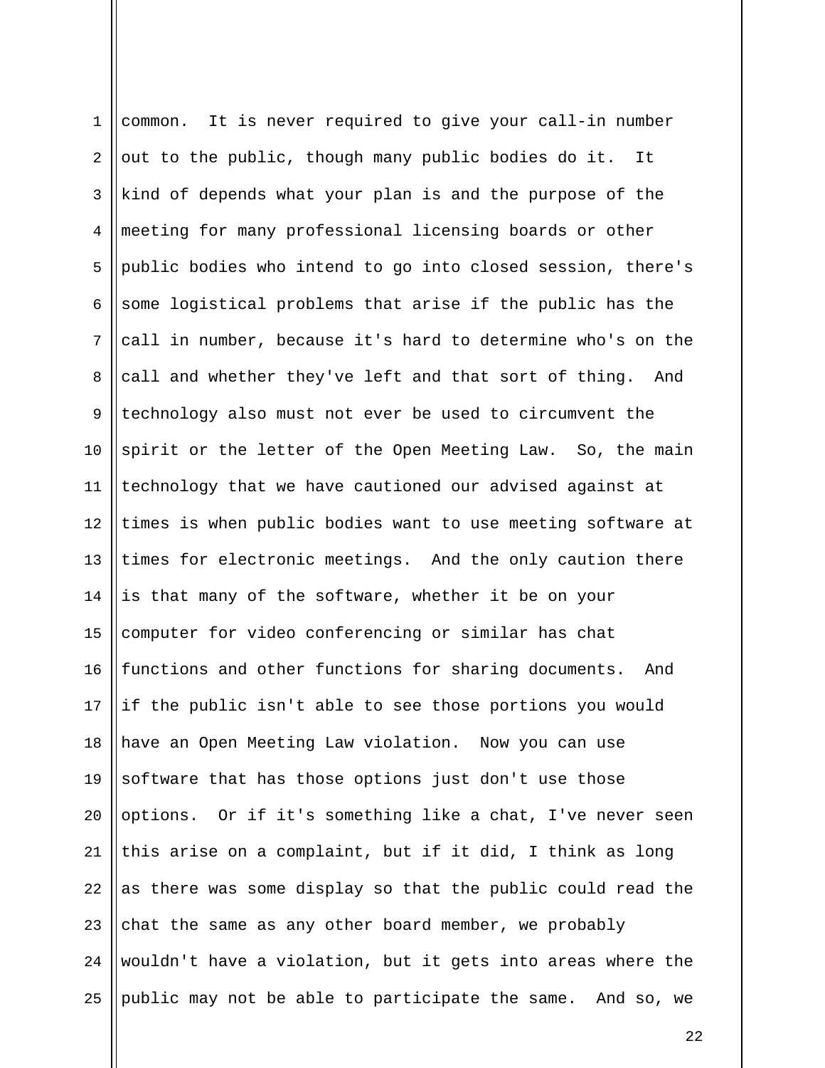common. It is never required to give your call-in number out to the public, though many public bodies do it. It kind of depends what your plan is and the purpose of the meeting for many professional licensing boards or other public bodies who intend to go into closed session, there's some logistical problems that arise if the public has the call in number, because it's hard to determine who's on the call and whether they've left and that sort of thing. And technology also must not ever be used to circumvent the spirit or the letter of the Open Meeting Law. So, the main technology that we have cautioned our advised against at times is when public bodies want to use meeting software at times for electronic meetings. And the only caution there is that many of the software, whether it be on your computer for video conferencing or similar has chat functions and other functions for sharing documents. And if the public isn't able to see those portions you would have an Open Meeting Law violation. Now you can use software that has those options just don't use those options. Or if it's something like a chat, I've never seen this arise on a complaint, but if it did, I think as long as there was some display so that the public could read the chat the same as any other board member, we probably wouldn't have a violation, but it gets into areas where the public may not be able to participate the same. And so, we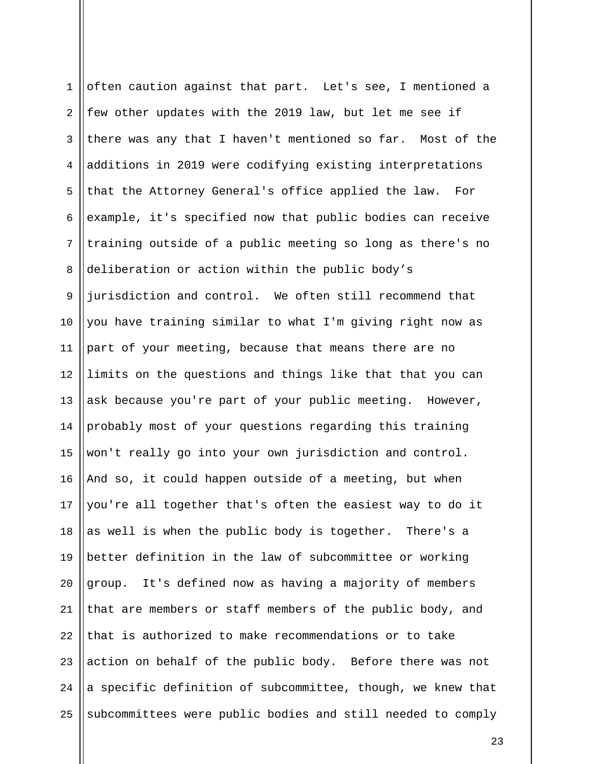often caution against that part. Let's see, I mentioned a few other updates with the 2019 law, but let me see if there was any that I haven't mentioned so far. Most of the additions in 2019 were codifying existing interpretations that the Attorney General's office applied the law. For example, it's specified now that public bodies can receive training outside of a public meeting so long as there's no deliberation or action within the public body’s jurisdiction and control. We often still recommend that you have training similar to what I'm giving right now as part of your meeting, because that means there are no limits on the questions and things like that that you can ask because you're part of your public meeting. However, probably most of your questions regarding this training won't really go into your own jurisdiction and control. And so, it could happen outside of a meeting, but when you're all together that's often the easiest way to do it as well is when the public body is together. There's a better definition in the law of subcommittee or working group. It's defined now as having a majority of members that are members or staff members of the public body, and that is authorized to make recommendations or to take action on behalf of the public body. Before there was not a specific definition of subcommittee, though, we knew that subcommittees were public bodies and still needed to comply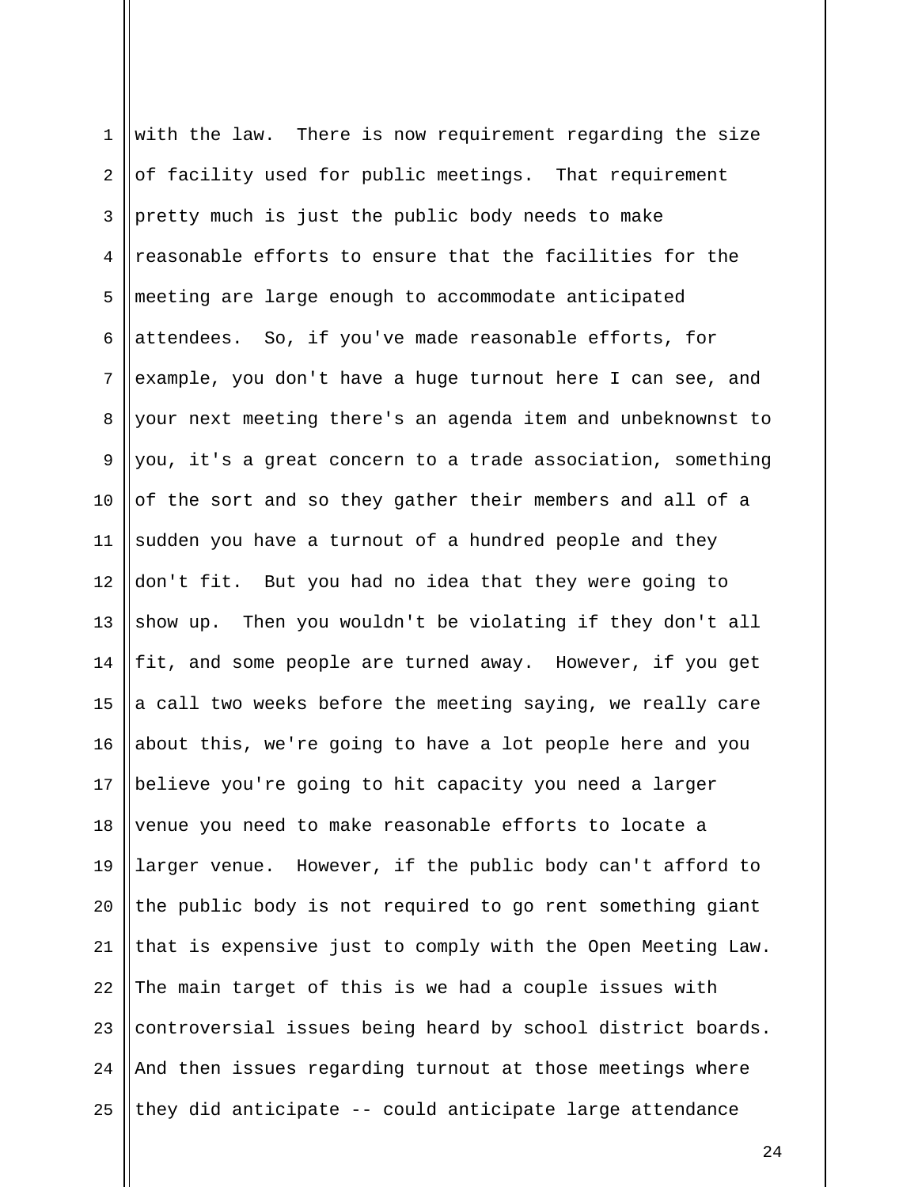with the law. There is now requirement regarding the size of facility used for public meetings. That requirement pretty much is just the public body needs to make reasonable efforts to ensure that the facilities for the meeting are large enough to accommodate anticipated attendees. So, if you've made reasonable efforts, for example, you don't have a huge turnout here I can see, and your next meeting there's an agenda item and unbeknownst to you, it's a great concern to a trade association, something of the sort and so they gather their members and all of a sudden you have a turnout of a hundred people and they don't fit. But you had no idea that they were going to show up. Then you wouldn't be violating if they don't all fit, and some people are turned away. However, if you get a call two weeks before the meeting saying, we really care about this, we're going to have a lot people here and you believe you're going to hit capacity you need a larger venue you need to make reasonable efforts to locate a larger venue. However, if the public body can't afford to the public body is not required to go rent something giant that is expensive just to comply with the Open Meeting Law. The main target of this is we had a couple issues with controversial issues being heard by school district boards. And then issues regarding turnout at those meetings where they did anticipate -- could anticipate large attendance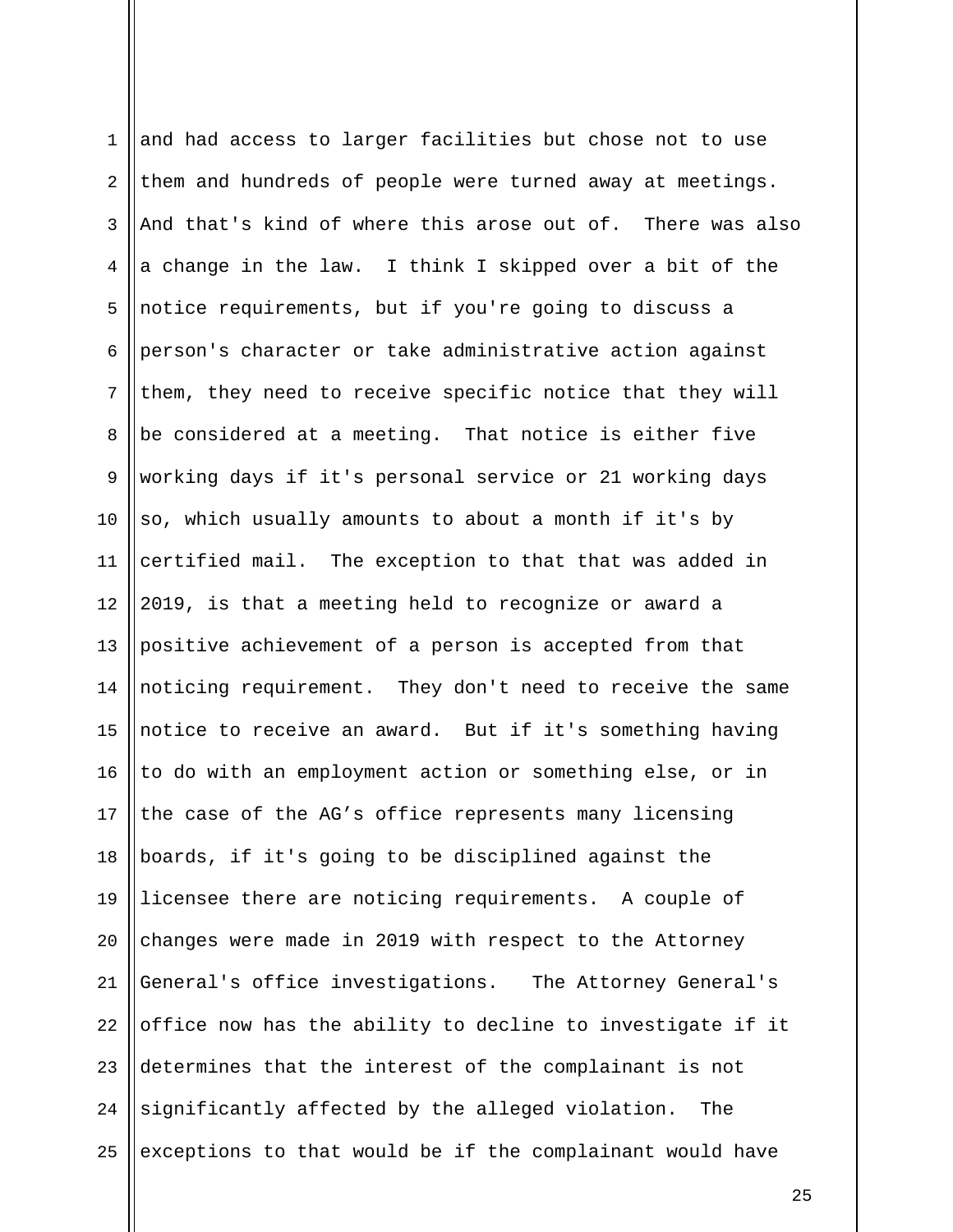and had access to larger facilities but chose not to use them and hundreds of people were turned away at meetings. And that's kind of where this arose out of. There was also a change in the law. I think I skipped over a bit of the notice requirements, but if you're going to discuss a person's character or take administrative action against them, they need to receive specific notice that they will be considered at a meeting. That notice is either five working days if it's personal service or 21 working days so, which usually amounts to about a month if it's by certified mail. The exception to that that was added in 2019, is that a meeting held to recognize or award a positive achievement of a person is accepted from that noticing requirement. They don't need to receive the same notice to receive an award. But if it's something having to do with an employment action or something else, or in the case of the AG's office represents many licensing boards, if it's going to be disciplined against the licensee there are noticing requirements. A couple of changes were made in 2019 with respect to the Attorney General's office investigations. The Attorney General's office now has the ability to decline to investigate if it determines that the interest of the complainant is not significantly affected by the alleged violation. The exceptions to that would be if the complainant would have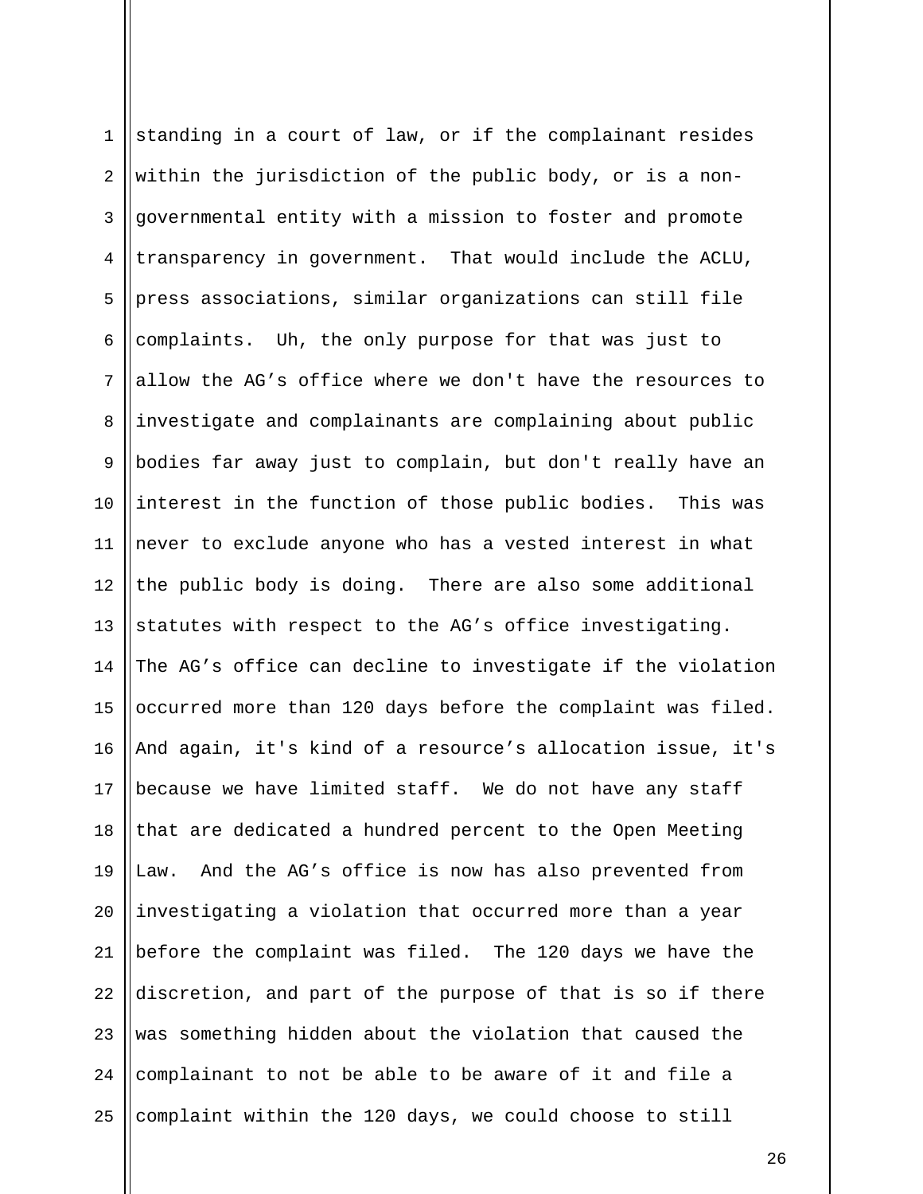standing in a court of law, or if the complainant resides within the jurisdiction of the public body, or is a non-governmental entity with a mission to foster and promote transparency in government. That would include the ACLU, press associations, similar organizations can still file complaints. Uh, the only purpose for that was just to allow the AG's office where we don't have the resources to investigate and complainants are complaining about public bodies far away just to complain, but don't really have an interest in the function of those public bodies. This was never to exclude anyone who has a vested interest in what the public body is doing. There are also some additional statutes with respect to the AG's office investigating. The AG's office can decline to investigate if the violation occurred more than 120 days before the complaint was filed. And again, it's kind of a resource's allocation issue, it's because we have limited staff. We do not have any staff that are dedicated a hundred percent to the Open Meeting Law. And the AG's office is now has also prevented from investigating a violation that occurred more than a year before the complaint was filed. The 120 days we have the discretion, and part of the purpose of that is so if there was something hidden about the violation that caused the complainant to not be able to be aware of it and file a complaint within the 120 days, we could choose to still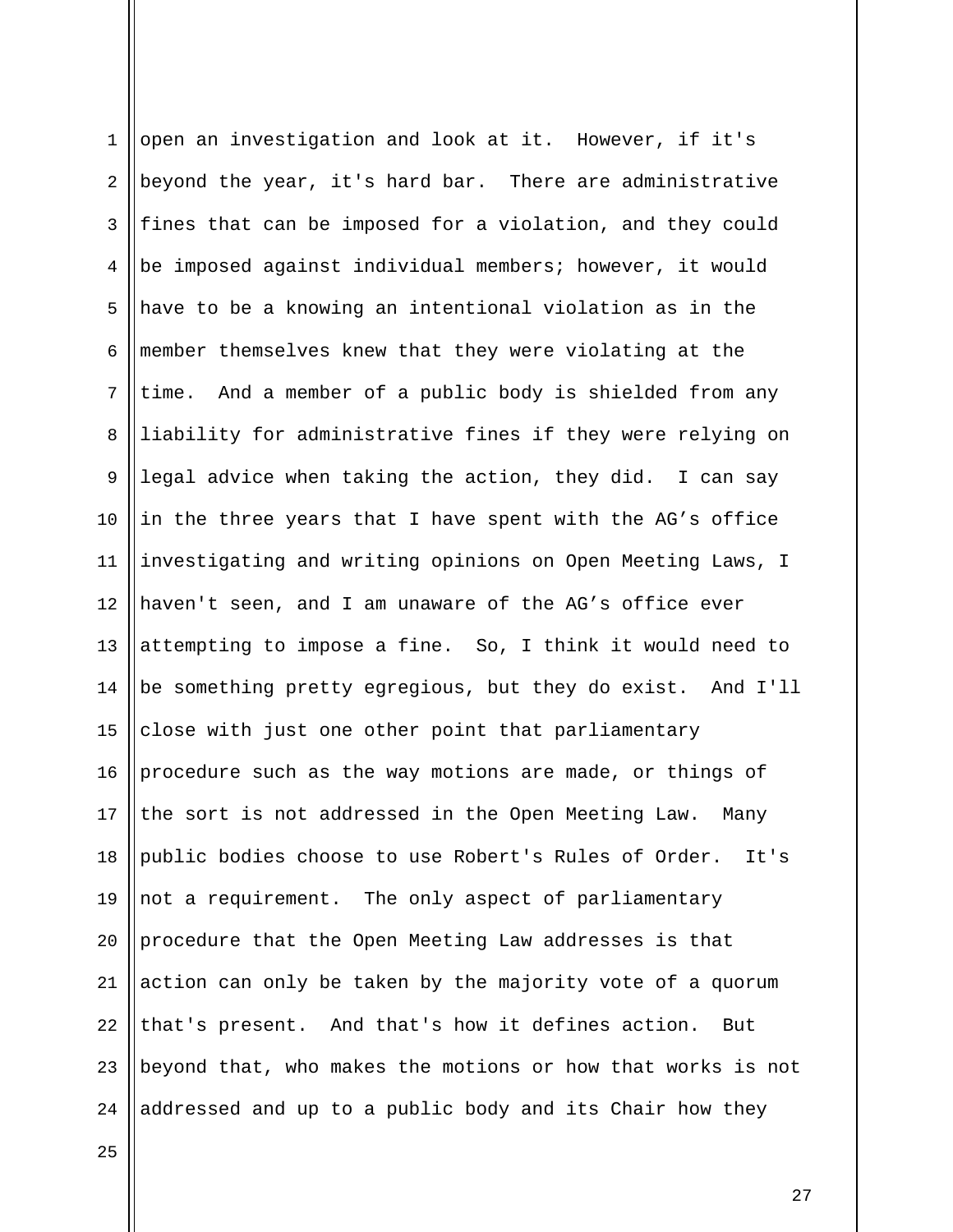open an investigation and look at it. However, if it's beyond the year, it's hard bar. There are administrative fines that can be imposed for a violation, and they could be imposed against individual members; however, it would have to be a knowing an intentional violation as in the member themselves knew that they were violating at the time. And a member of a public body is shielded from any liability for administrative fines if they were relying on legal advice when taking the action, they did. I can say in the three years that I have spent with the AG's office investigating and writing opinions on Open Meeting Laws, I haven't seen, and I am unaware of the AG's office ever attempting to impose a fine. So, I think it would need to be something pretty egregious, but they do exist. And I'll close with just one other point that parliamentary procedure such as the way motions are made, or things of the sort is not addressed in the Open Meeting Law. Many public bodies choose to use Robert's Rules of Order. It's not a requirement. The only aspect of parliamentary procedure that the Open Meeting Law addresses is that action can only be taken by the majority vote of a quorum that's present. And that's how it defines action. But beyond that, who makes the motions or how that works is not addressed and up to a public body and its Chair how they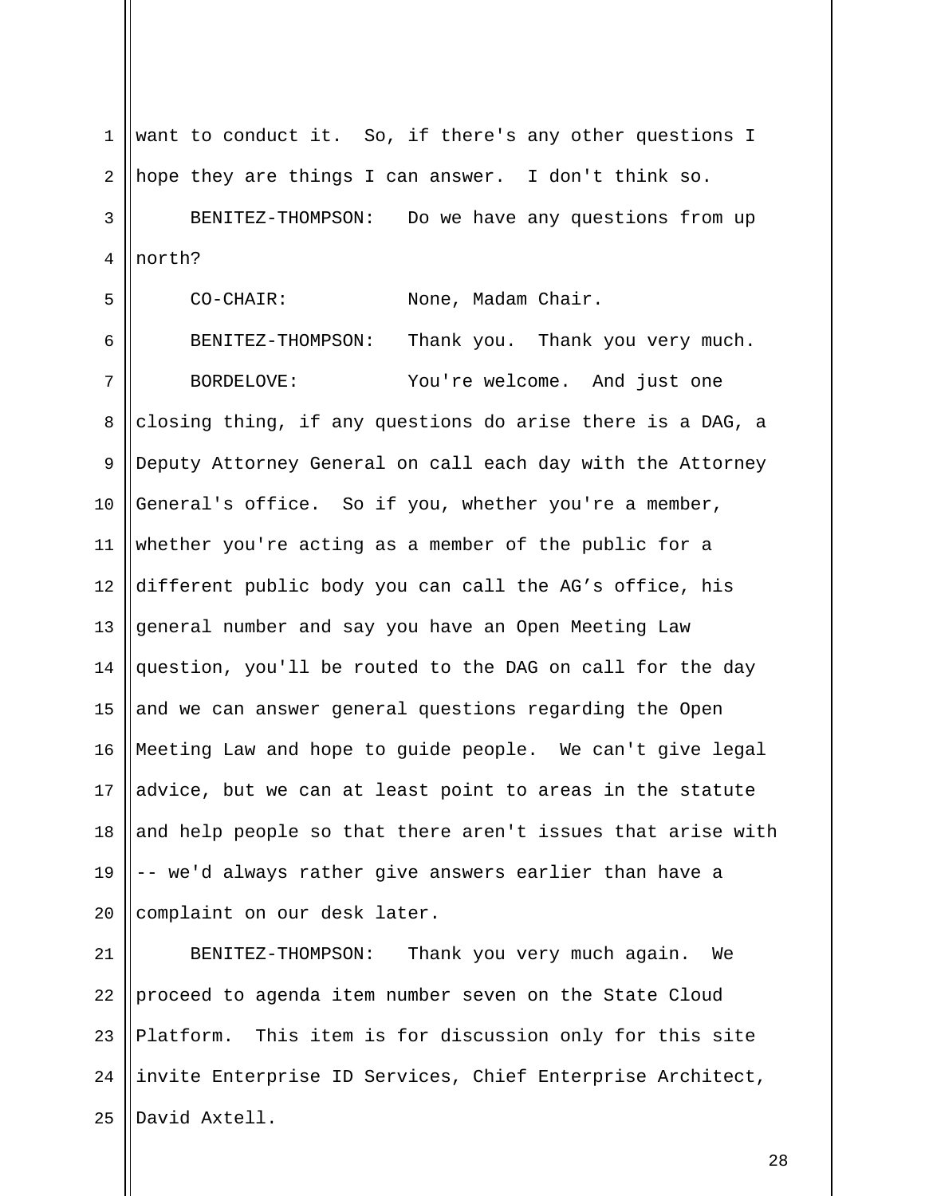want to conduct it. So, if there's any other questions I hope they are things I can answer. I don't think so.

BENITEZ-THOMPSON: Do we have any questions from up north?

CO-CHAIR: None, Madam Chair.

BENITEZ-THOMPSON: Thank you. Thank you very much.

BORDELOVE: You're welcome. And just one closing thing, if any questions do arise there is a DAG, a Deputy Attorney General on call each day with the Attorney General's office. So if you, whether you're a member, whether you're acting as a member of the public for a different public body you can call the AG's office, his general number and say you have an Open Meeting Law question, you'll be routed to the DAG on call for the day and we can answer general questions regarding the Open Meeting Law and hope to guide people. We can't give legal advice, but we can at least point to areas in the statute and help people so that there aren't issues that arise with -- we'd always rather give answers earlier than have a complaint on our desk later.

BENITEZ-THOMPSON: Thank you very much again. We proceed to agenda item number seven on the State Cloud Platform. This item is for discussion only for this site invite Enterprise ID Services, Chief Enterprise Architect, David Axtell.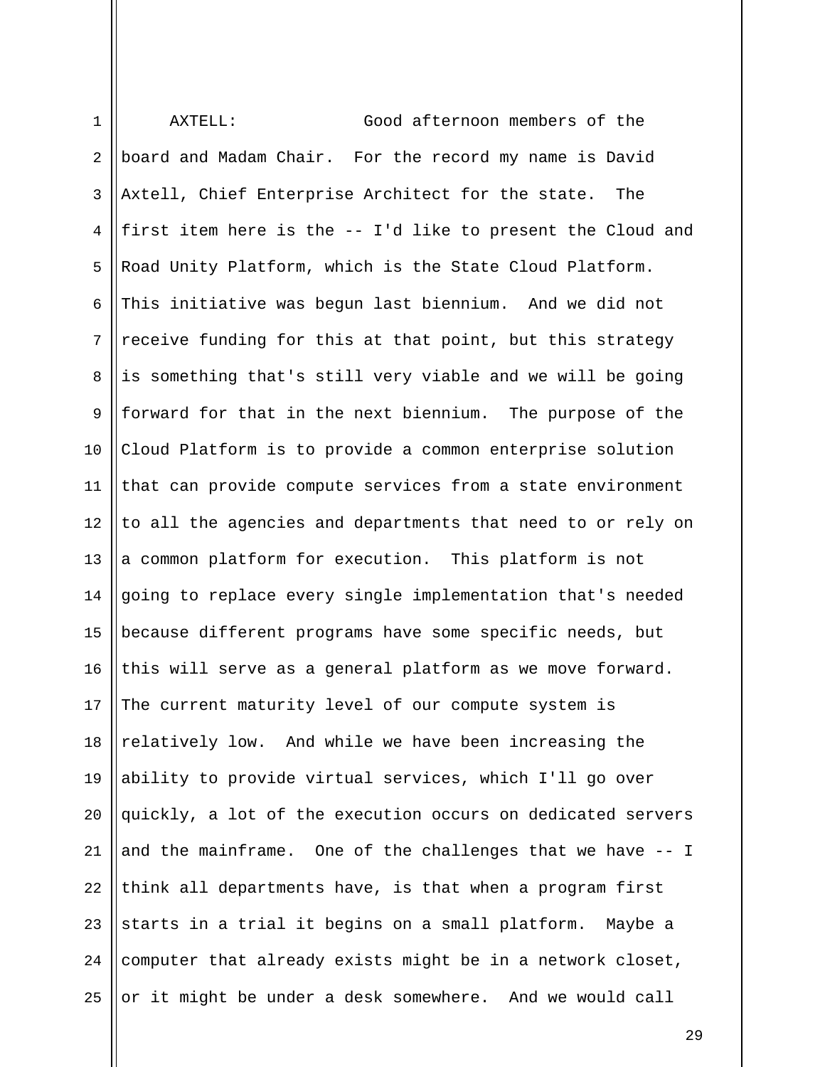AXTELL: Good afternoon members of the board and Madam Chair. For the record my name is David Axtell, Chief Enterprise Architect for the state. The first item here is the -- I'd like to present the Cloud and Road Unity Platform, which is the State Cloud Platform. This initiative was begun last biennium. And we did not receive funding for this at that point, but this strategy is something that's still very viable and we will be going forward for that in the next biennium. The purpose of the Cloud Platform is to provide a common enterprise solution that can provide compute services from a state environment to all the agencies and departments that need to or rely on a common platform for execution. This platform is not going to replace every single implementation that's needed because different programs have some specific needs, but this will serve as a general platform as we move forward. The current maturity level of our compute system is relatively low. And while we have been increasing the ability to provide virtual services, which I'll go over quickly, a lot of the execution occurs on dedicated servers and the mainframe. One of the challenges that we have -- I think all departments have, is that when a program first starts in a trial it begins on a small platform. Maybe a computer that already exists might be in a network closet, or it might be under a desk somewhere. And we would call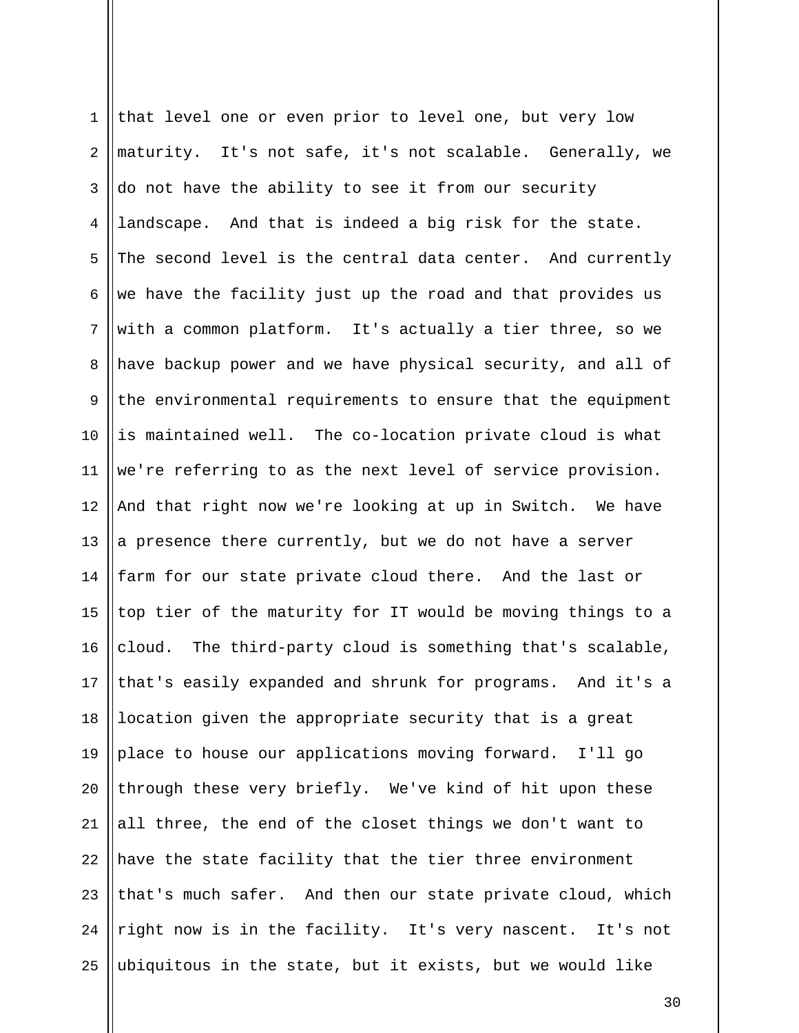that level one or even prior to level one, but very low maturity. It's not safe, it's not scalable. Generally, we do not have the ability to see it from our security landscape. And that is indeed a big risk for the state. The second level is the central data center. And currently we have the facility just up the road and that provides us with a common platform. It's actually a tier three, so we have backup power and we have physical security, and all of the environmental requirements to ensure that the equipment is maintained well. The co-location private cloud is what we're referring to as the next level of service provision. And that right now we're looking at up in Switch. We have a presence there currently, but we do not have a server farm for our state private cloud there. And the last or top tier of the maturity for IT would be moving things to a cloud. The third-party cloud is something that's scalable, that's easily expanded and shrunk for programs. And it's a location given the appropriate security that is a great place to house our applications moving forward. I'll go through these very briefly. We've kind of hit upon these all three, the end of the closet things we don't want to have the state facility that the tier three environment that's much safer. And then our state private cloud, which right now is in the facility. It's very nascent. It's not ubiquitous in the state, but it exists, but we would like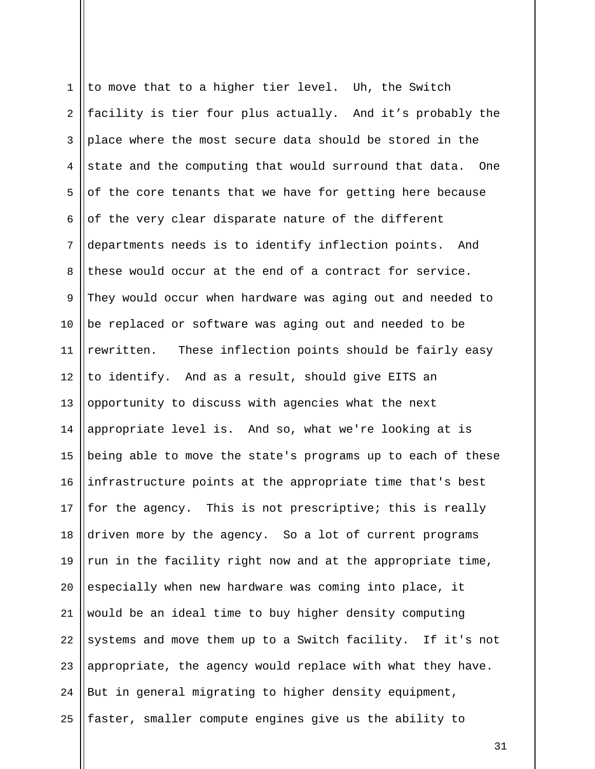to move that to a higher tier level. Uh, the Switch facility is tier four plus actually. And it's probably the place where the most secure data should be stored in the state and the computing that would surround that data. One of the core tenants that we have for getting here because of the very clear disparate nature of the different departments needs is to identify inflection points. And these would occur at the end of a contract for service. They would occur when hardware was aging out and needed to be replaced or software was aging out and needed to be rewritten. These inflection points should be fairly easy to identify. And as a result, should give EITS an opportunity to discuss with agencies what the next appropriate level is. And so, what we're looking at is being able to move the state's programs up to each of these infrastructure points at the appropriate time that's best for the agency. This is not prescriptive; this is really driven more by the agency. So a lot of current programs run in the facility right now and at the appropriate time, especially when new hardware was coming into place, it would be an ideal time to buy higher density computing systems and move them up to a Switch facility. If it's not appropriate, the agency would replace with what they have. But in general migrating to higher density equipment, faster, smaller compute engines give us the ability to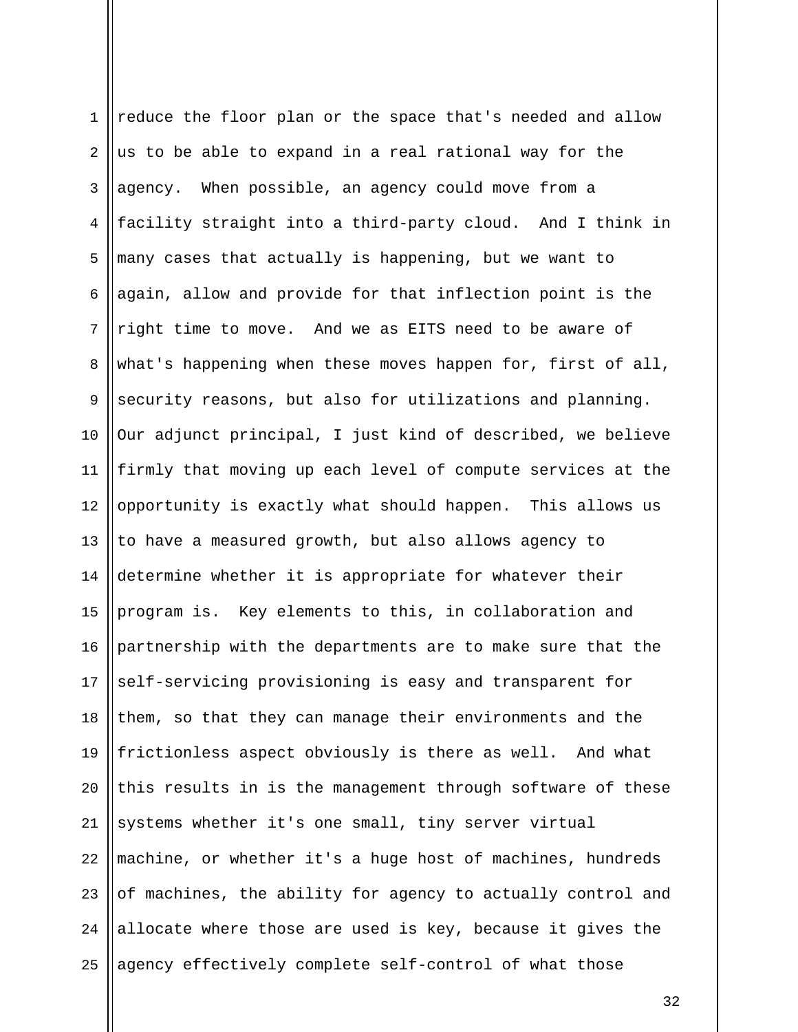reduce the floor plan or the space that's needed and allow us to be able to expand in a real rational way for the agency. When possible, an agency could move from a facility straight into a third-party cloud. And I think in many cases that actually is happening, but we want to again, allow and provide for that inflection point is the right time to move. And we as EITS need to be aware of what's happening when these moves happen for, first of all, security reasons, but also for utilizations and planning. Our adjunct principal, I just kind of described, we believe firmly that moving up each level of compute services at the opportunity is exactly what should happen. This allows us to have a measured growth, but also allows agency to determine whether it is appropriate for whatever their program is. Key elements to this, in collaboration and partnership with the departments are to make sure that the self-servicing provisioning is easy and transparent for them, so that they can manage their environments and the frictionless aspect obviously is there as well. And what this results in is the management through software of these systems whether it's one small, tiny server virtual machine, or whether it's a huge host of machines, hundreds of machines, the ability for agency to actually control and allocate where those are used is key, because it gives the agency effectively complete self-control of what those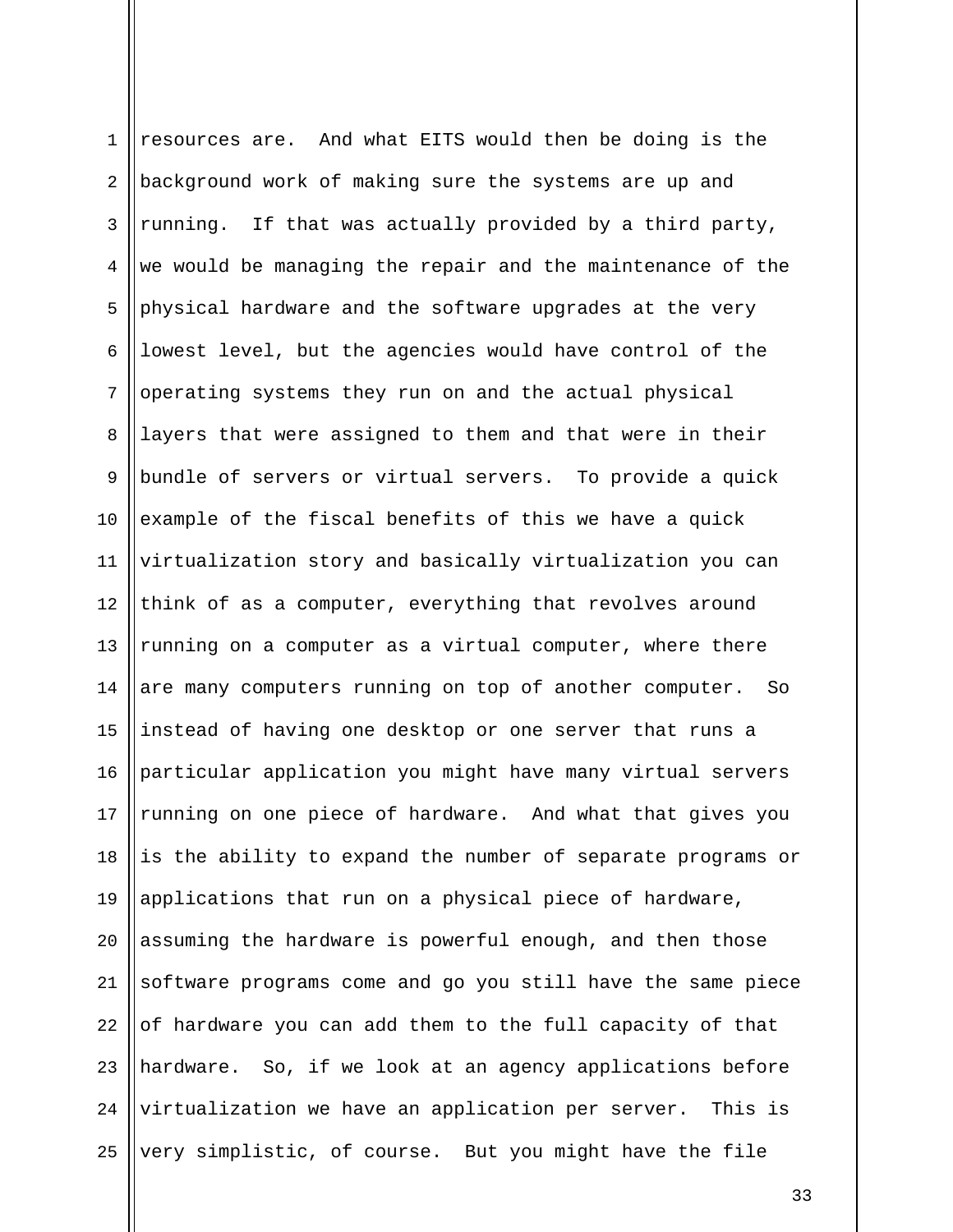resources are. And what EITS would then be doing is the background work of making sure the systems are up and running. If that was actually provided by a third party, we would be managing the repair and the maintenance of the physical hardware and the software upgrades at the very lowest level, but the agencies would have control of the operating systems they run on and the actual physical layers that were assigned to them and that were in their bundle of servers or virtual servers. To provide a quick example of the fiscal benefits of this we have a quick virtualization story and basically virtualization you can think of as a computer, everything that revolves around running on a computer as a virtual computer, where there are many computers running on top of another computer. So instead of having one desktop or one server that runs a particular application you might have many virtual servers running on one piece of hardware. And what that gives you is the ability to expand the number of separate programs or applications that run on a physical piece of hardware, assuming the hardware is powerful enough, and then those software programs come and go you still have the same piece of hardware you can add them to the full capacity of that hardware. So, if we look at an agency applications before virtualization we have an application per server. This is very simplistic, of course. But you might have the file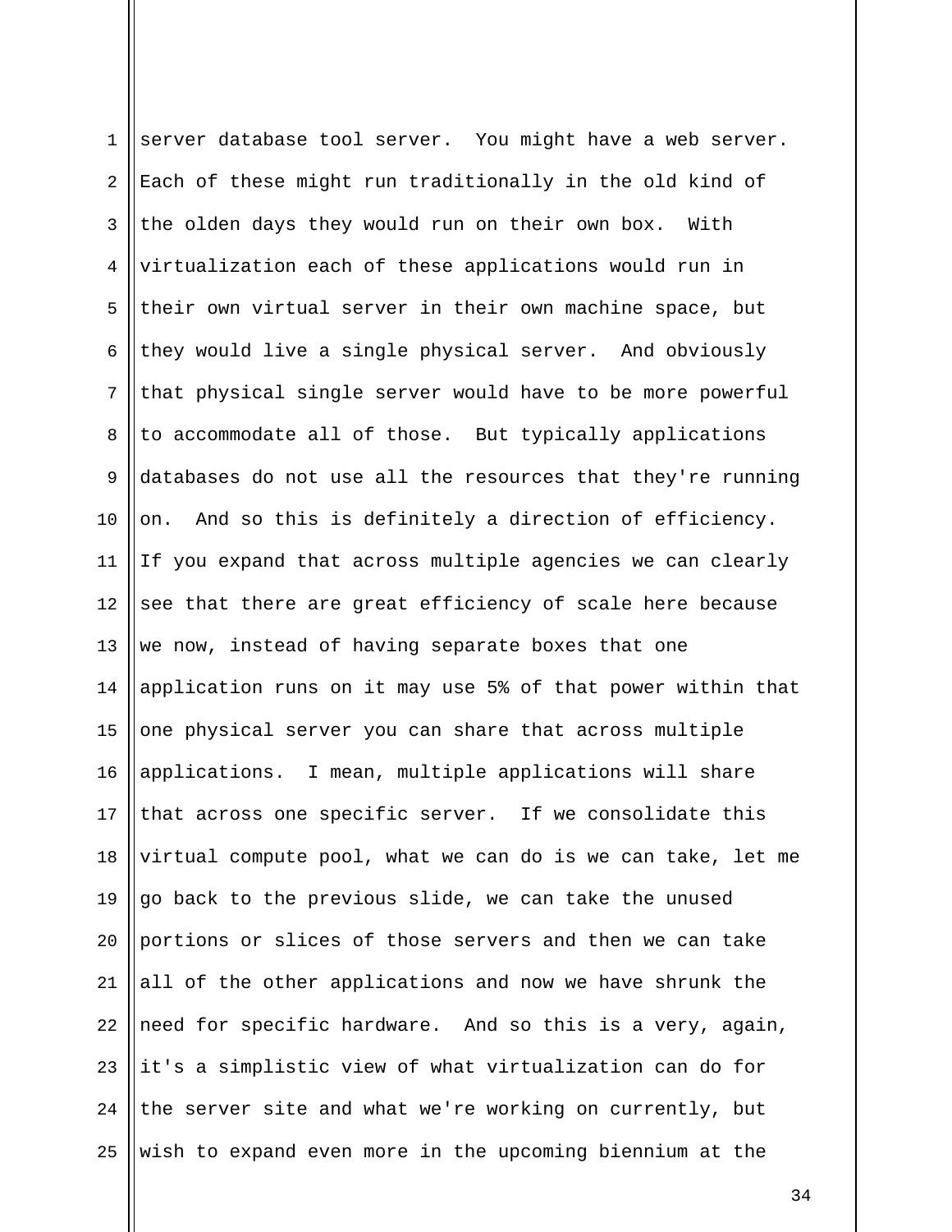server database tool server. You might have a web server. Each of these might run traditionally in the old kind of the olden days they would run on their own box. With virtualization each of these applications would run in their own virtual server in their own machine space, but they would live a single physical server. And obviously that physical single server would have to be more powerful to accommodate all of those. But typically applications databases do not use all the resources that they're running on. And so this is definitely a direction of efficiency. If you expand that across multiple agencies we can clearly see that there are great efficiency of scale here because we now, instead of having separate boxes that one application runs on it may use 5% of that power within that one physical server you can share that across multiple applications. I mean, multiple applications will share that across one specific server. If we consolidate this virtual compute pool, what we can do is we can take, let me go back to the previous slide, we can take the unused portions or slices of those servers and then we can take all of the other applications and now we have shrunk the need for specific hardware. And so this is a very, again, it's a simplistic view of what virtualization can do for the server site and what we're working on currently, but wish to expand even more in the upcoming biennium at the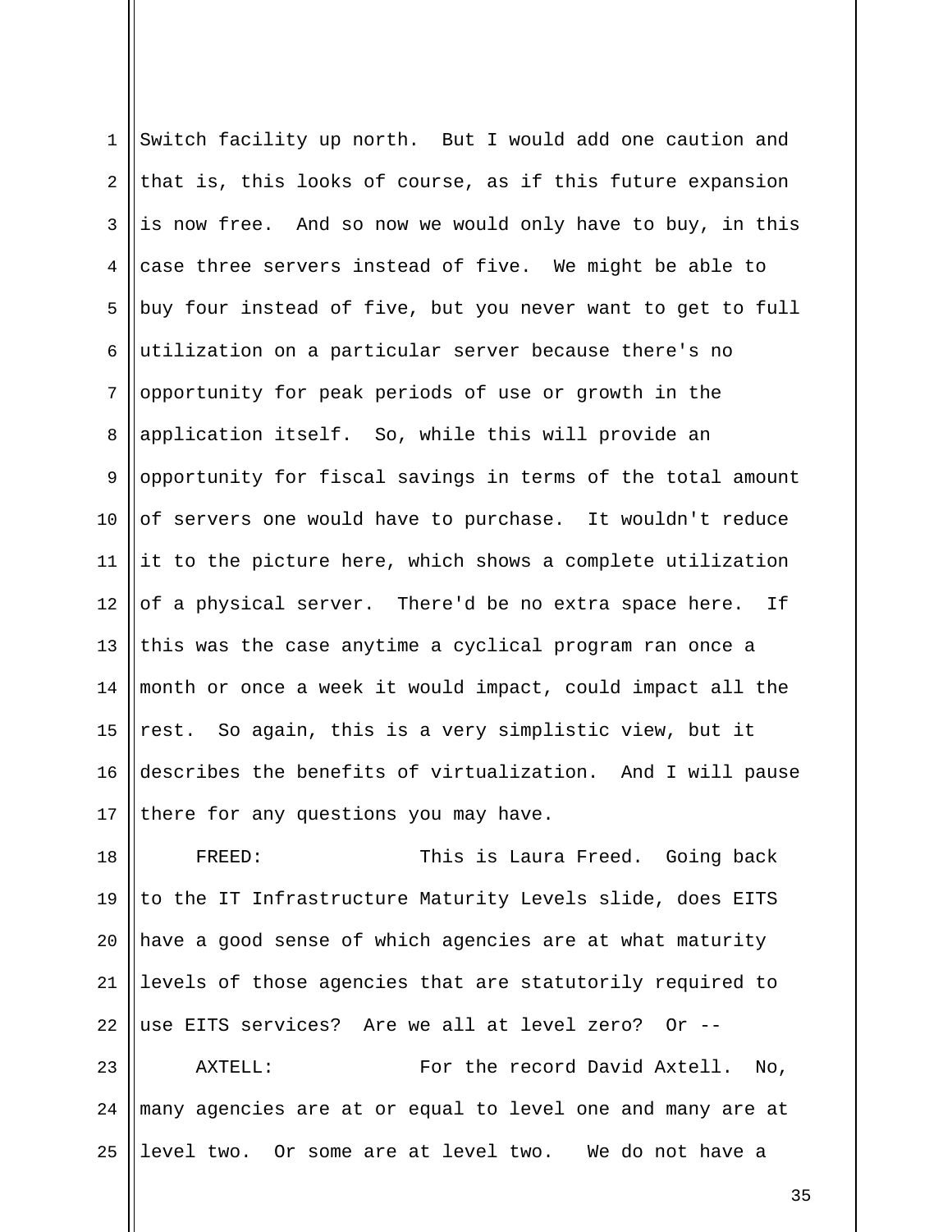Switch facility up north. But I would add one caution and that is, this looks of course, as if this future expansion is now free. And so now we would only have to buy, in this case three servers instead of five. We might be able to buy four instead of five, but you never want to get to full utilization on a particular server because there's no opportunity for peak periods of use or growth in the application itself. So, while this will provide an opportunity for fiscal savings in terms of the total amount of servers one would have to purchase. It wouldn't reduce it to the picture here, which shows a complete utilization of a physical server. There'd be no extra space here. If this was the case anytime a cyclical program ran once a month or once a week it would impact, could impact all the rest. So again, this is a very simplistic view, but it describes the benefits of virtualization. And I will pause there for any questions you may have.

FREED: This is Laura Freed. Going back to the IT Infrastructure Maturity Levels slide, does EITS have a good sense of which agencies are at what maturity levels of those agencies that are statutorily required to use EITS services? Are we all at level zero? Or --

AXTELL: For the record David Axtell. No, many agencies are at or equal to level one and many are at level two. Or some are at level two. We do not have a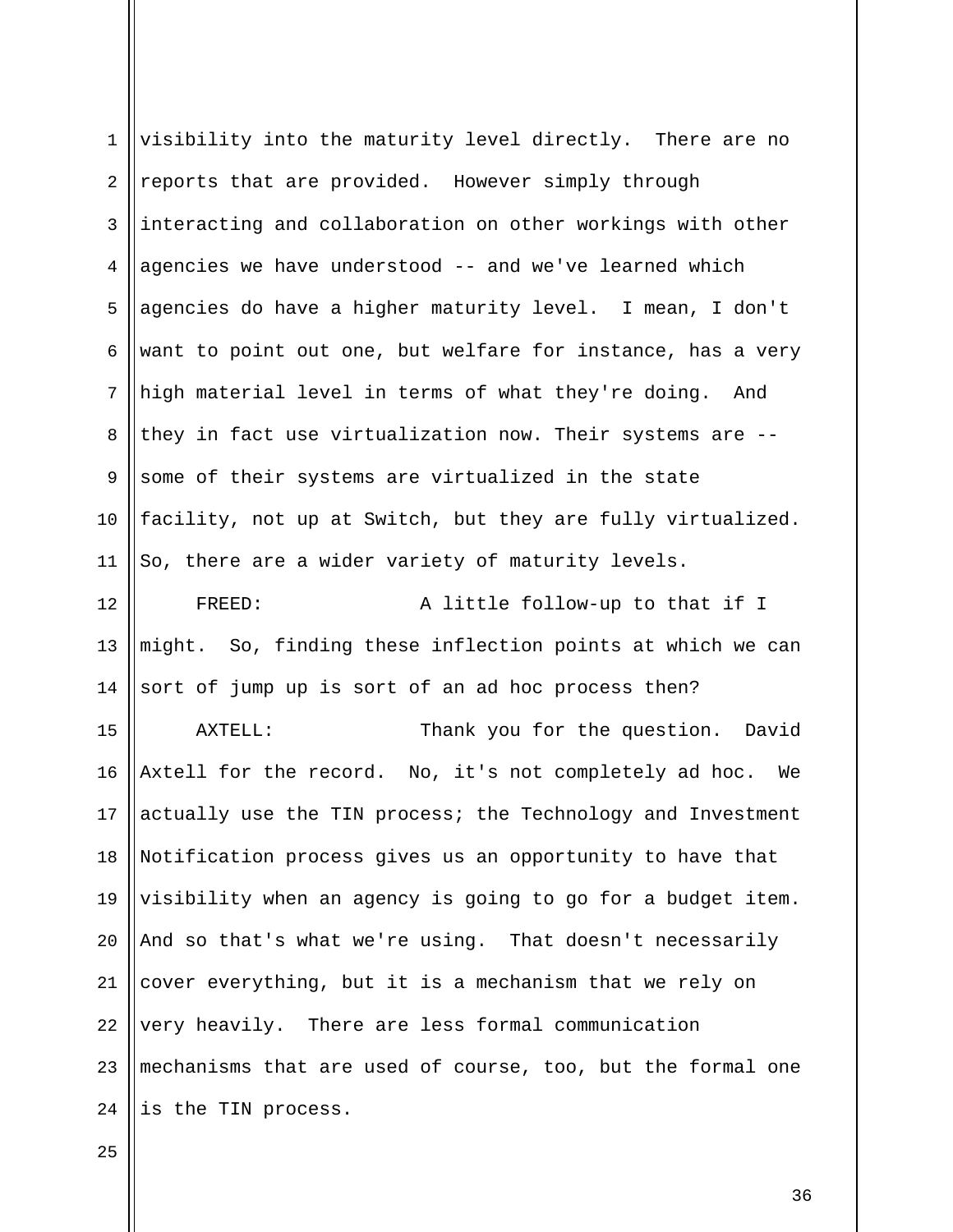visibility into the maturity level directly. There are no reports that are provided. However simply through interacting and collaboration on other workings with other agencies we have understood -- and we've learned which agencies do have a higher maturity level. I mean, I don't want to point out one, but welfare for instance, has a very high material level in terms of what they're doing. And they in fact use virtualization now. Their systems are -- some of their systems are virtualized in the state facility, not up at Switch, but they are fully virtualized. So, there are a wider variety of maturity levels.

FREED: A little follow-up to that if I might. So, finding these inflection points at which we can sort of jump up is sort of an ad hoc process then?

AXTELL: Thank you for the question. David Axtell for the record. No, it's not completely ad hoc. We actually use the TIN process; the Technology and Investment Notification process gives us an opportunity to have that visibility when an agency is going to go for a budget item. And so that's what we're using. That doesn't necessarily cover everything, but it is a mechanism that we rely on very heavily. There are less formal communication mechanisms that are used of course, too, but the formal one is the TIN process.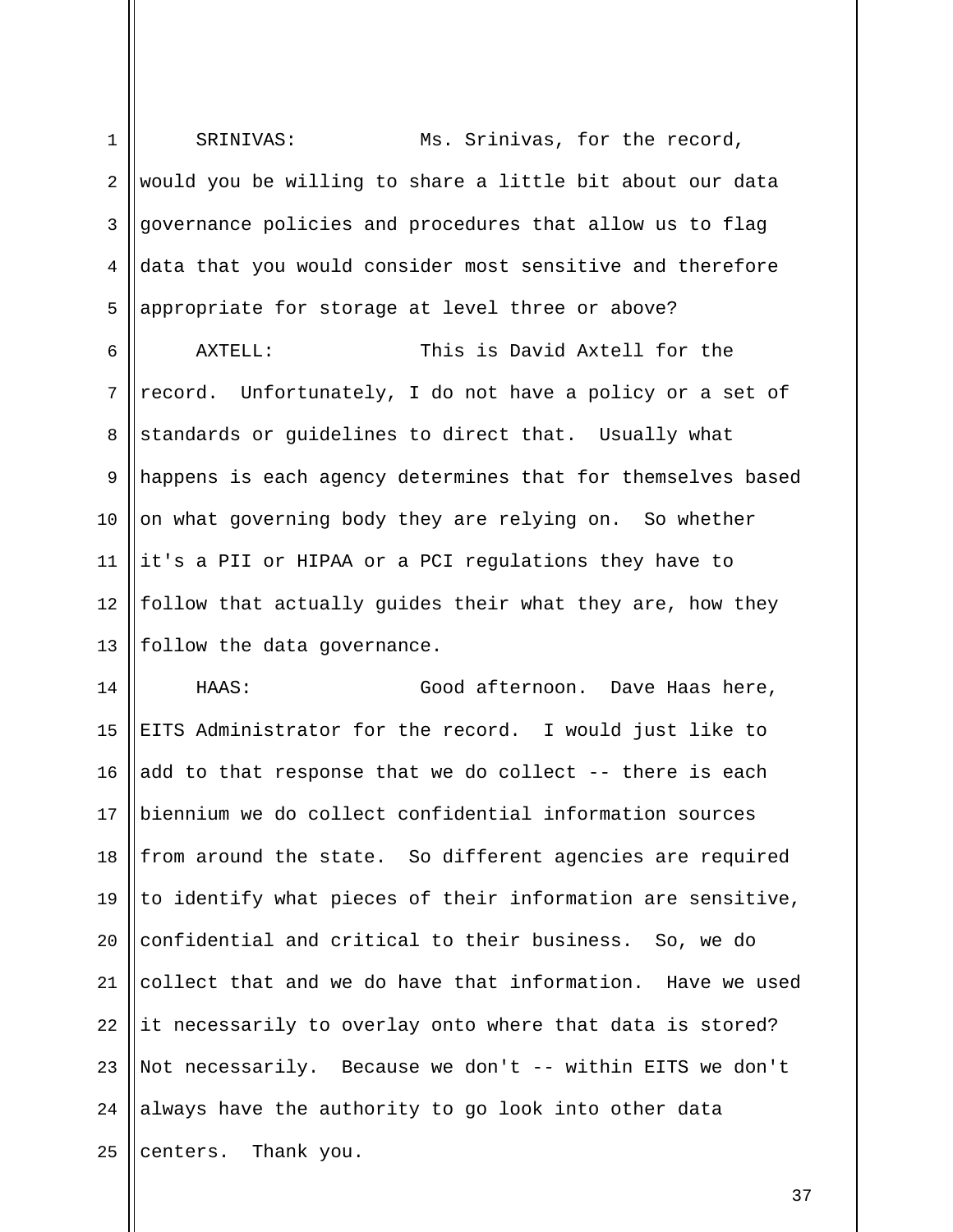SRINIVAS: Ms. Srinivas, for the record, would you be willing to share a little bit about our data governance policies and procedures that allow us to flag data that you would consider most sensitive and therefore appropriate for storage at level three or above?

AXTELL: This is David Axtell for the record. Unfortunately, I do not have a policy or a set of standards or guidelines to direct that. Usually what happens is each agency determines that for themselves based on what governing body they are relying on. So whether it's a PII or HIPAA or a PCI regulations they have to follow that actually guides their what they are, how they follow the data governance.

HAAS: Good afternoon. Dave Haas here, EITS Administrator for the record. I would just like to add to that response that we do collect -- there is each biennium we do collect confidential information sources from around the state. So different agencies are required to identify what pieces of their information are sensitive, confidential and critical to their business. So, we do collect that and we do have that information. Have we used it necessarily to overlay onto where that data is stored? Not necessarily. Because we don't -- within EITS we don't always have the authority to go look into other data centers. Thank you.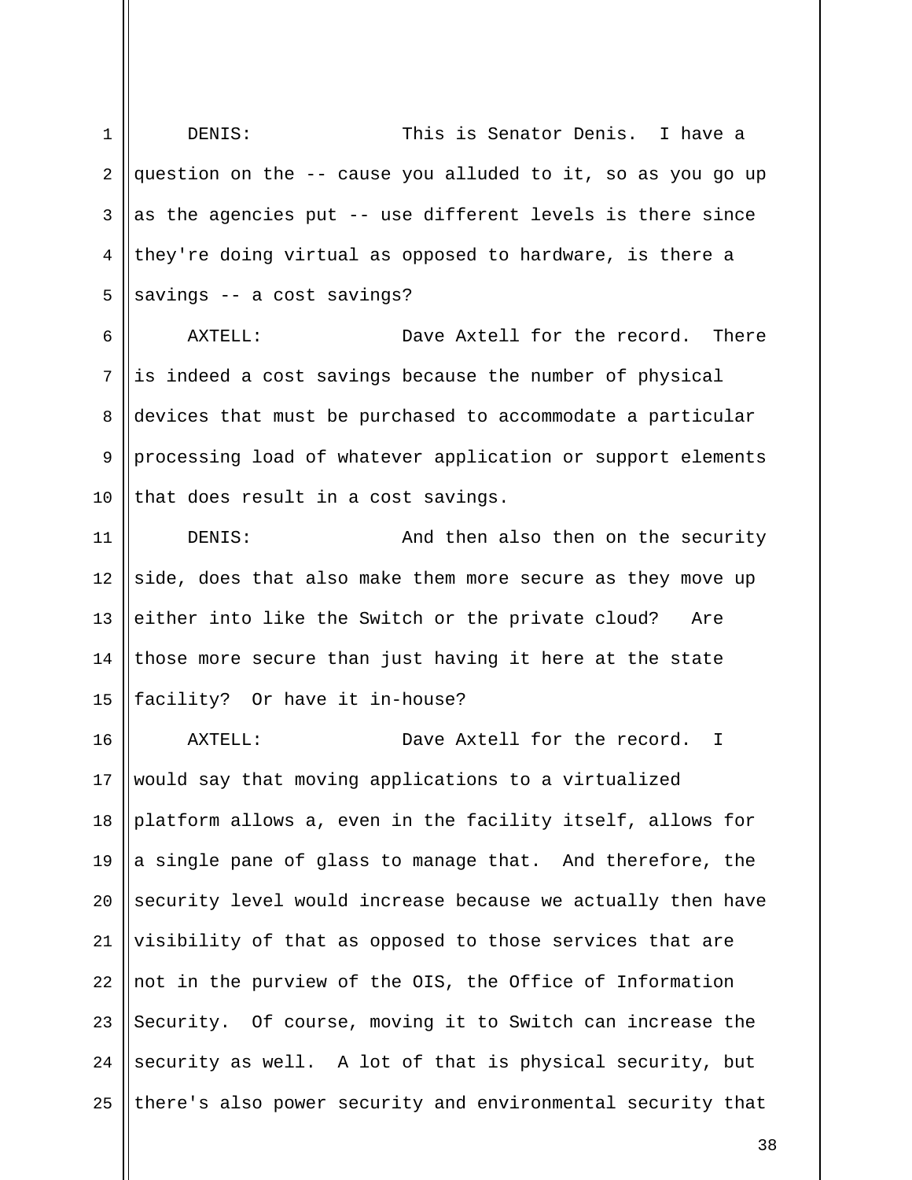DENIS: This is Senator Denis. I have a question on the -- cause you alluded to it, so as you go up as the agencies put -- use different levels is there since they're doing virtual as opposed to hardware, is there a savings -- a cost savings?

AXTELL: Dave Axtell for the record. There is indeed a cost savings because the number of physical devices that must be purchased to accommodate a particular processing load of whatever application or support elements that does result in a cost savings.

DENIS: And then also then on the security side, does that also make them more secure as they move up either into like the Switch or the private cloud? Are those more secure than just having it here at the state facility? Or have it in-house?

AXTELL: Dave Axtell for the record. I would say that moving applications to a virtualized platform allows a, even in the facility itself, allows for a single pane of glass to manage that. And therefore, the security level would increase because we actually then have visibility of that as opposed to those services that are not in the purview of the OIS, the Office of Information Security. Of course, moving it to Switch can increase the security as well. A lot of that is physical security, but there's also power security and environmental security that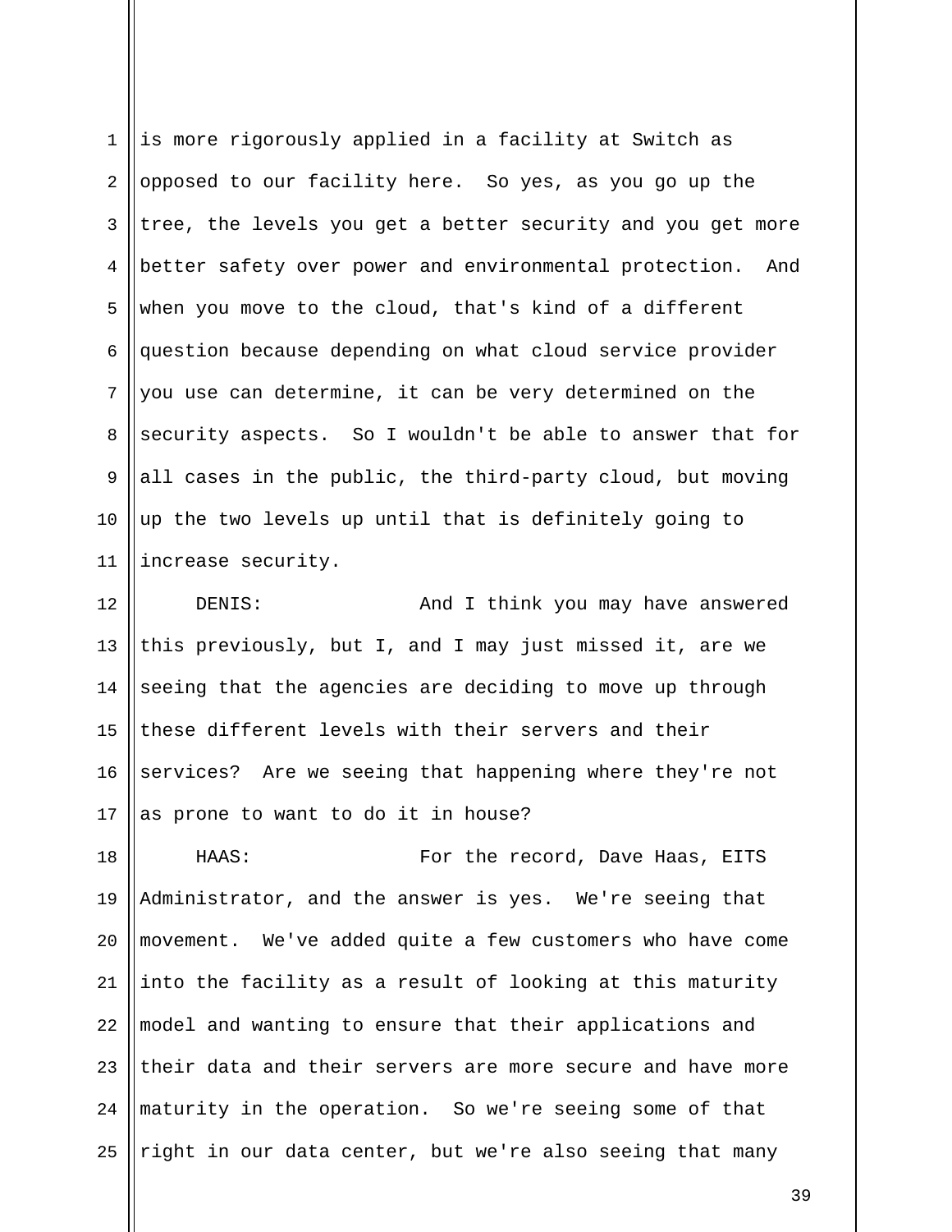is more rigorously applied in a facility at Switch as opposed to our facility here. So yes, as you go up the tree, the levels you get a better security and you get more better safety over power and environmental protection. And when you move to the cloud, that's kind of a different question because depending on what cloud service provider you use can determine, it can be very determined on the security aspects. So I wouldn't be able to answer that for all cases in the public, the third-party cloud, but moving up the two levels up until that is definitely going to increase security.

DENIS: And I think you may have answered this previously, but I, and I may just missed it, are we seeing that the agencies are deciding to move up through these different levels with their servers and their services? Are we seeing that happening where they're not as prone to want to do it in house?

HAAS: For the record, Dave Haas, EITS Administrator, and the answer is yes. We're seeing that movement. We've added quite a few customers who have come into the facility as a result of looking at this maturity model and wanting to ensure that their applications and their data and their servers are more secure and have more maturity in the operation. So we're seeing some of that right in our data center, but we're also seeing that many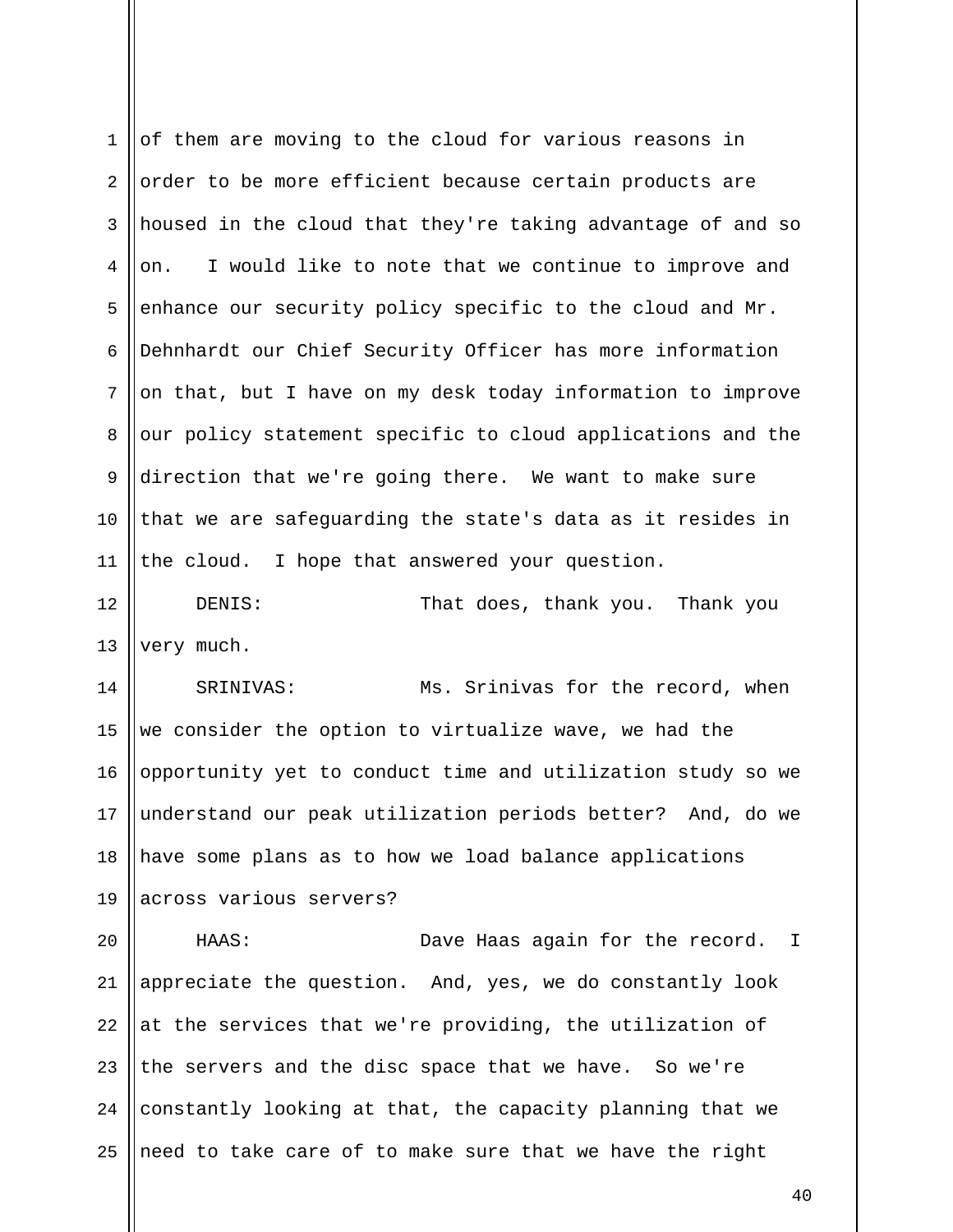of them are moving to the cloud for various reasons in order to be more efficient because certain products are housed in the cloud that they're taking advantage of and so on. I would like to note that we continue to improve and enhance our security policy specific to the cloud and Mr. Dehnhardt our Chief Security Officer has more information on that, but I have on my desk today information to improve our policy statement specific to cloud applications and the direction that we're going there. We want to make sure that we are safeguarding the state's data as it resides in the cloud. I hope that answered your question.

DENIS: That does, thank you. Thank you very much.

SRINIVAS: Ms. Srinivas for the record, when we consider the option to virtualize wave, we had the opportunity yet to conduct time and utilization study so we understand our peak utilization periods better? And, do we have some plans as to how we load balance applications across various servers?

HAAS: Dave Haas again for the record. I appreciate the question. And, yes, we do constantly look at the services that we're providing, the utilization of the servers and the disc space that we have. So we're constantly looking at that, the capacity planning that we need to take care of to make sure that we have the right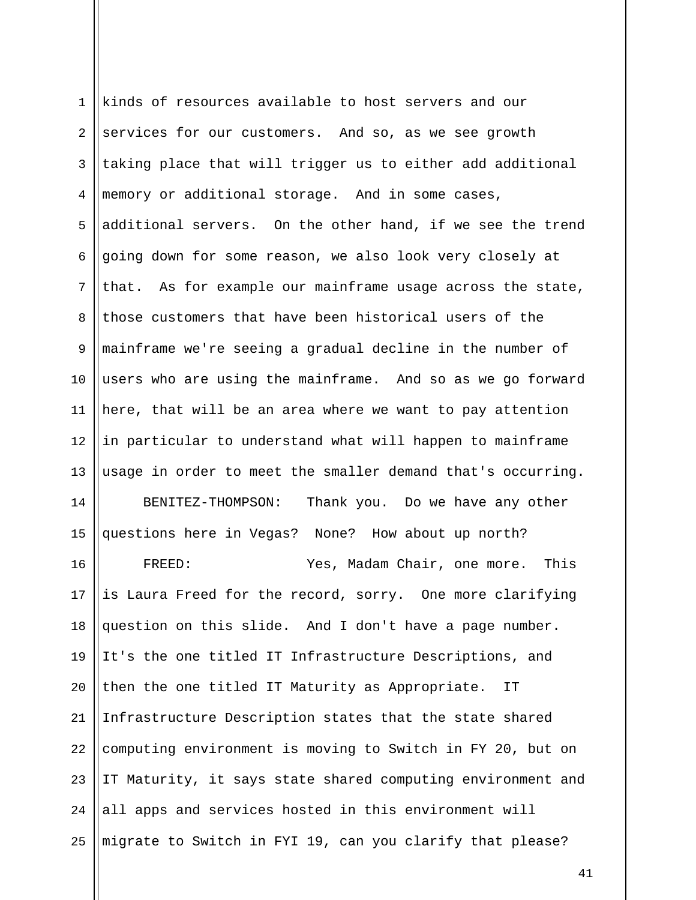kinds of resources available to host servers and our services for our customers. And so, as we see growth taking place that will trigger us to either add additional memory or additional storage. And in some cases, additional servers. On the other hand, if we see the trend going down for some reason, we also look very closely at that. As for example our mainframe usage across the state, those customers that have been historical users of the mainframe we're seeing a gradual decline in the number of users who are using the mainframe. And so as we go forward here, that will be an area where we want to pay attention in particular to understand what will happen to mainframe usage in order to meet the smaller demand that's occurring.

BENITEZ-THOMPSON: Thank you. Do we have any other questions here in Vegas? None? How about up north?

FREED: Yes, Madam Chair, one more. This is Laura Freed for the record, sorry. One more clarifying question on this slide. And I don't have a page number. It's the one titled IT Infrastructure Descriptions, and then the one titled IT Maturity as Appropriate. IT Infrastructure Description states that the state shared computing environment is moving to Switch in FY 20, but on IT Maturity, it says state shared computing environment and all apps and services hosted in this environment will migrate to Switch in FYI 19, can you clarify that please?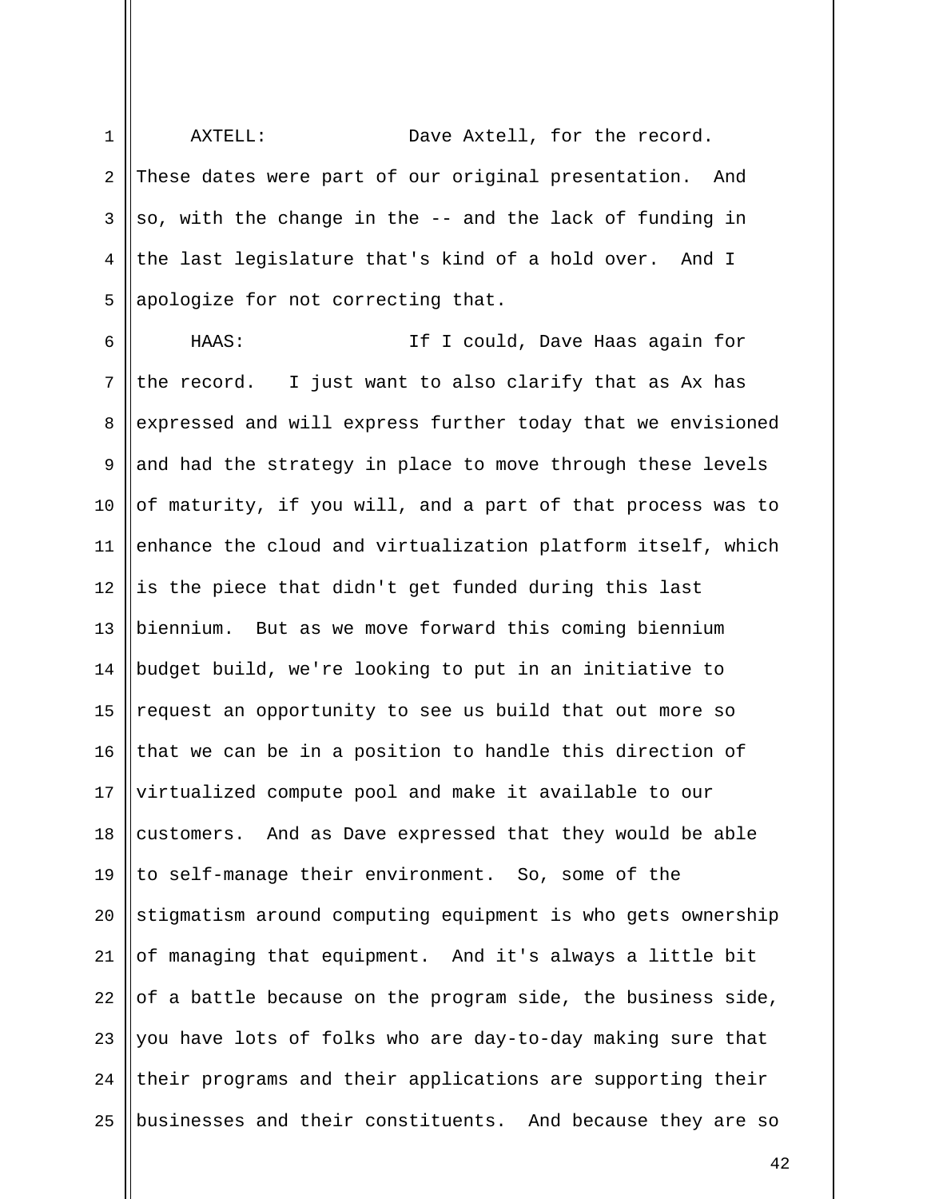AXTELL: Dave Axtell, for the record. These dates were part of our original presentation. And so, with the change in the -- and the lack of funding in the last legislature that's kind of a hold over. And I apologize for not correcting that.

HAAS: If I could, Dave Haas again for the record. I just want to also clarify that as Ax has expressed and will express further today that we envisioned and had the strategy in place to move through these levels of maturity, if you will, and a part of that process was to enhance the cloud and virtualization platform itself, which is the piece that didn't get funded during this last biennium. But as we move forward this coming biennium budget build, we're looking to put in an initiative to request an opportunity to see us build that out more so that we can be in a position to handle this direction of virtualized compute pool and make it available to our customers. And as Dave expressed that they would be able to self-manage their environment. So, some of the stigmatism around computing equipment is who gets ownership of managing that equipment. And it's always a little bit of a battle because on the program side, the business side, you have lots of folks who are day-to-day making sure that their programs and their applications are supporting their businesses and their constituents. And because they are so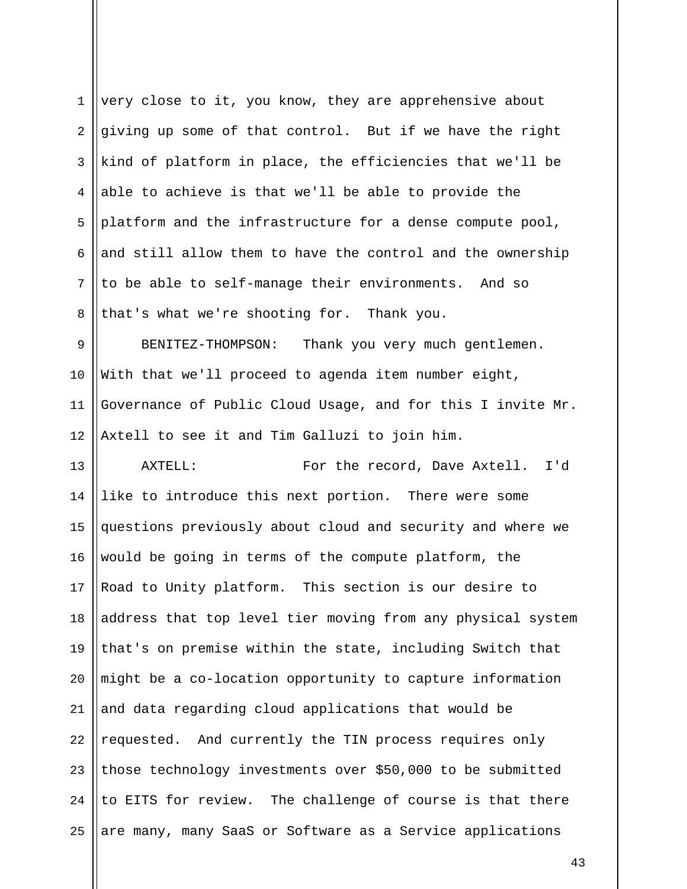very close to it, you know, they are apprehensive about giving up some of that control. But if we have the right kind of platform in place, the efficiencies that we'll be able to achieve is that we'll be able to provide the platform and the infrastructure for a dense compute pool, and still allow them to have the control and the ownership to be able to self-manage their environments. And so that's what we're shooting for. Thank you.

BENITEZ-THOMPSON: Thank you very much gentlemen. With that we'll proceed to agenda item number eight, Governance of Public Cloud Usage, and for this I invite Mr. Axtell to see it and Tim Galluzi to join him.

AXTELL: For the record, Dave Axtell. I'd like to introduce this next portion. There were some questions previously about cloud and security and where we would be going in terms of the compute platform, the Road to Unity platform. This section is our desire to address that top level tier moving from any physical system that's on premise within the state, including Switch that might be a co-location opportunity to capture information and data regarding cloud applications that would be requested. And currently the TIN process requires only those technology investments over $50,000 to be submitted to EITS for review. The challenge of course is that there are many, many SaaS or Software as a Service applications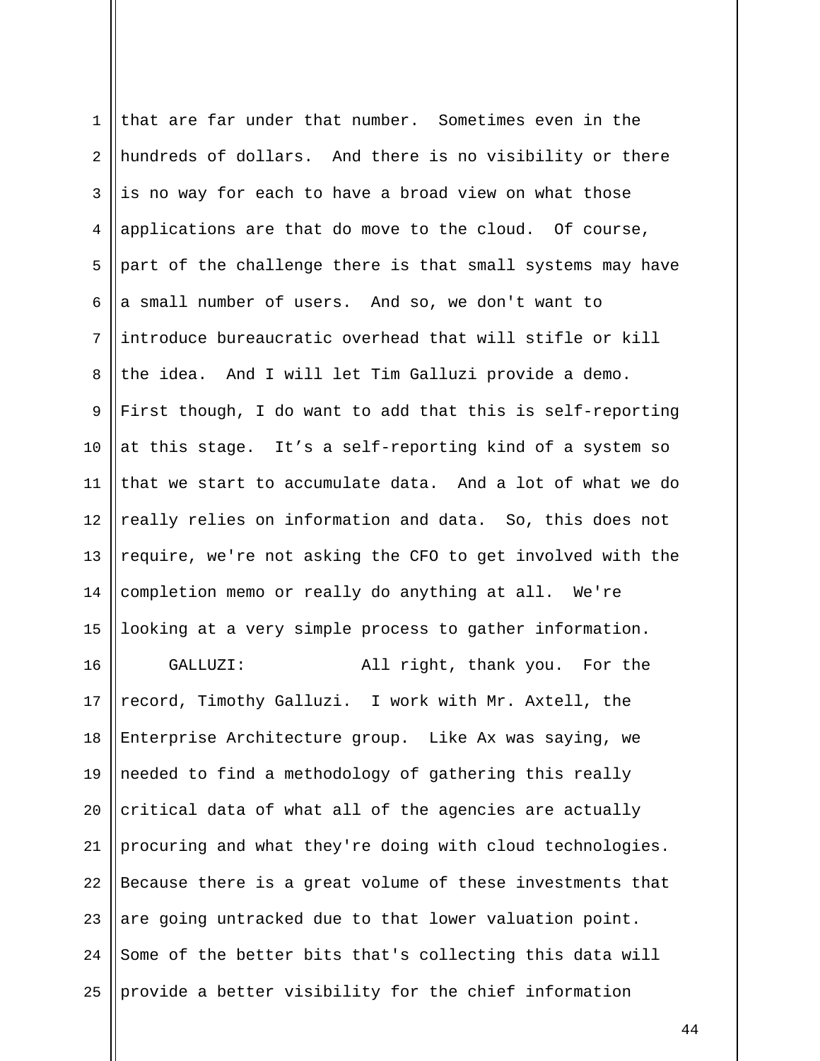that are far under that number. Sometimes even in the hundreds of dollars. And there is no visibility or there is no way for each to have a broad view on what those applications are that do move to the cloud. Of course, part of the challenge there is that small systems may have a small number of users. And so, we don't want to introduce bureaucratic overhead that will stifle or kill the idea. And I will let Tim Galluzi provide a demo. First though, I do want to add that this is self-reporting at this stage. It’s a self-reporting kind of a system so that we start to accumulate data. And a lot of what we do really relies on information and data. So, this does not require, we're not asking the CFO to get involved with the completion memo or really do anything at all. We're looking at a very simple process to gather information.

GALLUZI: All right, thank you. For the record, Timothy Galluzi. I work with Mr. Axtell, the Enterprise Architecture group. Like Ax was saying, we needed to find a methodology of gathering this really critical data of what all of the agencies are actually procuring and what they're doing with cloud technologies. Because there is a great volume of these investments that are going untracked due to that lower valuation point. Some of the better bits that's collecting this data will provide a better visibility for the chief information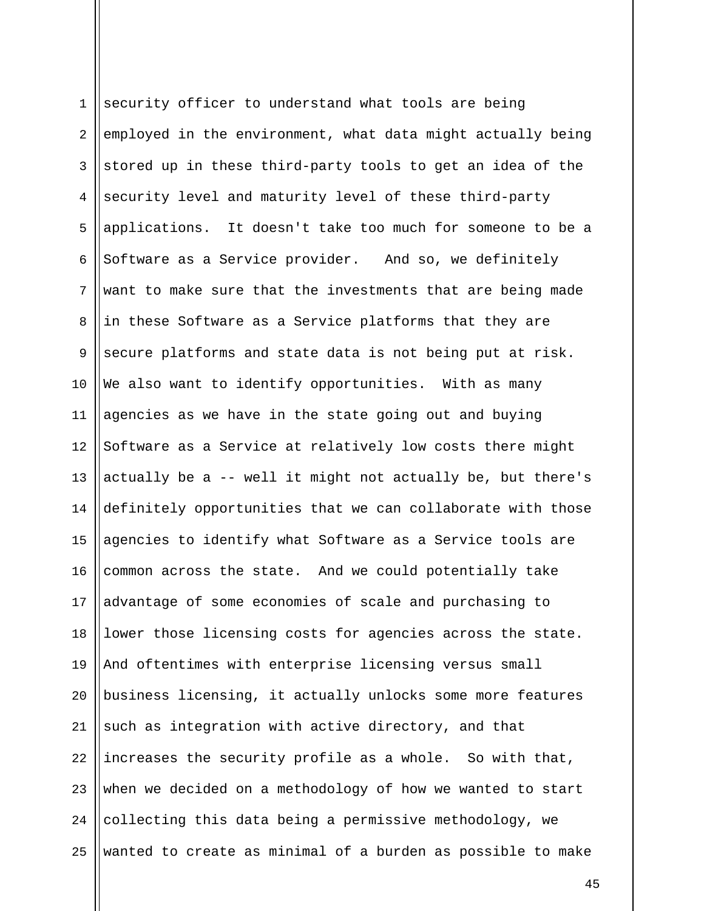security officer to understand what tools are being employed in the environment, what data might actually being stored up in these third-party tools to get an idea of the security level and maturity level of these third-party applications. It doesn't take too much for someone to be a Software as a Service provider. And so, we definitely want to make sure that the investments that are being made in these Software as a Service platforms that they are secure platforms and state data is not being put at risk. We also want to identify opportunities. With as many agencies as we have in the state going out and buying Software as a Service at relatively low costs there might actually be a -- well it might not actually be, but there's definitely opportunities that we can collaborate with those agencies to identify what Software as a Service tools are common across the state. And we could potentially take advantage of some economies of scale and purchasing to lower those licensing costs for agencies across the state. And oftentimes with enterprise licensing versus small business licensing, it actually unlocks some more features such as integration with active directory, and that increases the security profile as a whole. So with that, when we decided on a methodology of how we wanted to start collecting this data being a permissive methodology, we wanted to create as minimal of a burden as possible to make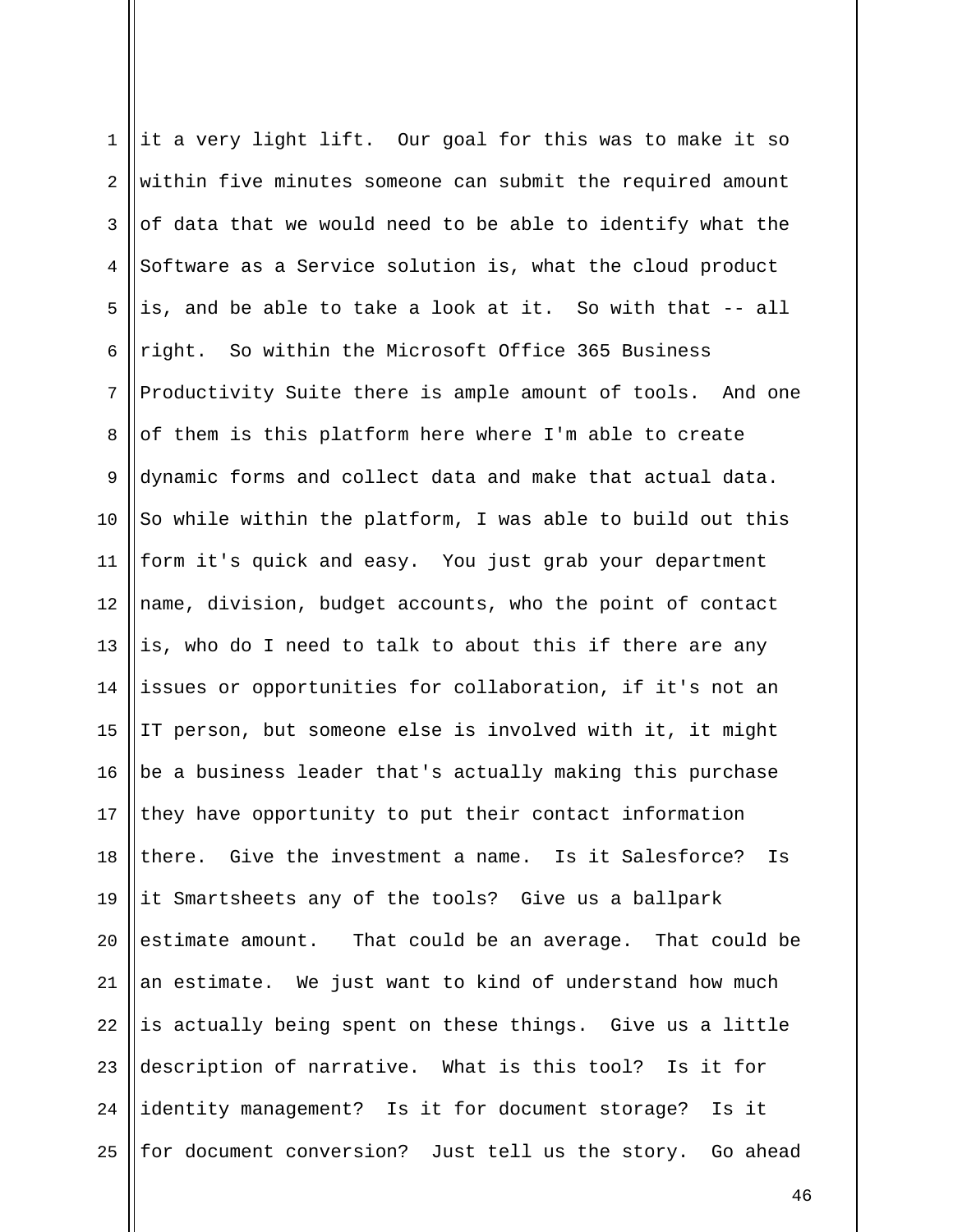it a very light lift. Our goal for this was to make it so within five minutes someone can submit the required amount of data that we would need to be able to identify what the Software as a Service solution is, what the cloud product is, and be able to take a look at it. So with that -- all right. So within the Microsoft Office 365 Business Productivity Suite there is ample amount of tools. And one of them is this platform here where I'm able to create dynamic forms and collect data and make that actual data. So while within the platform, I was able to build out this form it's quick and easy. You just grab your department name, division, budget accounts, who the point of contact is, who do I need to talk to about this if there are any issues or opportunities for collaboration, if it's not an IT person, but someone else is involved with it, it might be a business leader that's actually making this purchase they have opportunity to put their contact information there. Give the investment a name. Is it Salesforce? Is it Smartsheets any of the tools? Give us a ballpark estimate amount. That could be an average. That could be an estimate. We just want to kind of understand how much is actually being spent on these things. Give us a little description of narrative. What is this tool? Is it for identity management? Is it for document storage? Is it for document conversion? Just tell us the story. Go ahead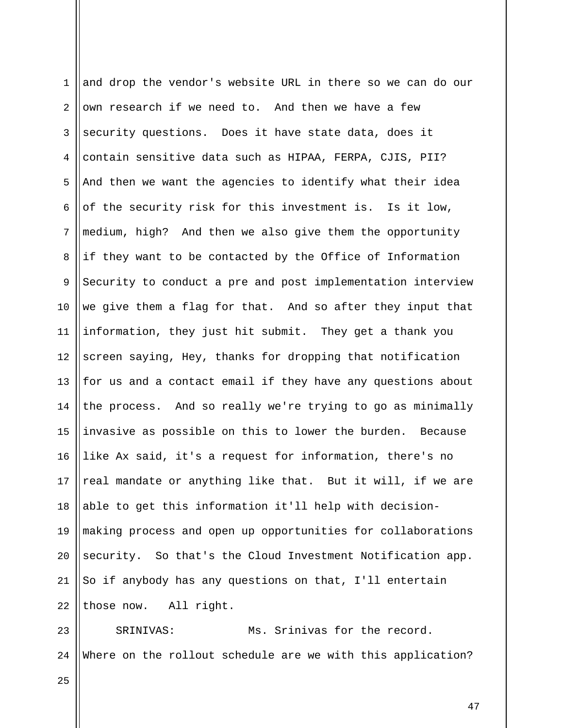and drop the vendor's website URL in there so we can do our own research if we need to. And then we have a few security questions. Does it have state data, does it contain sensitive data such as HIPAA, FERPA, CJIS, PII? And then we want the agencies to identify what their idea of the security risk for this investment is. Is it low, medium, high? And then we also give them the opportunity if they want to be contacted by the Office of Information Security to conduct a pre and post implementation interview we give them a flag for that. And so after they input that information, they just hit submit. They get a thank you screen saying, Hey, thanks for dropping that notification for us and a contact email if they have any questions about the process. And so really we're trying to go as minimally invasive as possible on this to lower the burden. Because like Ax said, it's a request for information, there's no real mandate or anything like that. But it will, if we are able to get this information it'll help with decision-making process and open up opportunities for collaborations security. So that's the Cloud Investment Notification app. So if anybody has any questions on that, I'll entertain those now. All right.

SRINIVAS: Ms. Srinivas for the record. Where on the rollout schedule are we with this application?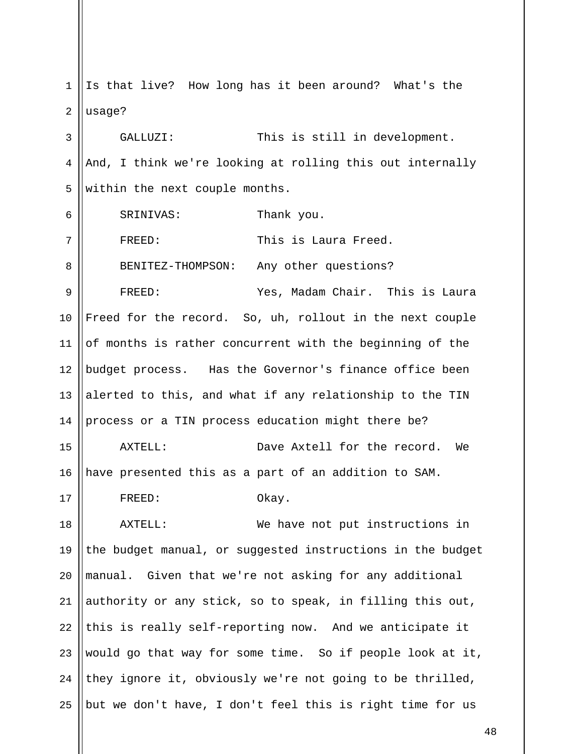Is that live? How long has it been around? What's the usage?

GALLUZI: This is still in development. And, I think we're looking at rolling this out internally within the next couple months.

SRINIVAS: Thank you.

FREED: This is Laura Freed.

BENITEZ-THOMPSON: Any other questions?

FREED: Yes, Madam Chair. This is Laura Freed for the record. So, uh, rollout in the next couple of months is rather concurrent with the beginning of the budget process. Has the Governor's finance office been alerted to this, and what if any relationship to the TIN process or a TIN process education might there be?

AXTELL: Dave Axtell for the record. We have presented this as a part of an addition to SAM.

FREED: Okay.

AXTELL: We have not put instructions in the budget manual, or suggested instructions in the budget manual. Given that we're not asking for any additional authority or any stick, so to speak, in filling this out, this is really self-reporting now. And we anticipate it would go that way for some time. So if people look at it, they ignore it, obviously we're not going to be thrilled, but we don't have, I don't feel this is right time for us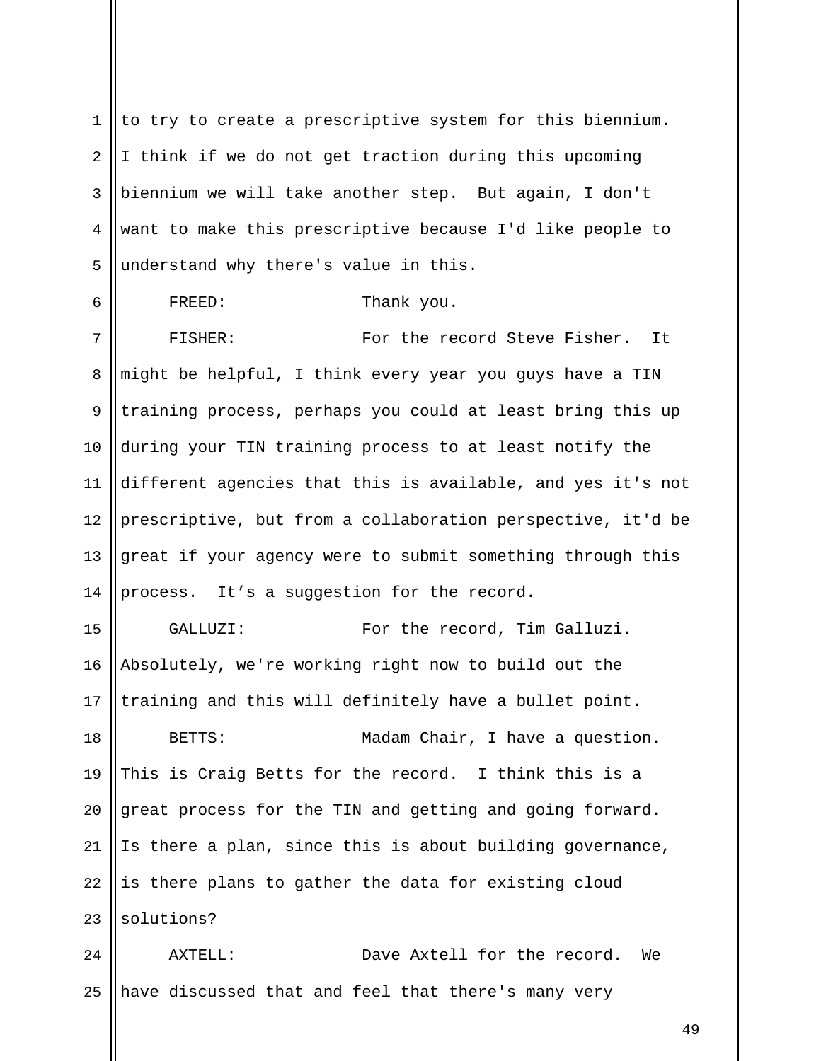to try to create a prescriptive system for this biennium. I think if we do not get traction during this upcoming biennium we will take another step. But again, I don't want to make this prescriptive because I'd like people to understand why there's value in this.

FREED: Thank you.

FISHER: For the record Steve Fisher. It might be helpful, I think every year you guys have a TIN training process, perhaps you could at least bring this up during your TIN training process to at least notify the different agencies that this is available, and yes it's not prescriptive, but from a collaboration perspective, it'd be great if your agency were to submit something through this process. It’s a suggestion for the record.

GALLUZI: For the record, Tim Galluzi. Absolutely, we're working right now to build out the training and this will definitely have a bullet point.

BETTS: Madam Chair, I have a question. This is Craig Betts for the record. I think this is a great process for the TIN and getting and going forward. Is there a plan, since this is about building governance, is there plans to gather the data for existing cloud solutions?

AXTELL: Dave Axtell for the record. We have discussed that and feel that there's many very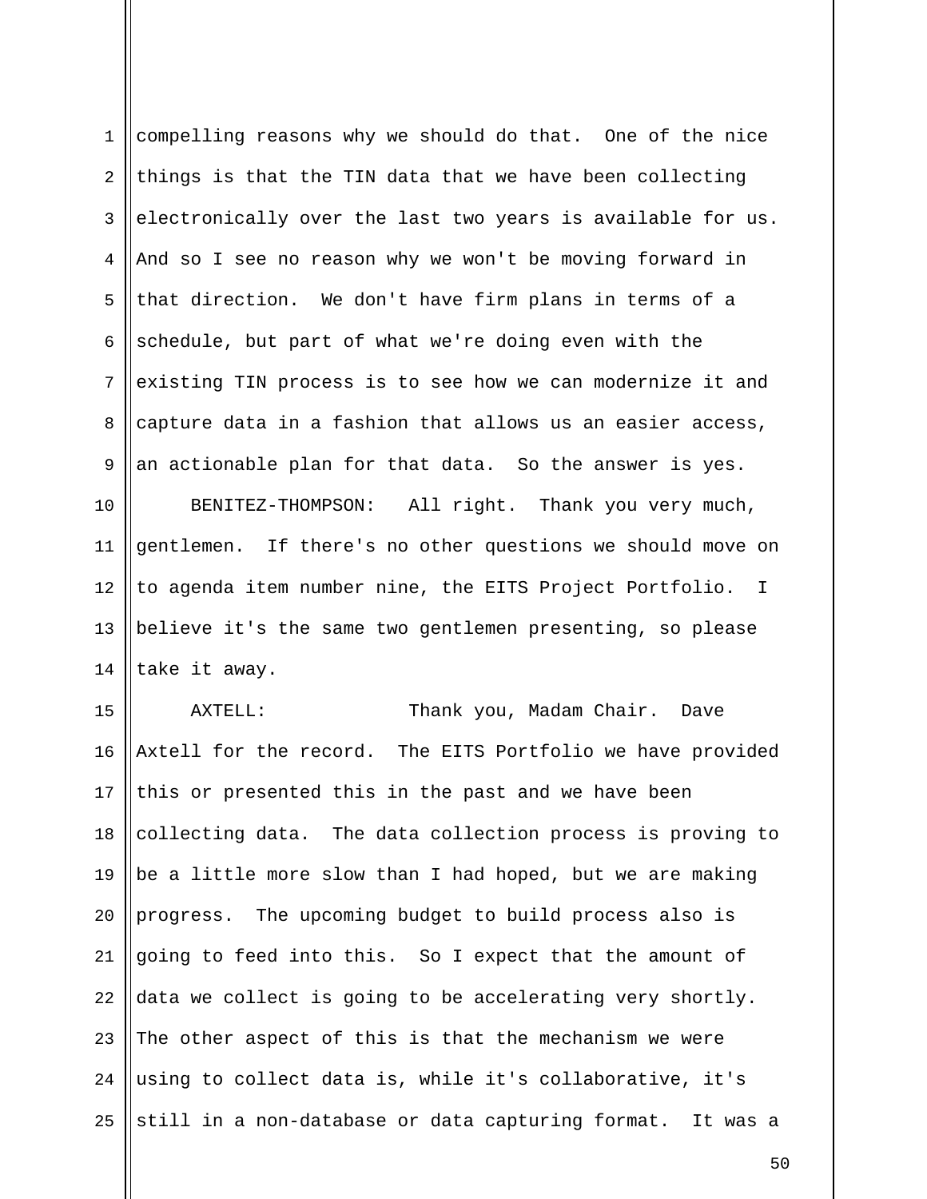compelling reasons why we should do that. One of the nice things is that the TIN data that we have been collecting electronically over the last two years is available for us. And so I see no reason why we won't be moving forward in that direction. We don't have firm plans in terms of a schedule, but part of what we're doing even with the existing TIN process is to see how we can modernize it and capture data in a fashion that allows us an easier access, an actionable plan for that data. So the answer is yes.

BENITEZ-THOMPSON: All right. Thank you very much, gentlemen. If there's no other questions we should move on to agenda item number nine, the EITS Project Portfolio. I believe it's the same two gentlemen presenting, so please take it away.

AXTELL: Thank you, Madam Chair. Dave Axtell for the record. The EITS Portfolio we have provided this or presented this in the past and we have been collecting data. The data collection process is proving to be a little more slow than I had hoped, but we are making progress. The upcoming budget to build process also is going to feed into this. So I expect that the amount of data we collect is going to be accelerating very shortly. The other aspect of this is that the mechanism we were using to collect data is, while it's collaborative, it's still in a non-database or data capturing format. It was a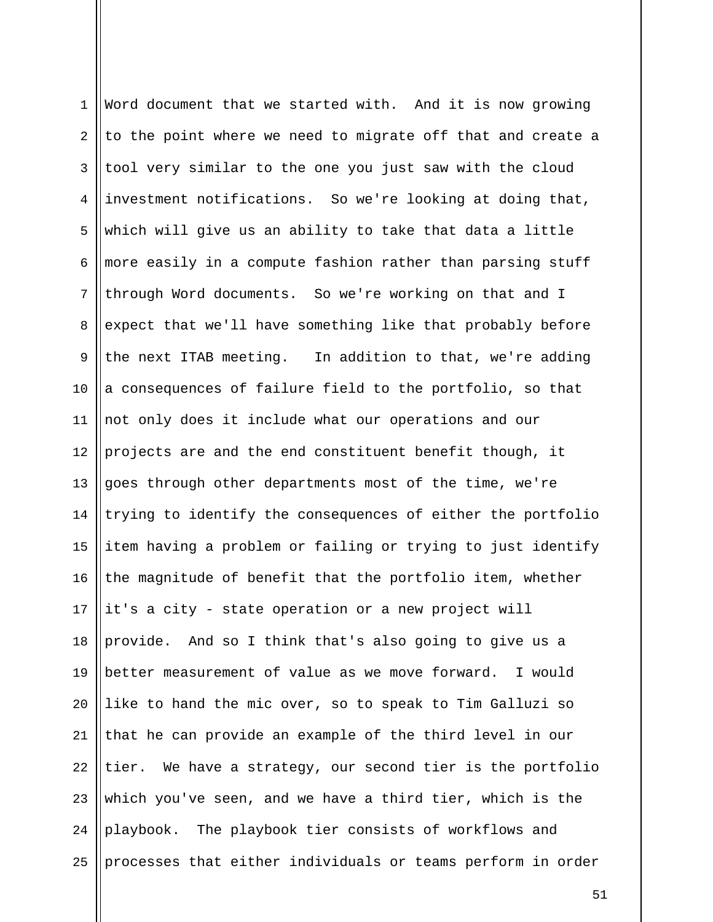Word document that we started with. And it is now growing to the point where we need to migrate off that and create a tool very similar to the one you just saw with the cloud investment notifications. So we're looking at doing that, which will give us an ability to take that data a little more easily in a compute fashion rather than parsing stuff through Word documents. So we're working on that and I expect that we'll have something like that probably before the next ITAB meeting. In addition to that, we're adding a consequences of failure field to the portfolio, so that not only does it include what our operations and our projects are and the end constituent benefit though, it goes through other departments most of the time, we're trying to identify the consequences of either the portfolio item having a problem or failing or trying to just identify the magnitude of benefit that the portfolio item, whether it's a city - state operation or a new project will provide. And so I think that's also going to give us a better measurement of value as we move forward. I would like to hand the mic over, so to speak to Tim Galluzi so that he can provide an example of the third level in our tier. We have a strategy, our second tier is the portfolio which you've seen, and we have a third tier, which is the playbook. The playbook tier consists of workflows and processes that either individuals or teams perform in order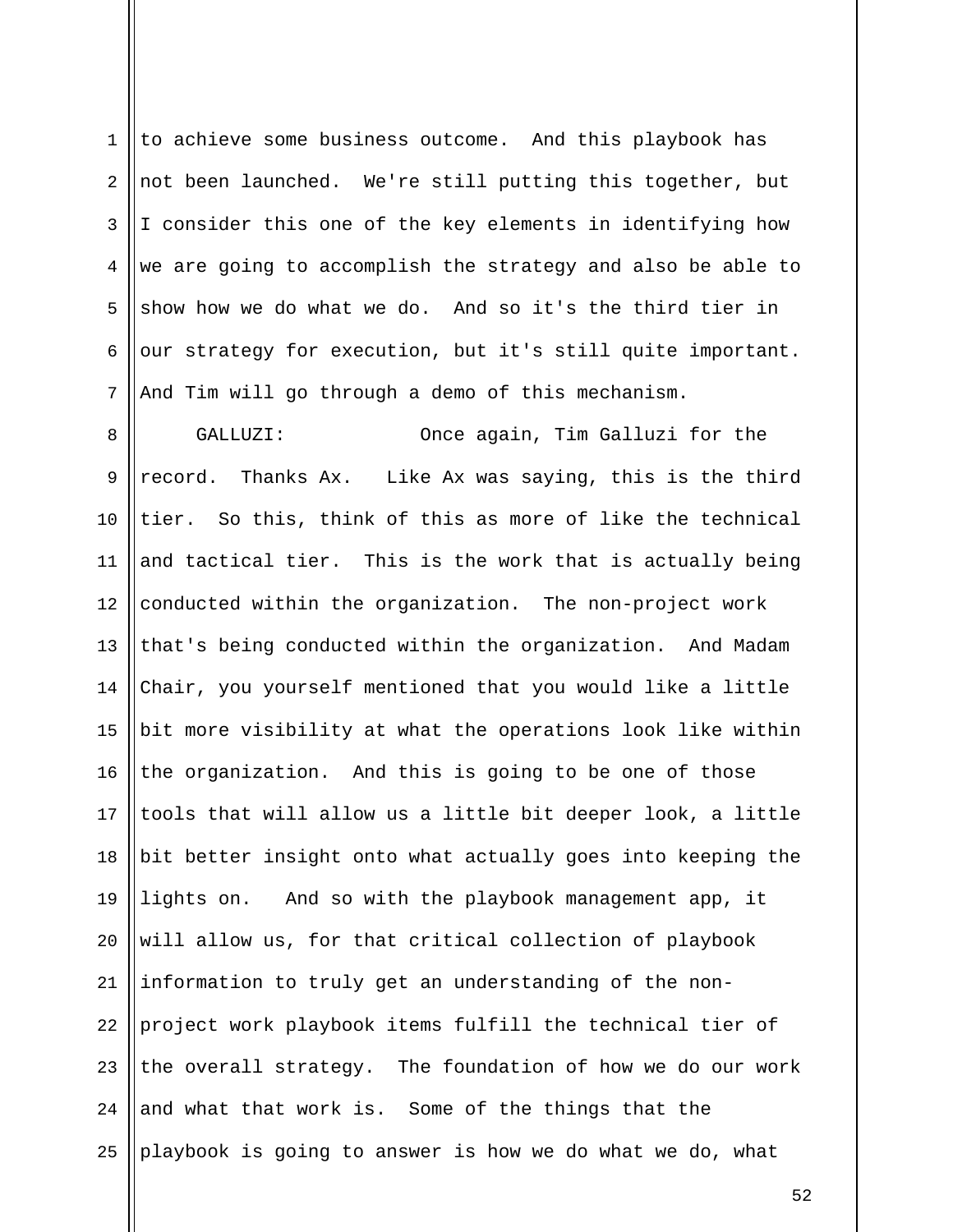to achieve some business outcome. And this playbook has not been launched. We're still putting this together, but I consider this one of the key elements in identifying how we are going to accomplish the strategy and also be able to show how we do what we do. And so it's the third tier in our strategy for execution, but it's still quite important. And Tim will go through a demo of this mechanism.

GALLUZI: Once again, Tim Galluzi for the record. Thanks Ax. Like Ax was saying, this is the third tier. So this, think of this as more of like the technical and tactical tier. This is the work that is actually being conducted within the organization. The non-project work that's being conducted within the organization. And Madam Chair, you yourself mentioned that you would like a little bit more visibility at what the operations look like within the organization. And this is going to be one of those tools that will allow us a little bit deeper look, a little bit better insight onto what actually goes into keeping the lights on. And so with the playbook management app, it will allow us, for that critical collection of playbook information to truly get an understanding of the non-project work playbook items fulfill the technical tier of the overall strategy. The foundation of how we do our work and what that work is. Some of the things that the playbook is going to answer is how we do what we do, what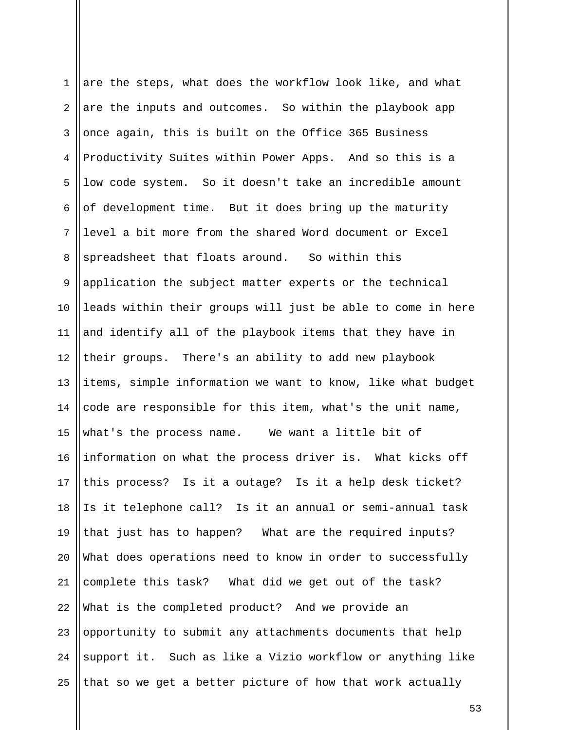are the steps, what does the workflow look like, and what are the inputs and outcomes. So within the playbook app once again, this is built on the Office 365 Business Productivity Suites within Power Apps. And so this is a low code system. So it doesn't take an incredible amount of development time. But it does bring up the maturity level a bit more from the shared Word document or Excel spreadsheet that floats around. So within this application the subject matter experts or the technical leads within their groups will just be able to come in here and identify all of the playbook items that they have in their groups. There's an ability to add new playbook items, simple information we want to know, like what budget code are responsible for this item, what's the unit name, what's the process name. We want a little bit of information on what the process driver is. What kicks off this process? Is it a outage? Is it a help desk ticket? Is it telephone call? Is it an annual or semi-annual task that just has to happen? What are the required inputs? What does operations need to know in order to successfully complete this task? What did we get out of the task? What is the completed product? And we provide an opportunity to submit any attachments documents that help support it. Such as like a Vizio workflow or anything like that so we get a better picture of how that work actually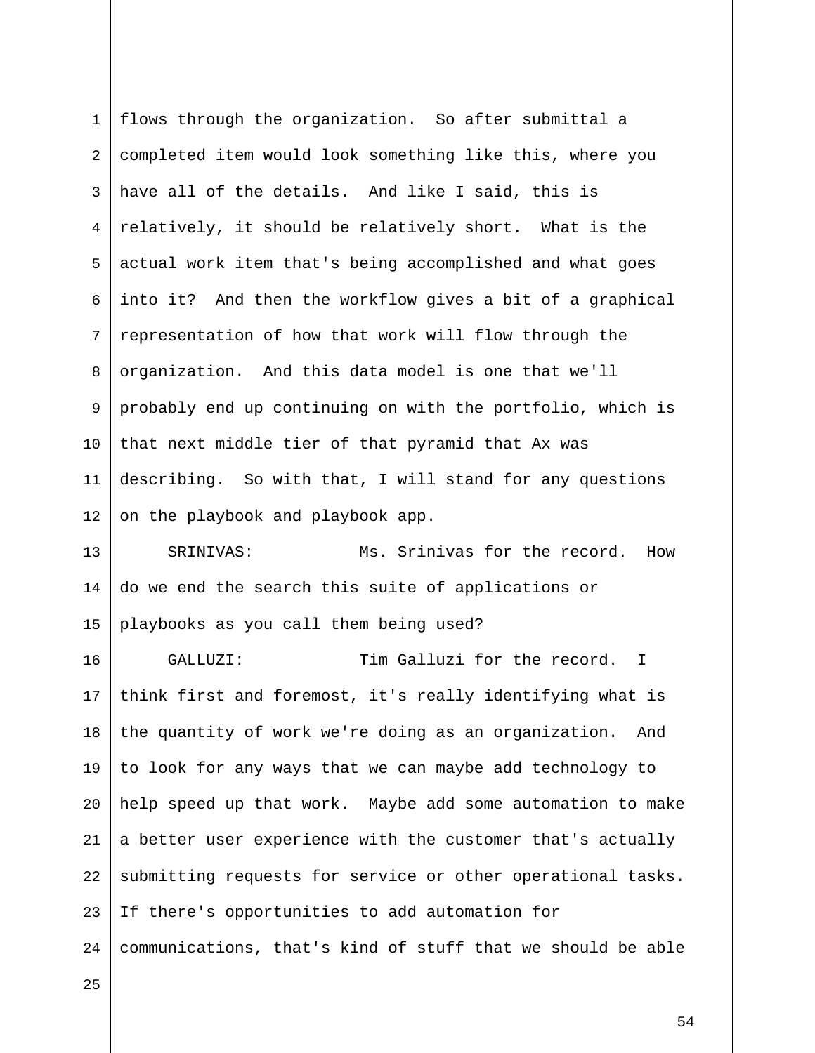flows through the organization. So after submittal a completed item would look something like this, where you have all of the details. And like I said, this is relatively, it should be relatively short. What is the actual work item that's being accomplished and what goes into it? And then the workflow gives a bit of a graphical representation of how that work will flow through the organization. And this data model is one that we'll probably end up continuing on with the portfolio, which is that next middle tier of that pyramid that Ax was describing. So with that, I will stand for any questions on the playbook and playbook app.

SRINIVAS: Ms. Srinivas for the record. How do we end the search this suite of applications or playbooks as you call them being used?

GALLUZI: Tim Galluzi for the record. I think first and foremost, it's really identifying what is the quantity of work we're doing as an organization. And to look for any ways that we can maybe add technology to help speed up that work. Maybe add some automation to make a better user experience with the customer that's actually submitting requests for service or other operational tasks. If there's opportunities to add automation for communications, that's kind of stuff that we should be able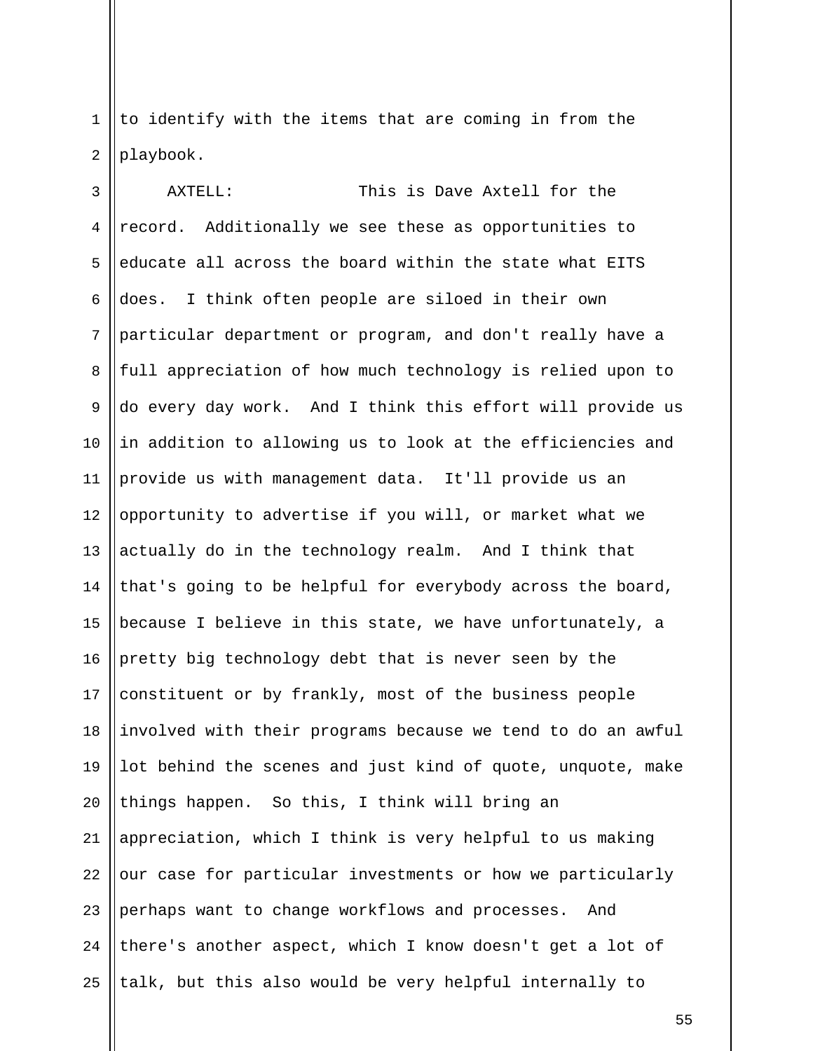to identify with the items that are coming in from the playbook.

AXTELL: This is Dave Axtell for the record. Additionally we see these as opportunities to educate all across the board within the state what EITS does. I think often people are siloed in their own particular department or program, and don't really have a full appreciation of how much technology is relied upon to do every day work. And I think this effort will provide us in addition to allowing us to look at the efficiencies and provide us with management data. It'll provide us an opportunity to advertise if you will, or market what we actually do in the technology realm. And I think that that's going to be helpful for everybody across the board, because I believe in this state, we have unfortunately, a pretty big technology debt that is never seen by the constituent or by frankly, most of the business people involved with their programs because we tend to do an awful lot behind the scenes and just kind of quote, unquote, make things happen. So this, I think will bring an appreciation, which I think is very helpful to us making our case for particular investments or how we particularly perhaps want to change workflows and processes. And there's another aspect, which I know doesn't get a lot of talk, but this also would be very helpful internally to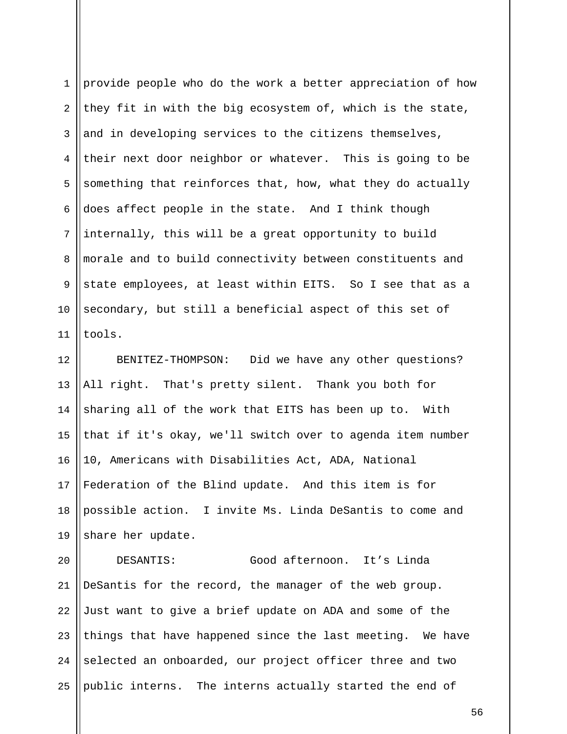provide people who do the work a better appreciation of how they fit in with the big ecosystem of, which is the state, and in developing services to the citizens themselves, their next door neighbor or whatever. This is going to be something that reinforces that, how, what they do actually does affect people in the state. And I think though internally, this will be a great opportunity to build morale and to build connectivity between constituents and state employees, at least within EITS. So I see that as a secondary, but still a beneficial aspect of this set of tools.

BENITEZ-THOMPSON: Did we have any other questions? All right. That's pretty silent. Thank you both for sharing all of the work that EITS has been up to. With that if it's okay, we'll switch over to agenda item number 10, Americans with Disabilities Act, ADA, National Federation of the Blind update. And this item is for possible action. I invite Ms. Linda DeSantis to come and share her update.

DESANTIS: Good afternoon. It’s Linda DeSantis for the record, the manager of the web group. Just want to give a brief update on ADA and some of the things that have happened since the last meeting. We have selected an onboarded, our project officer three and two public interns. The interns actually started the end of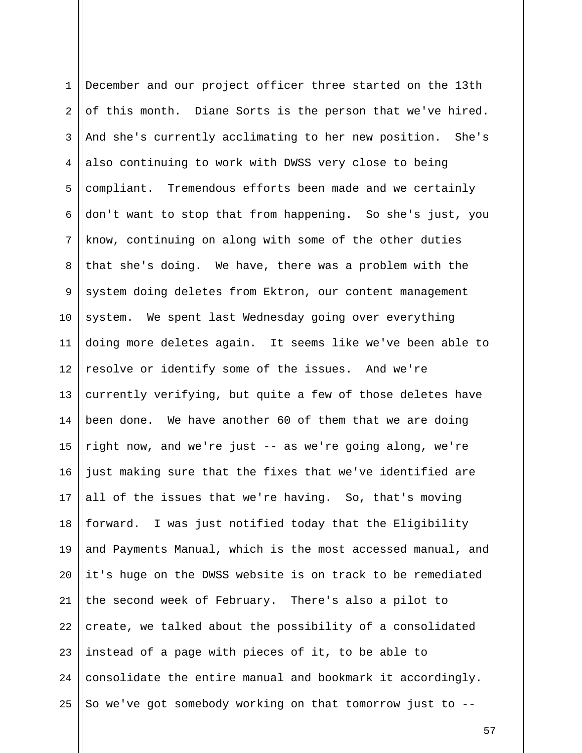December and our project officer three started on the 13th of this month. Diane Sorts is the person that we've hired. And she's currently acclimating to her new position. She's also continuing to work with DWSS very close to being compliant. Tremendous efforts been made and we certainly don't want to stop that from happening. So she's just, you know, continuing on along with some of the other duties that she's doing. We have, there was a problem with the system doing deletes from Ektron, our content management system. We spent last Wednesday going over everything doing more deletes again. It seems like we've been able to resolve or identify some of the issues. And we're currently verifying, but quite a few of those deletes have been done. We have another 60 of them that we are doing right now, and we're just -- as we're going along, we're just making sure that the fixes that we've identified are all of the issues that we're having. So, that's moving forward. I was just notified today that the Eligibility and Payments Manual, which is the most accessed manual, and it's huge on the DWSS website is on track to be remediated the second week of February. There's also a pilot to create, we talked about the possibility of a consolidated instead of a page with pieces of it, to be able to consolidate the entire manual and bookmark it accordingly. So we've got somebody working on that tomorrow just to --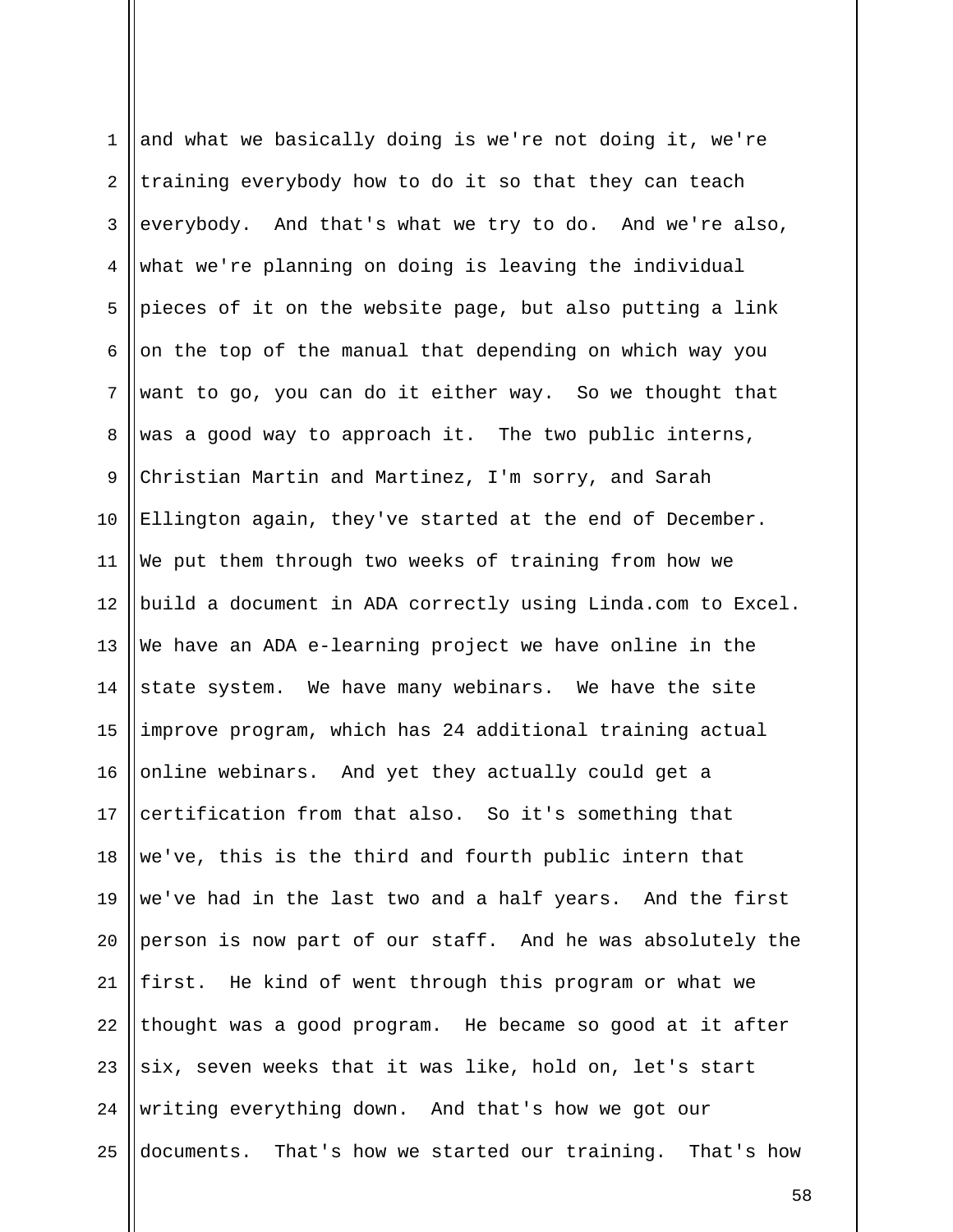and what we basically doing is we're not doing it, we're training everybody how to do it so that they can teach everybody. And that's what we try to do. And we're also, what we're planning on doing is leaving the individual pieces of it on the website page, but also putting a link on the top of the manual that depending on which way you want to go, you can do it either way. So we thought that was a good way to approach it. The two public interns, Christian Martin and Martinez, I'm sorry, and Sarah Ellington again, they've started at the end of December. We put them through two weeks of training from how we build a document in ADA correctly using Linda.com to Excel. We have an ADA e-learning project we have online in the state system. We have many webinars. We have the site improve program, which has 24 additional training actual online webinars. And yet they actually could get a certification from that also. So it's something that we've, this is the third and fourth public intern that we've had in the last two and a half years. And the first person is now part of our staff. And he was absolutely the first. He kind of went through this program or what we thought was a good program. He became so good at it after six, seven weeks that it was like, hold on, let's start writing everything down. And that's how we got our documents. That's how we started our training. That's how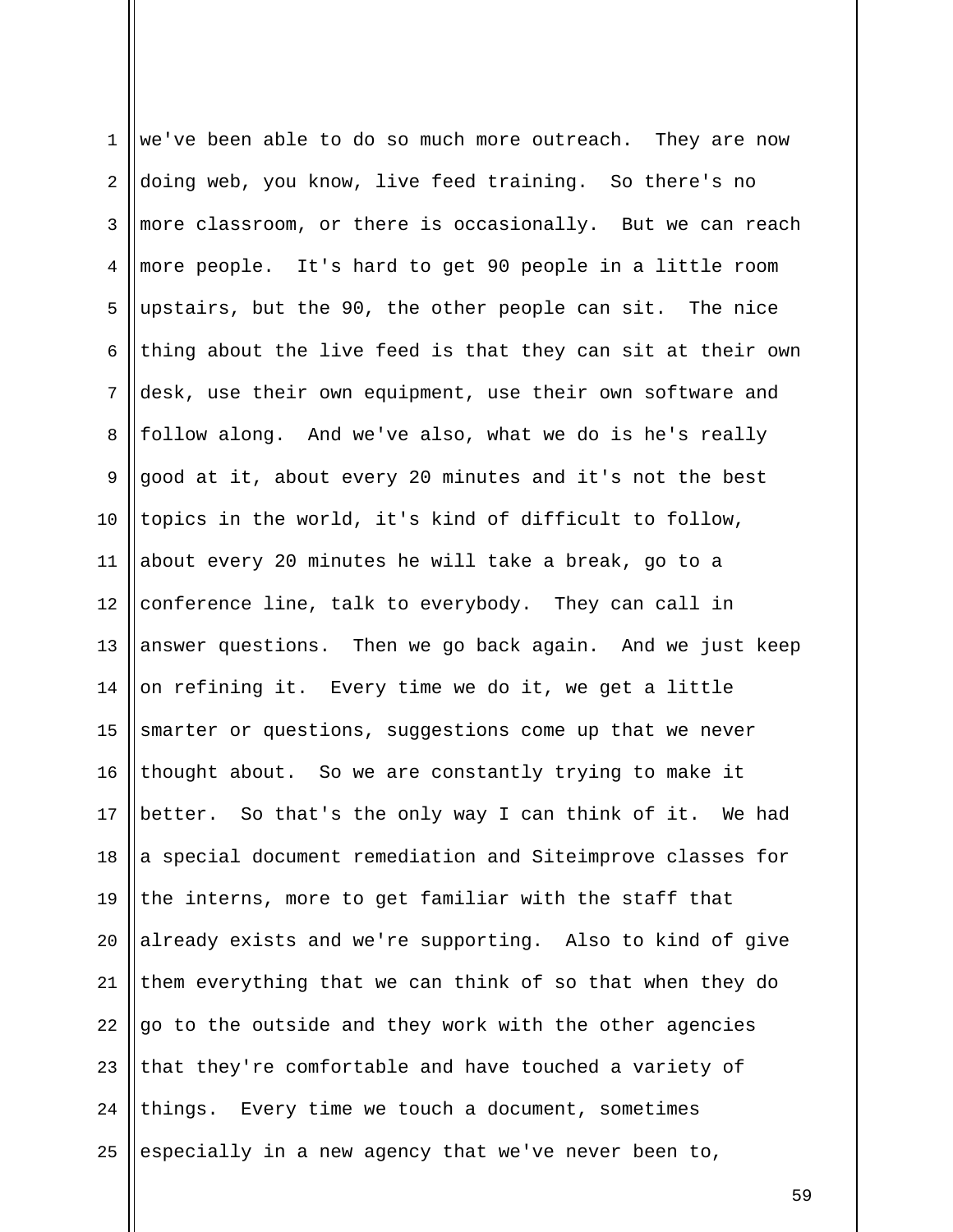we've been able to do so much more outreach. They are now doing web, you know, live feed training. So there's no more classroom, or there is occasionally. But we can reach more people. It's hard to get 90 people in a little room upstairs, but the 90, the other people can sit. The nice thing about the live feed is that they can sit at their own desk, use their own equipment, use their own software and follow along. And we've also, what we do is he's really good at it, about every 20 minutes and it's not the best topics in the world, it's kind of difficult to follow, about every 20 minutes he will take a break, go to a conference line, talk to everybody. They can call in answer questions. Then we go back again. And we just keep on refining it. Every time we do it, we get a little smarter or questions, suggestions come up that we never thought about. So we are constantly trying to make it better. So that's the only way I can think of it. We had a special document remediation and Siteimprove classes for the interns, more to get familiar with the staff that already exists and we're supporting. Also to kind of give them everything that we can think of so that when they do go to the outside and they work with the other agencies that they're comfortable and have touched a variety of things. Every time we touch a document, sometimes especially in a new agency that we've never been to,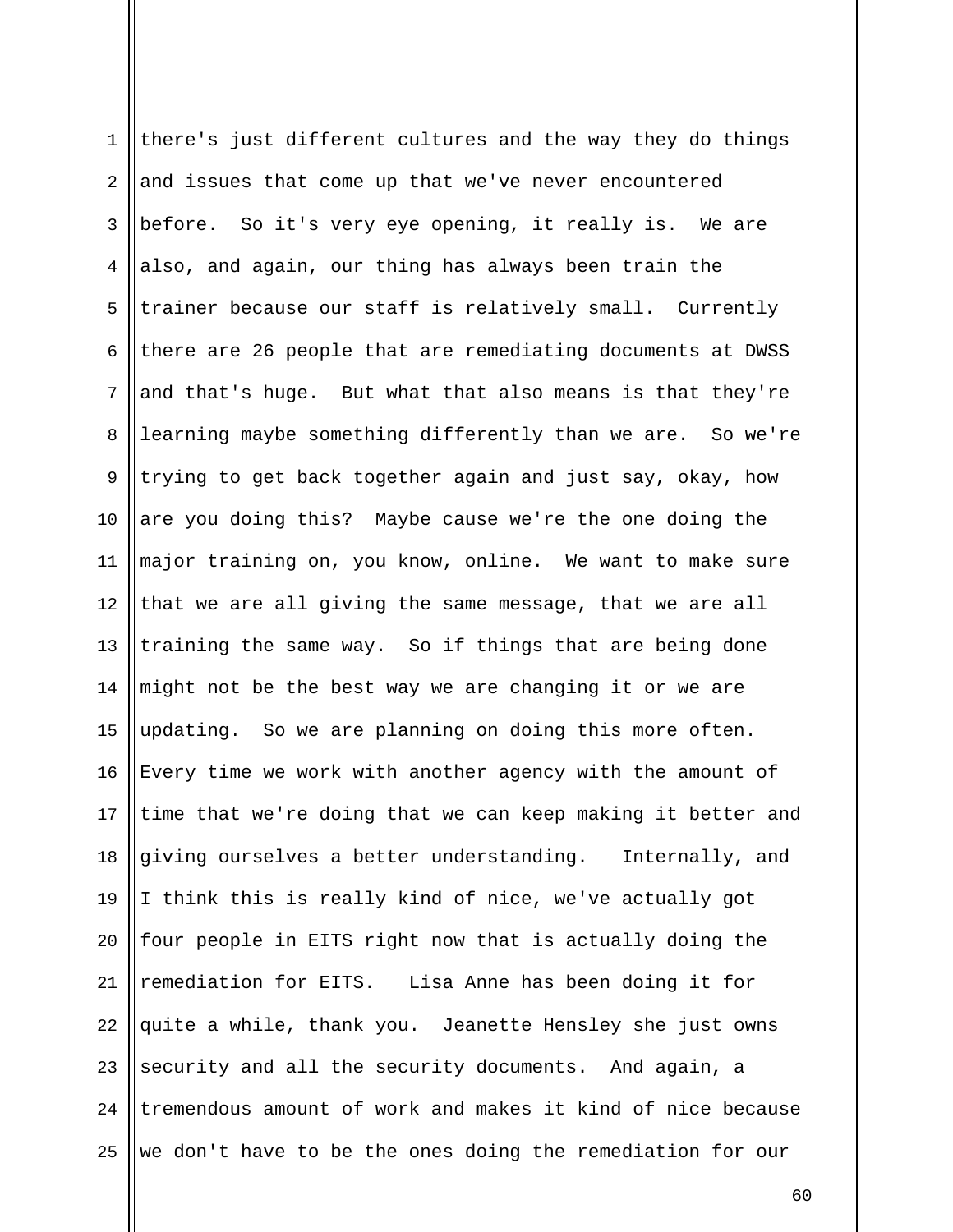there's just different cultures and the way they do things and issues that come up that we've never encountered before. So it's very eye opening, it really is. We are also, and again, our thing has always been train the trainer because our staff is relatively small. Currently there are 26 people that are remediating documents at DWSS and that's huge. But what that also means is that they're learning maybe something differently than we are. So we're trying to get back together again and just say, okay, how are you doing this? Maybe cause we're the one doing the major training on, you know, online. We want to make sure that we are all giving the same message, that we are all training the same way. So if things that are being done might not be the best way we are changing it or we are updating. So we are planning on doing this more often. Every time we work with another agency with the amount of time that we're doing that we can keep making it better and giving ourselves a better understanding. Internally, and I think this is really kind of nice, we've actually got four people in EITS right now that is actually doing the remediation for EITS. Lisa Anne has been doing it for quite a while, thank you. Jeanette Hensley she just owns security and all the security documents. And again, a tremendous amount of work and makes it kind of nice because we don't have to be the ones doing the remediation for our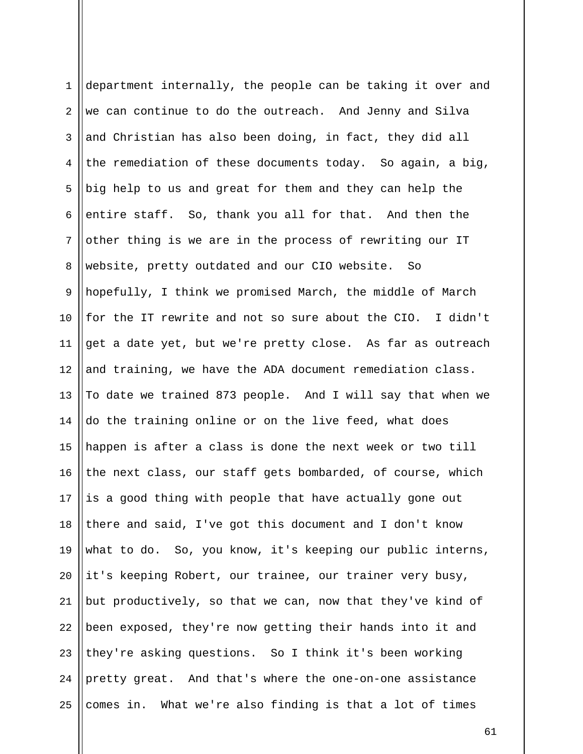department internally, the people can be taking it over and we can continue to do the outreach. And Jenny and Silva and Christian has also been doing, in fact, they did all the remediation of these documents today. So again, a big, big help to us and great for them and they can help the entire staff. So, thank you all for that. And then the other thing is we are in the process of rewriting our IT website, pretty outdated and our CIO website. So hopefully, I think we promised March, the middle of March for the IT rewrite and not so sure about the CIO. I didn't get a date yet, but we're pretty close. As far as outreach and training, we have the ADA document remediation class. To date we trained 873 people. And I will say that when we do the training online or on the live feed, what does happen is after a class is done the next week or two till the next class, our staff gets bombarded, of course, which is a good thing with people that have actually gone out there and said, I've got this document and I don't know what to do. So, you know, it's keeping our public interns, it's keeping Robert, our trainee, our trainer very busy, but productively, so that we can, now that they've kind of been exposed, they're now getting their hands into it and they're asking questions. So I think it's been working pretty great. And that's where the one-on-one assistance comes in. What we're also finding is that a lot of times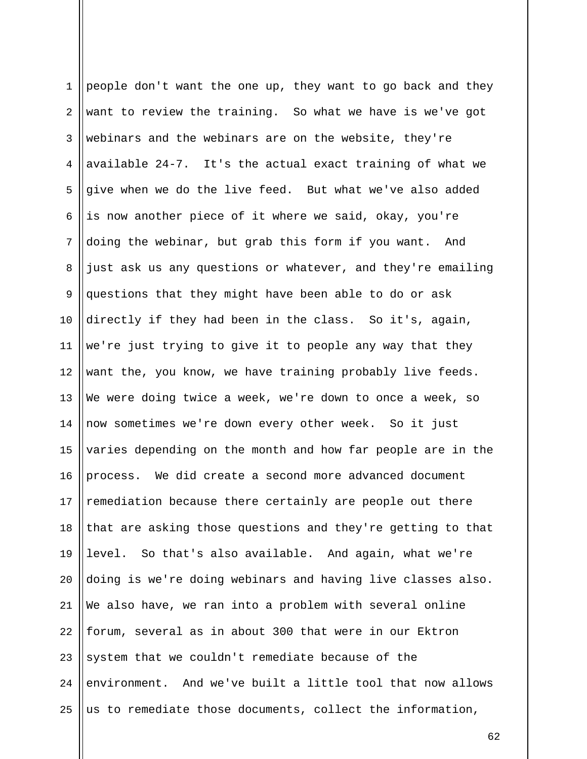people don't want the one up, they want to go back and they want to review the training. So what we have is we've got webinars and the webinars are on the website, they're available 24-7. It's the actual exact training of what we give when we do the live feed. But what we've also added is now another piece of it where we said, okay, you're doing the webinar, but grab this form if you want. And just ask us any questions or whatever, and they're emailing questions that they might have been able to do or ask directly if they had been in the class. So it's, again, we're just trying to give it to people any way that they want the, you know, we have training probably live feeds. We were doing twice a week, we're down to once a week, so now sometimes we're down every other week. So it just varies depending on the month and how far people are in the process. We did create a second more advanced document remediation because there certainly are people out there that are asking those questions and they're getting to that level. So that's also available. And again, what we're doing is we're doing webinars and having live classes also. We also have, we ran into a problem with several online forum, several as in about 300 that were in our Ektron system that we couldn't remediate because of the environment. And we've built a little tool that now allows us to remediate those documents, collect the information,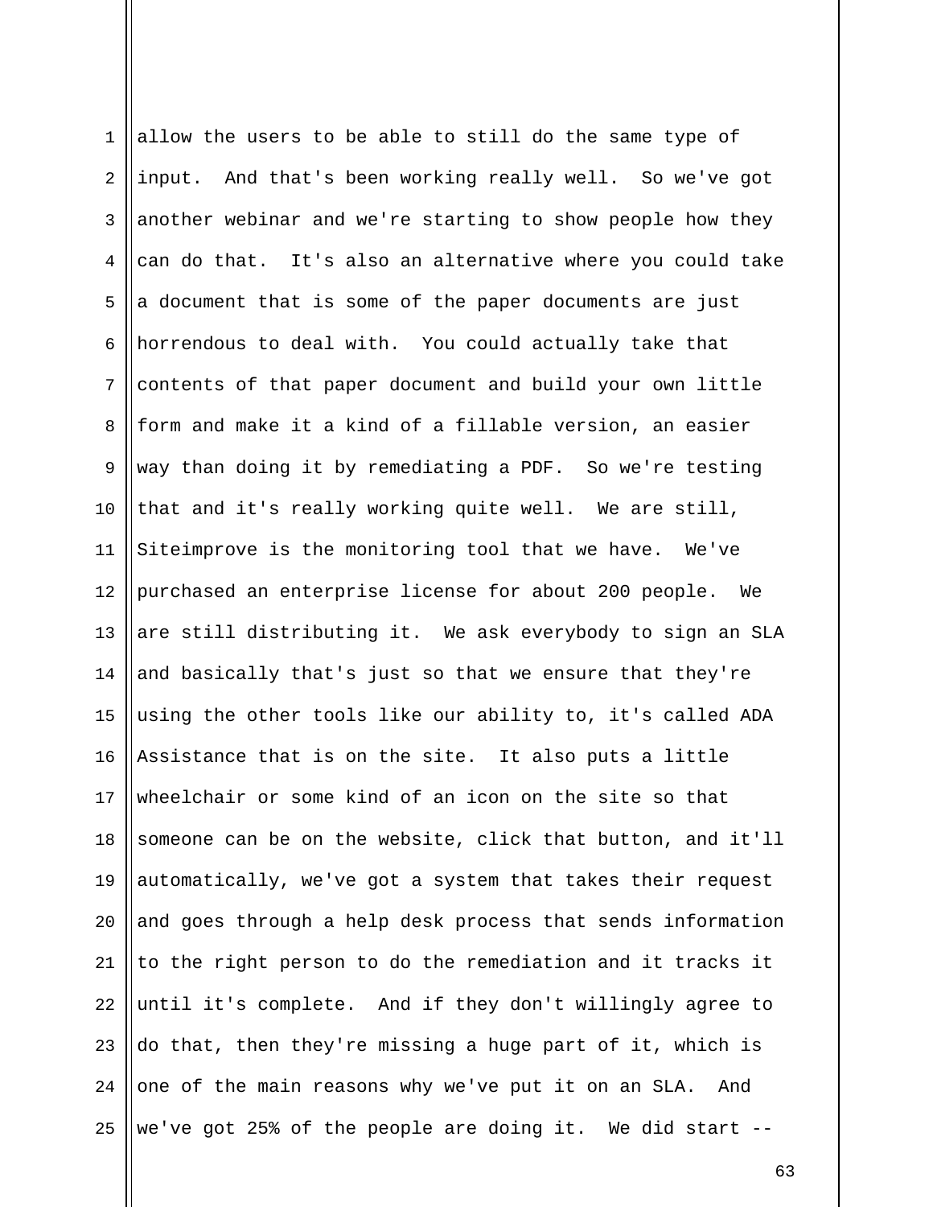allow the users to be able to still do the same type of input. And that's been working really well. So we've got another webinar and we're starting to show people how they can do that. It's also an alternative where you could take a document that is some of the paper documents are just horrendous to deal with. You could actually take that contents of that paper document and build your own little form and make it a kind of a fillable version, an easier way than doing it by remediating a PDF. So we're testing that and it's really working quite well. We are still, Siteimprove is the monitoring tool that we have. We've purchased an enterprise license for about 200 people. We are still distributing it. We ask everybody to sign an SLA and basically that's just so that we ensure that they're using the other tools like our ability to, it's called ADA Assistance that is on the site. It also puts a little wheelchair or some kind of an icon on the site so that someone can be on the website, click that button, and it'll automatically, we've got a system that takes their request and goes through a help desk process that sends information to the right person to do the remediation and it tracks it until it's complete. And if they don't willingly agree to do that, then they're missing a huge part of it, which is one of the main reasons why we've put it on an SLA. And we've got 25% of the people are doing it. We did start --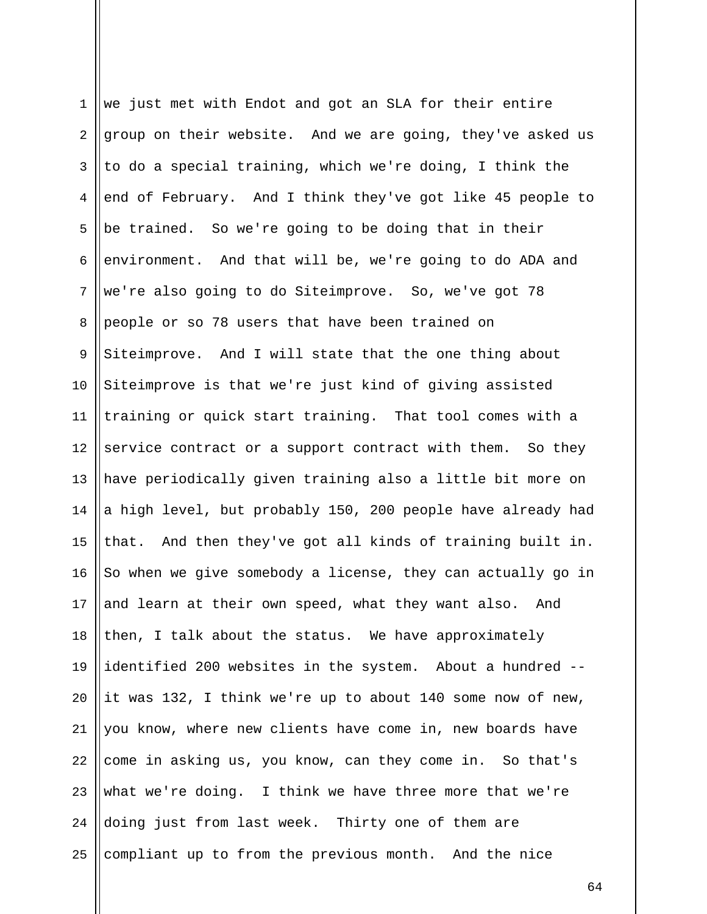we just met with Endot and got an SLA for their entire group on their website. And we are going, they've asked us to do a special training, which we're doing, I think the end of February. And I think they've got like 45 people to be trained. So we're going to be doing that in their environment. And that will be, we're going to do ADA and we're also going to do Siteimprove. So, we've got 78 people or so 78 users that have been trained on Siteimprove. And I will state that the one thing about Siteimprove is that we're just kind of giving assisted training or quick start training. That tool comes with a service contract or a support contract with them. So they have periodically given training also a little bit more on a high level, but probably 150, 200 people have already had that. And then they've got all kinds of training built in. So when we give somebody a license, they can actually go in and learn at their own speed, what they want also. And then, I talk about the status. We have approximately identified 200 websites in the system. About a hundred -- it was 132, I think we're up to about 140 some now of new, you know, where new clients have come in, new boards have come in asking us, you know, can they come in. So that's what we're doing. I think we have three more that we're doing just from last week. Thirty one of them are compliant up to from the previous month. And the nice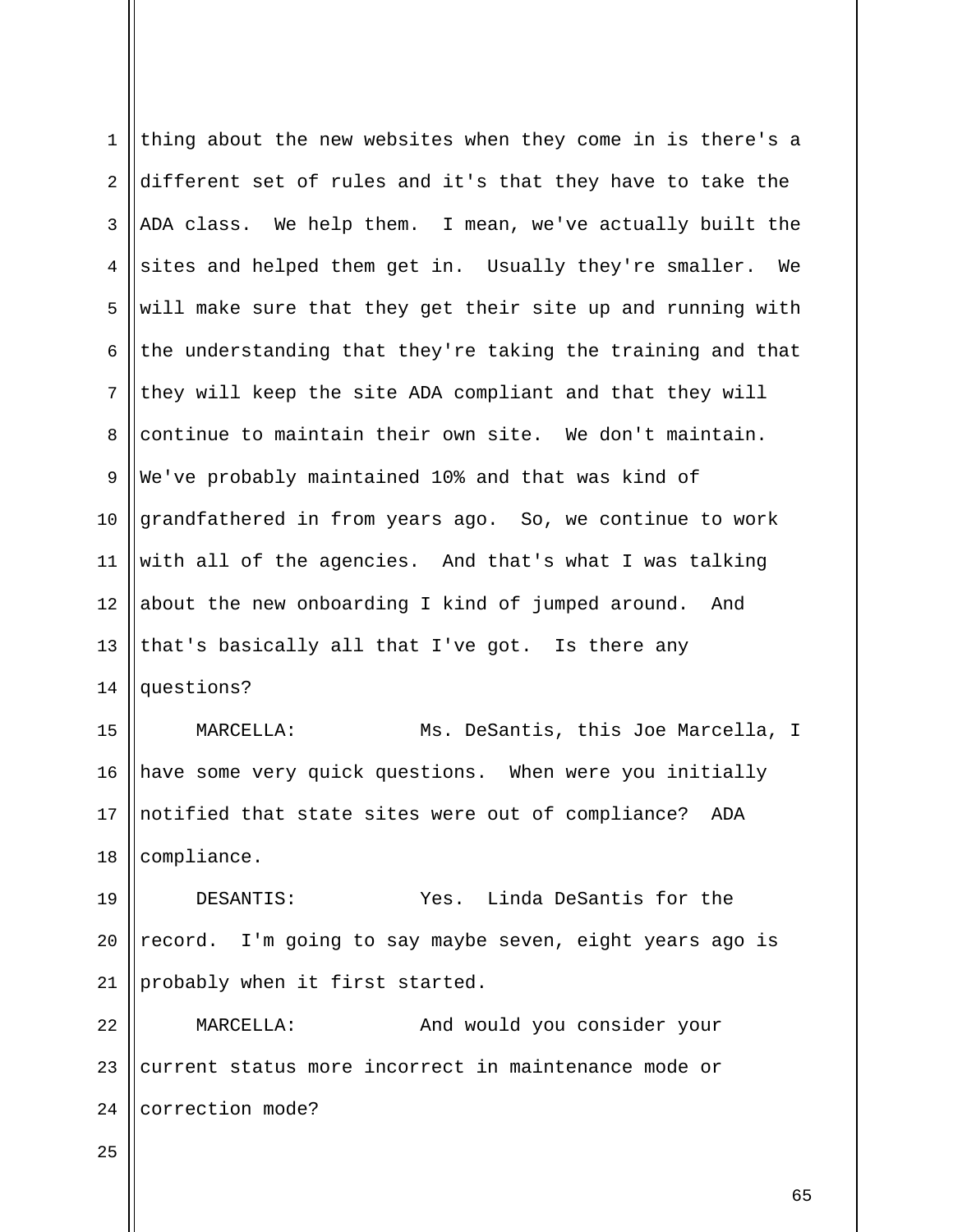thing about the new websites when they come in is there's a different set of rules and it's that they have to take the ADA class. We help them. I mean, we've actually built the sites and helped them get in. Usually they're smaller. We will make sure that they get their site up and running with the understanding that they're taking the training and that they will keep the site ADA compliant and that they will continue to maintain their own site. We don't maintain. We've probably maintained 10% and that was kind of grandfathered in from years ago. So, we continue to work with all of the agencies. And that's what I was talking about the new onboarding I kind of jumped around. And that's basically all that I've got. Is there any questions?

MARCELLA: Ms. DeSantis, this Joe Marcella, I have some very quick questions. When were you initially notified that state sites were out of compliance? ADA compliance.

DESANTIS: Yes. Linda DeSantis for the record. I'm going to say maybe seven, eight years ago is probably when it first started.

MARCELLA: And would you consider your current status more incorrect in maintenance mode or correction mode?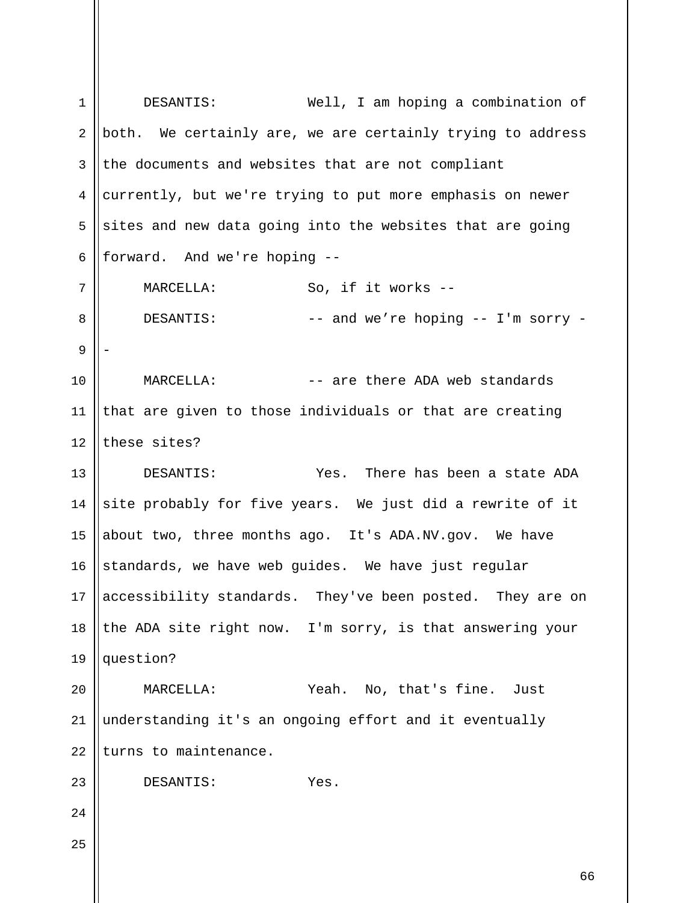DESANTIS: Well, I am hoping a combination of both. We certainly are, we are certainly trying to address the documents and websites that are not compliant currently, but we're trying to put more emphasis on newer sites and new data going into the websites that are going forward. And we're hoping --

MARCELLA: So, if it works --

DESANTIS: -- and we’re hoping -- I'm sorry --

MARCELLA: -- are there ADA web standards that are given to those individuals or that are creating these sites?

DESANTIS: Yes. There has been a state ADA site probably for five years. We just did a rewrite of it about two, three months ago. It's ADA.NV.gov. We have standards, we have web guides. We have just regular accessibility standards. They've been posted. They are on the ADA site right now. I'm sorry, is that answering your question?

MARCELLA: Yeah. No, that's fine. Just understanding it's an ongoing effort and it eventually turns to maintenance.

DESANTIS: Yes.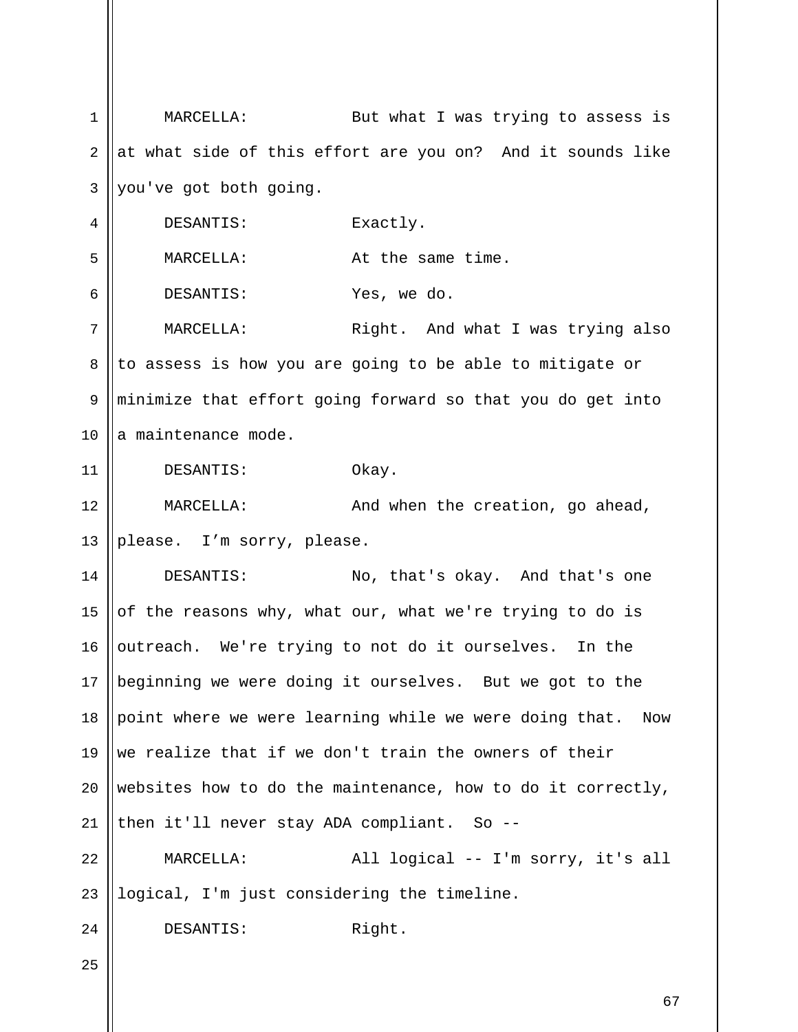MARCELLA: But what I was trying to assess is at what side of this effort are you on? And it sounds like you've got both going.

DESANTIS: Exactly.

MARCELLA: At the same time.

DESANTIS: Yes, we do.

MARCELLA: Right. And what I was trying also to assess is how you are going to be able to mitigate or minimize that effort going forward so that you do get into a maintenance mode.

DESANTIS: Okay.

MARCELLA: And when the creation, go ahead, please. I’m sorry, please.

DESANTIS: No, that's okay. And that's one of the reasons why, what our, what we're trying to do is outreach. We're trying to not do it ourselves. In the beginning we were doing it ourselves. But we got to the point where we were learning while we were doing that. Now we realize that if we don't train the owners of their websites how to do the maintenance, how to do it correctly, then it'll never stay ADA compliant. So --

MARCELLA: All logical -- I'm sorry, it's all logical, I'm just considering the timeline.

DESANTIS: Right.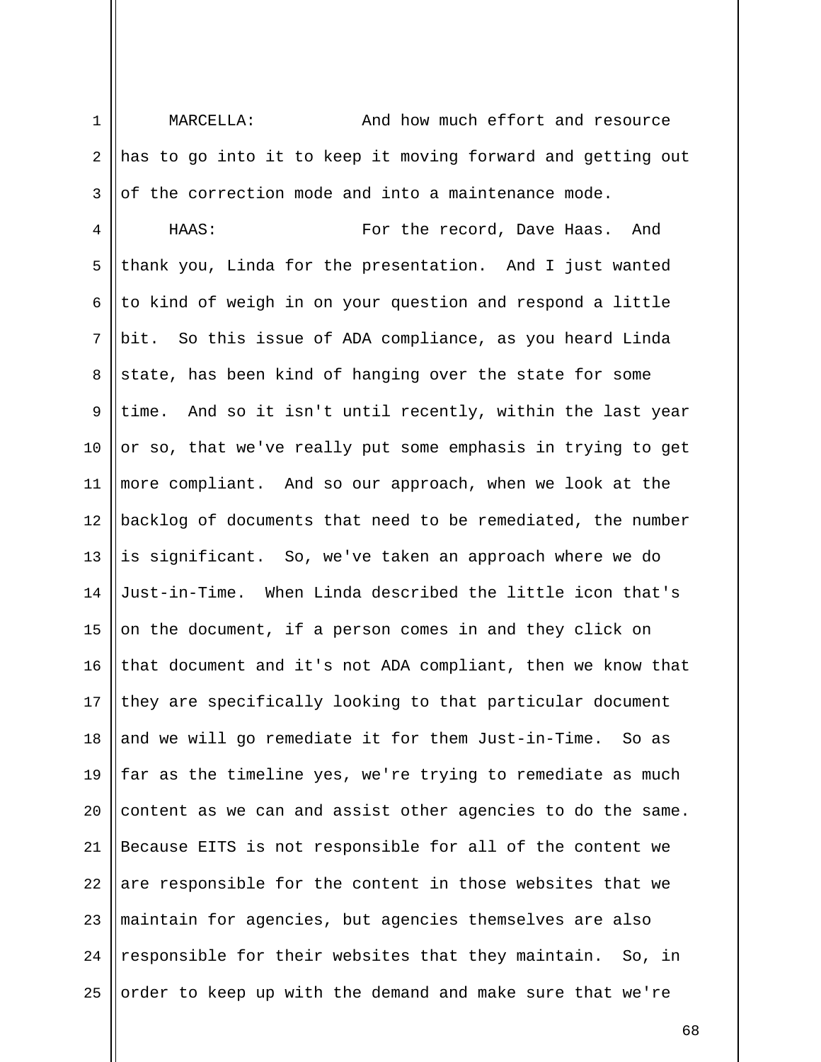MARCELLA: And how much effort and resource has to go into it to keep it moving forward and getting out of the correction mode and into a maintenance mode.

HAAS: For the record, Dave Haas. And thank you, Linda for the presentation. And I just wanted to kind of weigh in on your question and respond a little bit. So this issue of ADA compliance, as you heard Linda state, has been kind of hanging over the state for some time. And so it isn't until recently, within the last year or so, that we've really put some emphasis in trying to get more compliant. And so our approach, when we look at the backlog of documents that need to be remediated, the number is significant. So, we've taken an approach where we do Just-in-Time. When Linda described the little icon that's on the document, if a person comes in and they click on that document and it's not ADA compliant, then we know that they are specifically looking to that particular document and we will go remediate it for them Just-in-Time. So as far as the timeline yes, we're trying to remediate as much content as we can and assist other agencies to do the same. Because EITS is not responsible for all of the content we are responsible for the content in those websites that we maintain for agencies, but agencies themselves are also responsible for their websites that they maintain. So, in order to keep up with the demand and make sure that we're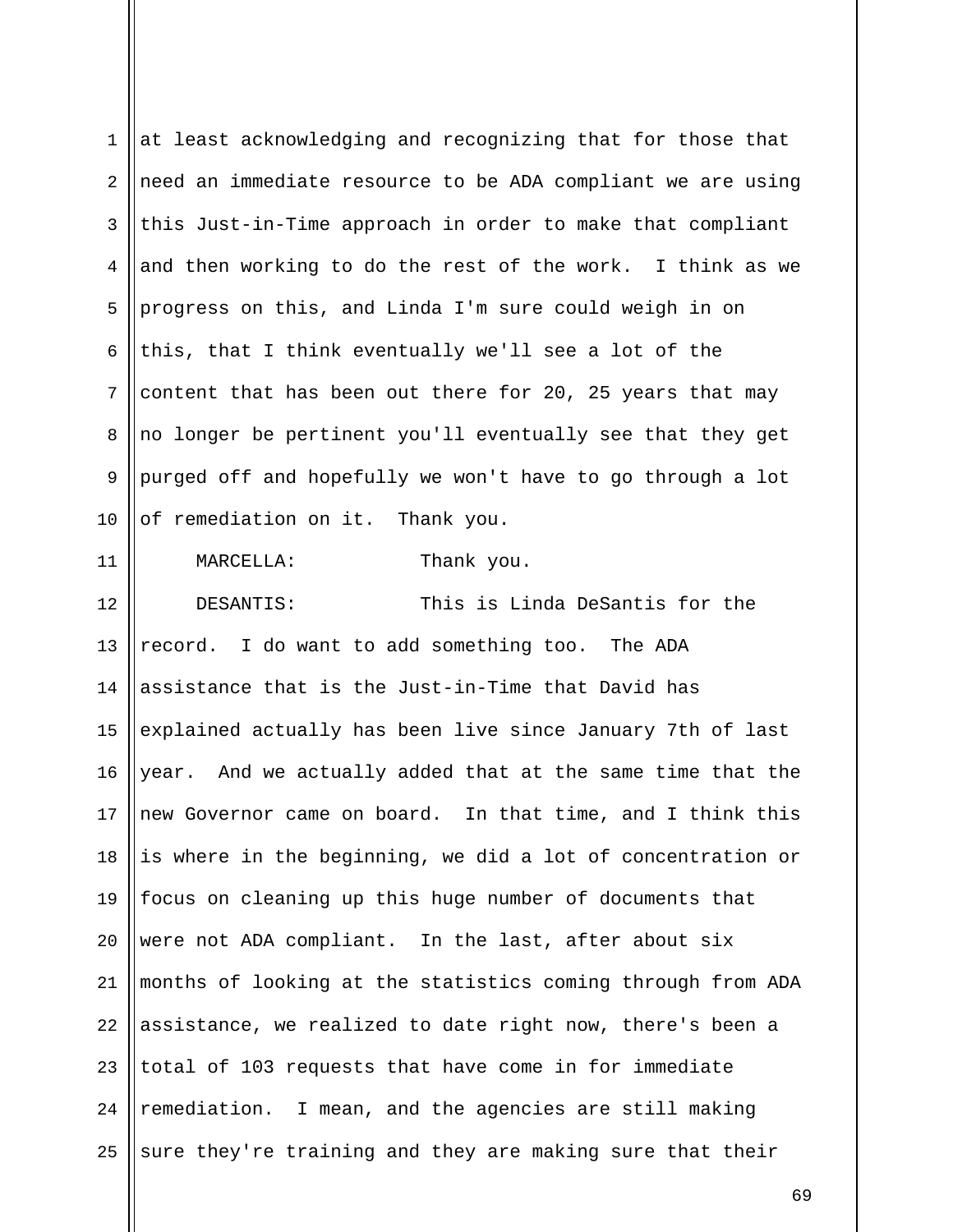at least acknowledging and recognizing that for those that need an immediate resource to be ADA compliant we are using this Just-in-Time approach in order to make that compliant and then working to do the rest of the work. I think as we progress on this, and Linda I'm sure could weigh in on this, that I think eventually we'll see a lot of the content that has been out there for 20, 25 years that may no longer be pertinent you'll eventually see that they get purged off and hopefully we won't have to go through a lot of remediation on it. Thank you.

MARCELLA: Thank you.

DESANTIS: This is Linda DeSantis for the record. I do want to add something too. The ADA assistance that is the Just-in-Time that David has explained actually has been live since January 7th of last year. And we actually added that at the same time that the new Governor came on board. In that time, and I think this is where in the beginning, we did a lot of concentration or focus on cleaning up this huge number of documents that were not ADA compliant. In the last, after about six months of looking at the statistics coming through from ADA assistance, we realized to date right now, there's been a total of 103 requests that have come in for immediate remediation. I mean, and the agencies are still making sure they're training and they are making sure that their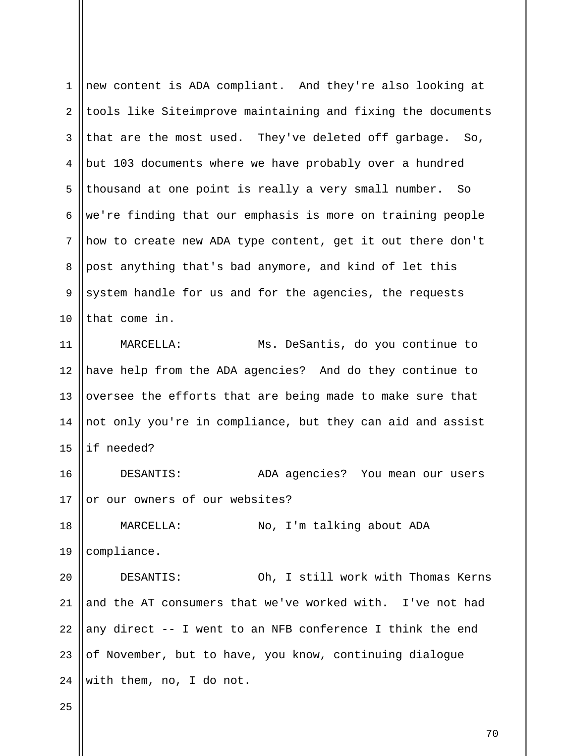new content is ADA compliant. And they're also looking at tools like Siteimprove maintaining and fixing the documents that are the most used. They've deleted off garbage. So, but 103 documents where we have probably over a hundred thousand at one point is really a very small number. So we're finding that our emphasis is more on training people how to create new ADA type content, get it out there don't post anything that's bad anymore, and kind of let this system handle for us and for the agencies, the requests that come in.

MARCELLA: Ms. DeSantis, do you continue to have help from the ADA agencies? And do they continue to oversee the efforts that are being made to make sure that not only you're in compliance, but they can aid and assist if needed?

DESANTIS: ADA agencies? You mean our users or our owners of our websites?

MARCELLA: No, I'm talking about ADA compliance.

DESANTIS: Oh, I still work with Thomas Kerns and the AT consumers that we've worked with. I've not had any direct -- I went to an NFB conference I think the end of November, but to have, you know, continuing dialogue with them, no, I do not.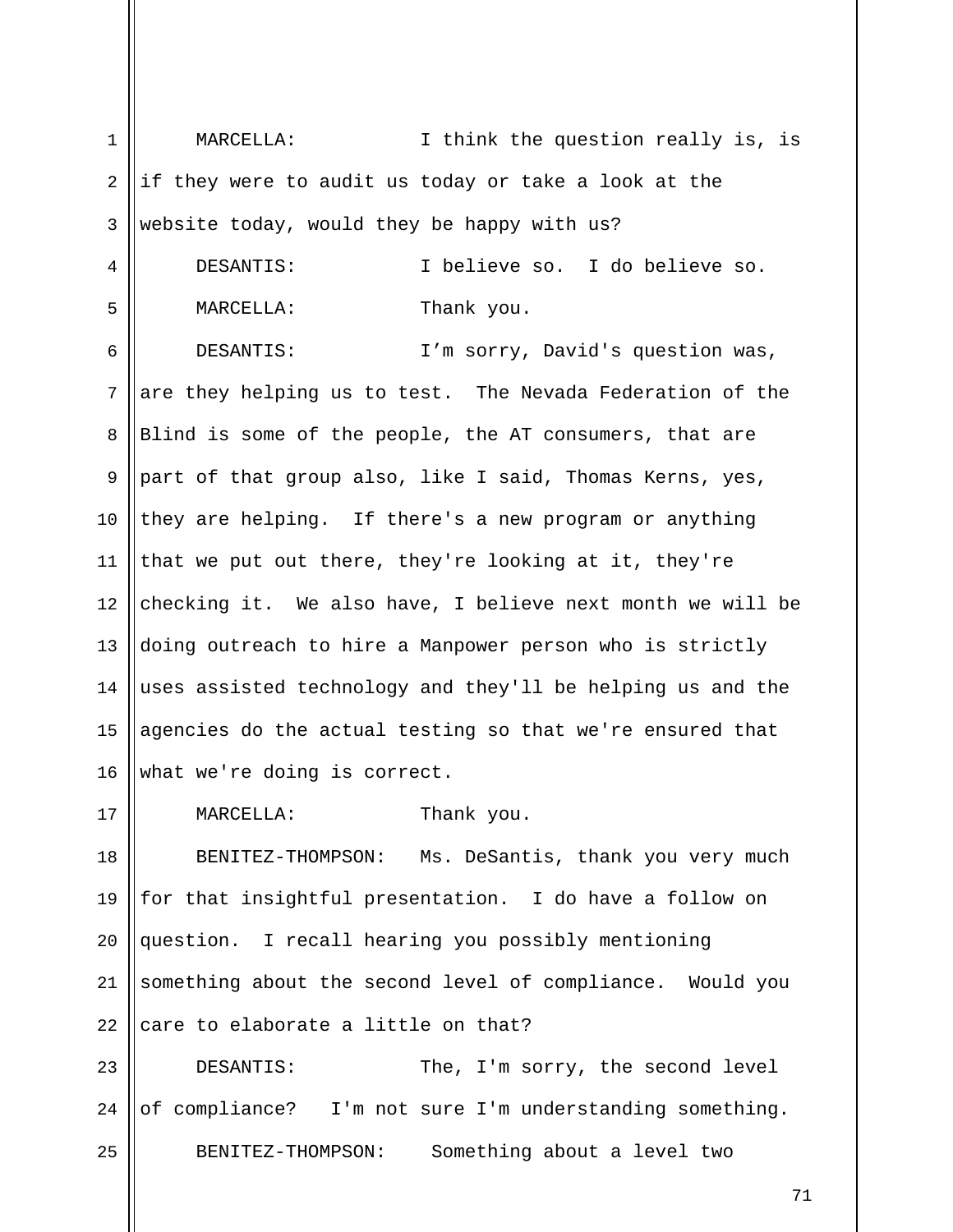MARCELLA: I think the question really is, is if they were to audit us today or take a look at the website today, would they be happy with us?

DESANTIS: I believe so. I do believe so.

MARCELLA: Thank you.

DESANTIS: I’m sorry, David's question was, are they helping us to test. The Nevada Federation of the Blind is some of the people, the AT consumers, that are part of that group also, like I said, Thomas Kerns, yes, they are helping. If there's a new program or anything that we put out there, they're looking at it, they're checking it. We also have, I believe next month we will be doing outreach to hire a Manpower person who is strictly uses assisted technology and they'll be helping us and the agencies do the actual testing so that we're ensured that what we're doing is correct.

MARCELLA: Thank you.

BENITEZ-THOMPSON: Ms. DeSantis, thank you very much for that insightful presentation. I do have a follow on question. I recall hearing you possibly mentioning something about the second level of compliance. Would you care to elaborate a little on that?

DESANTIS: The, I'm sorry, the second level of compliance? I'm not sure I'm understanding something.

BENITEZ-THOMPSON: Something about a level two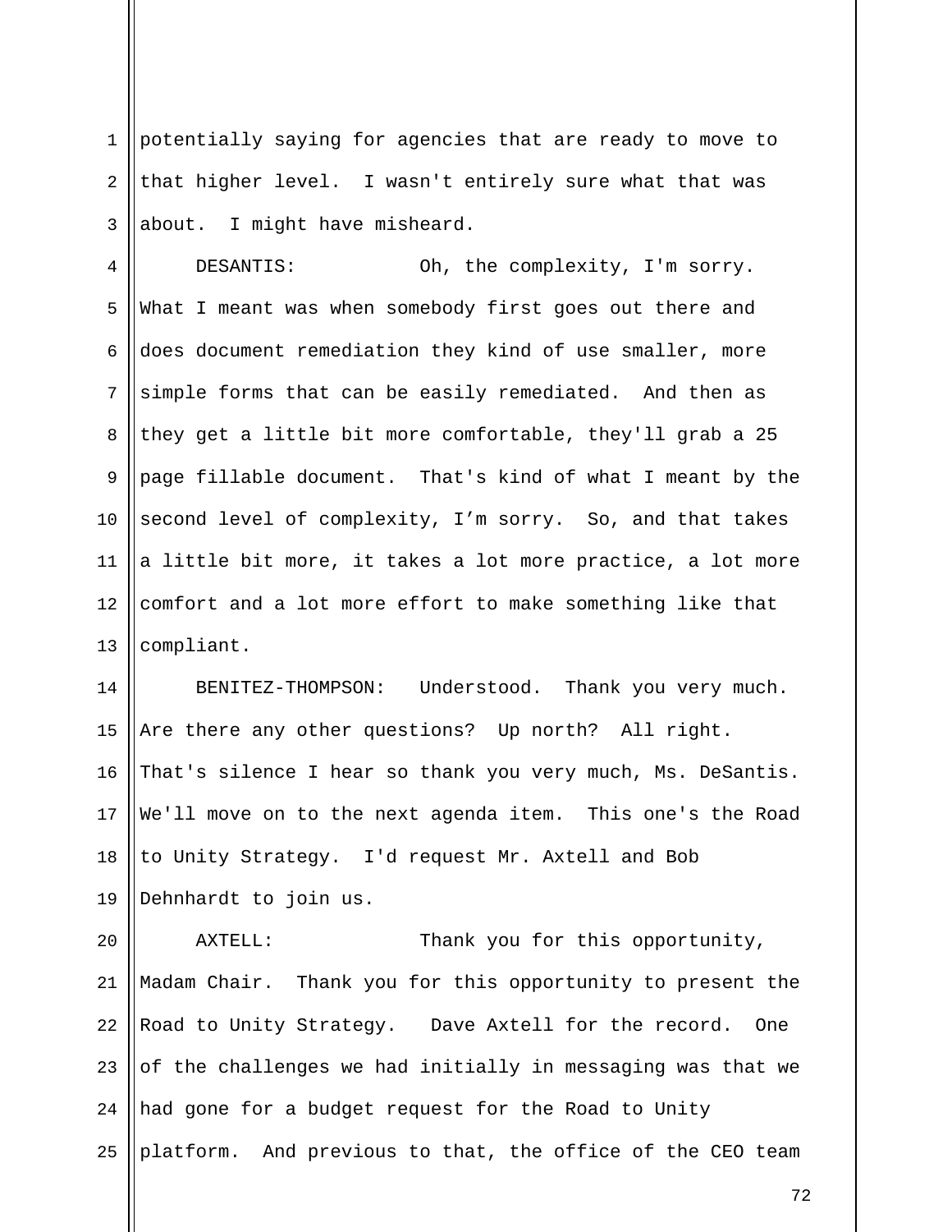potentially saying for agencies that are ready to move to that higher level. I wasn't entirely sure what that was about. I might have misheard.

DESANTIS: Oh, the complexity, I'm sorry. What I meant was when somebody first goes out there and does document remediation they kind of use smaller, more simple forms that can be easily remediated. And then as they get a little bit more comfortable, they'll grab a 25 page fillable document. That's kind of what I meant by the second level of complexity, I'm sorry. So, and that takes a little bit more, it takes a lot more practice, a lot more comfort and a lot more effort to make something like that compliant.

BENITEZ-THOMPSON: Understood. Thank you very much. Are there any other questions? Up north? All right. That's silence I hear so thank you very much, Ms. DeSantis. We'll move on to the next agenda item. This one's the Road to Unity Strategy. I'd request Mr. Axtell and Bob Dehnhardt to join us.

AXTELL: Thank you for this opportunity, Madam Chair. Thank you for this opportunity to present the Road to Unity Strategy. Dave Axtell for the record. One of the challenges we had initially in messaging was that we had gone for a budget request for the Road to Unity platform. And previous to that, the office of the CEO team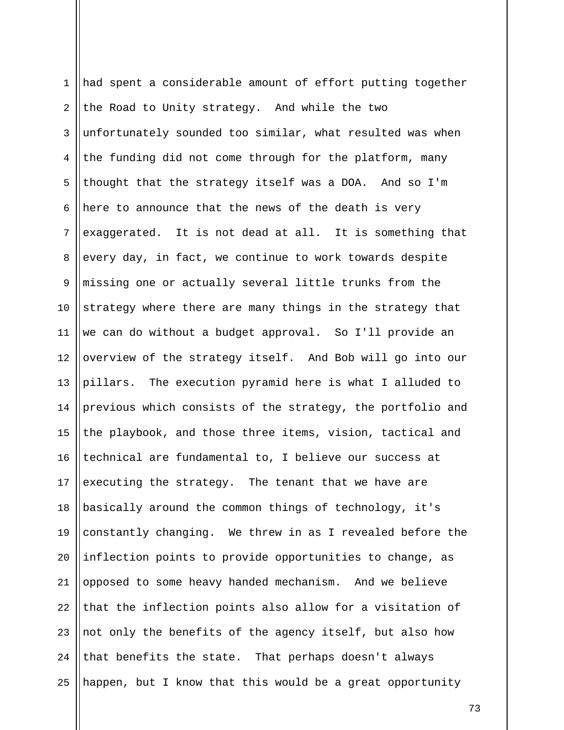had spent a considerable amount of effort putting together the Road to Unity strategy. And while the two unfortunately sounded too similar, what resulted was when the funding did not come through for the platform, many thought that the strategy itself was a DOA. And so I'm here to announce that the news of the death is very exaggerated. It is not dead at all. It is something that every day, in fact, we continue to work towards despite missing one or actually several little trunks from the strategy where there are many things in the strategy that we can do without a budget approval. So I'll provide an overview of the strategy itself. And Bob will go into our pillars. The execution pyramid here is what I alluded to previous which consists of the strategy, the portfolio and the playbook, and those three items, vision, tactical and technical are fundamental to, I believe our success at executing the strategy. The tenant that we have are basically around the common things of technology, it's constantly changing. We threw in as I revealed before the inflection points to provide opportunities to change, as opposed to some heavy handed mechanism. And we believe that the inflection points also allow for a visitation of not only the benefits of the agency itself, but also how that benefits the state. That perhaps doesn't always happen, but I know that this would be a great opportunity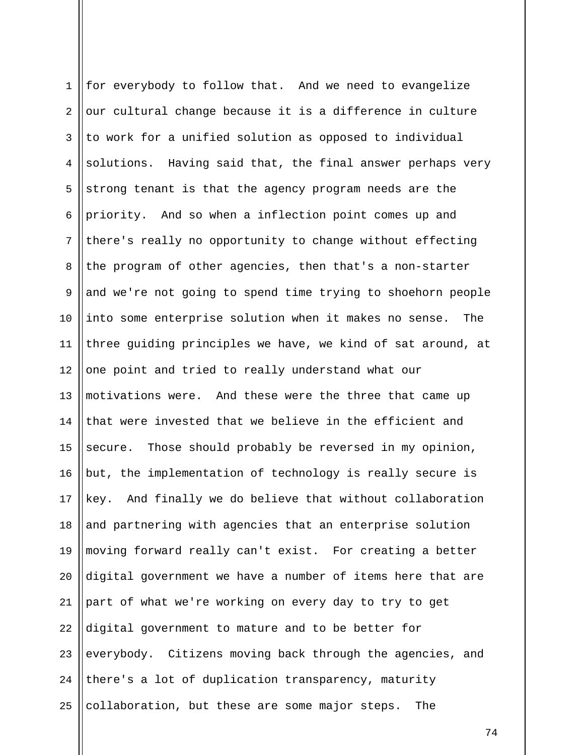for everybody to follow that. And we need to evangelize our cultural change because it is a difference in culture to work for a unified solution as opposed to individual solutions. Having said that, the final answer perhaps very strong tenant is that the agency program needs are the priority. And so when a inflection point comes up and there's really no opportunity to change without effecting the program of other agencies, then that's a non-starter and we're not going to spend time trying to shoehorn people into some enterprise solution when it makes no sense. The three guiding principles we have, we kind of sat around, at one point and tried to really understand what our motivations were. And these were the three that came up that were invested that we believe in the efficient and secure. Those should probably be reversed in my opinion, but, the implementation of technology is really secure is key. And finally we do believe that without collaboration and partnering with agencies that an enterprise solution moving forward really can't exist. For creating a better digital government we have a number of items here that are part of what we're working on every day to try to get digital government to mature and to be better for everybody. Citizens moving back through the agencies, and there's a lot of duplication transparency, maturity collaboration, but these are some major steps. The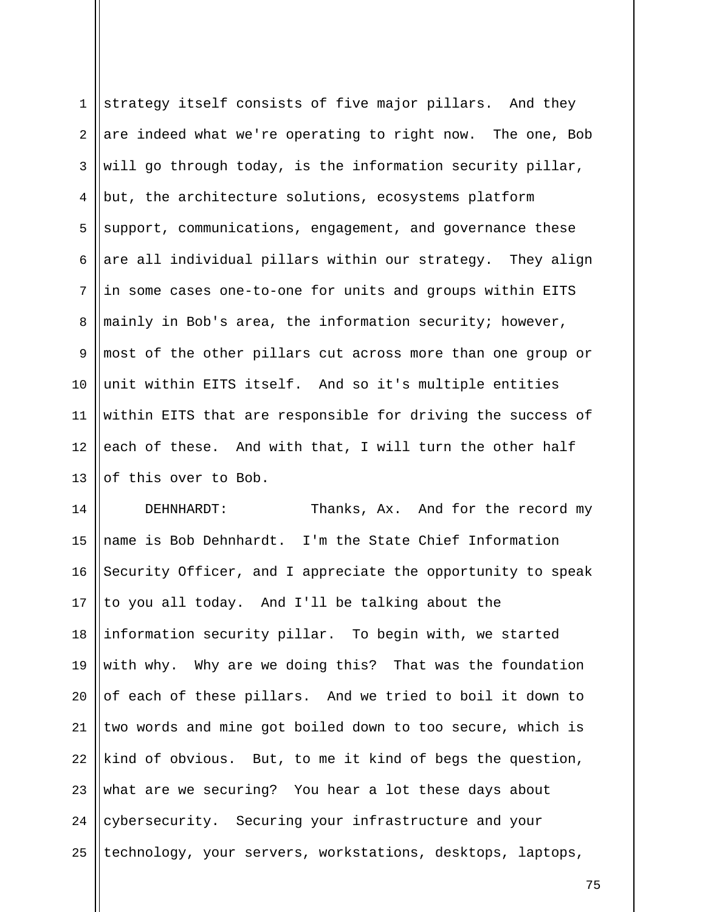strategy itself consists of five major pillars. And they are indeed what we're operating to right now. The one, Bob will go through today, is the information security pillar, but, the architecture solutions, ecosystems platform support, communications, engagement, and governance these are all individual pillars within our strategy. They align in some cases one-to-one for units and groups within EITS mainly in Bob's area, the information security; however, most of the other pillars cut across more than one group or unit within EITS itself. And so it's multiple entities within EITS that are responsible for driving the success of each of these. And with that, I will turn the other half of this over to Bob.

DEHNHARDT: Thanks, Ax. And for the record my name is Bob Dehnhardt. I'm the State Chief Information Security Officer, and I appreciate the opportunity to speak to you all today. And I'll be talking about the information security pillar. To begin with, we started with why. Why are we doing this? That was the foundation of each of these pillars. And we tried to boil it down to two words and mine got boiled down to too secure, which is kind of obvious. But, to me it kind of begs the question, what are we securing? You hear a lot these days about cybersecurity. Securing your infrastructure and your technology, your servers, workstations, desktops, laptops,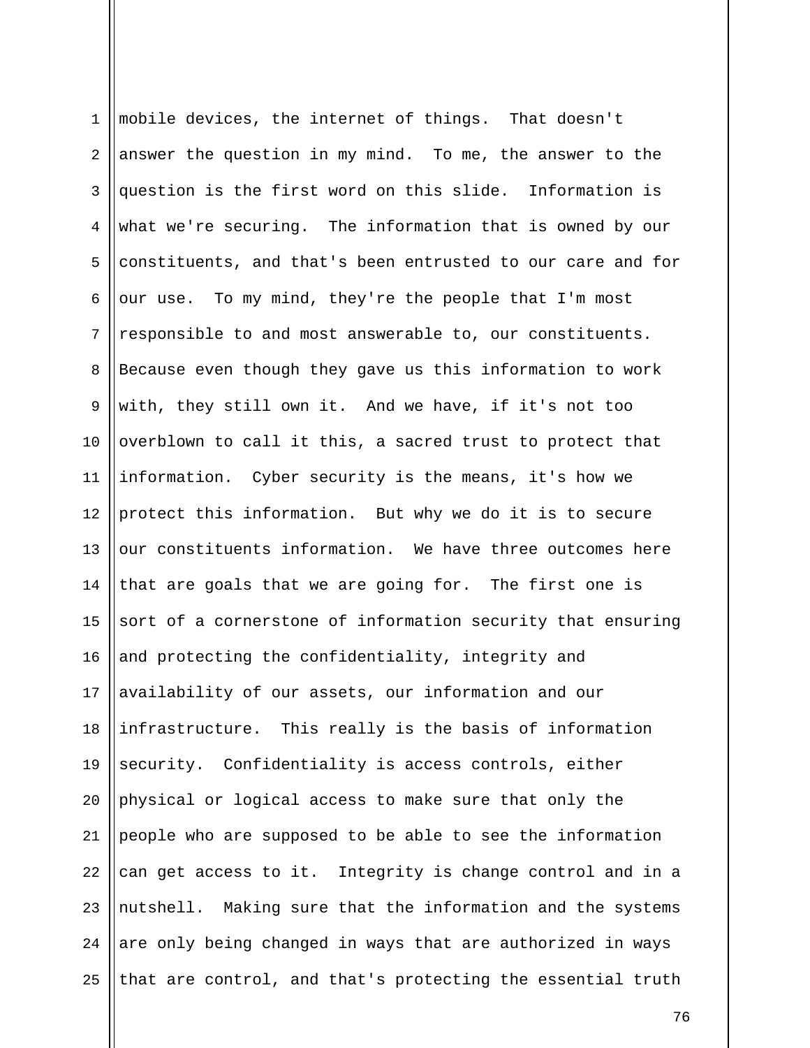mobile devices, the internet of things. That doesn't answer the question in my mind. To me, the answer to the question is the first word on this slide. Information is what we're securing. The information that is owned by our constituents, and that's been entrusted to our care and for our use. To my mind, they're the people that I'm most responsible to and most answerable to, our constituents. Because even though they gave us this information to work with, they still own it. And we have, if it's not too overblown to call it this, a sacred trust to protect that information. Cyber security is the means, it's how we protect this information. But why we do it is to secure our constituents information. We have three outcomes here that are goals that we are going for. The first one is sort of a cornerstone of information security that ensuring and protecting the confidentiality, integrity and availability of our assets, our information and our infrastructure. This really is the basis of information security. Confidentiality is access controls, either physical or logical access to make sure that only the people who are supposed to be able to see the information can get access to it. Integrity is change control and in a nutshell. Making sure that the information and the systems are only being changed in ways that are authorized in ways that are control, and that's protecting the essential truth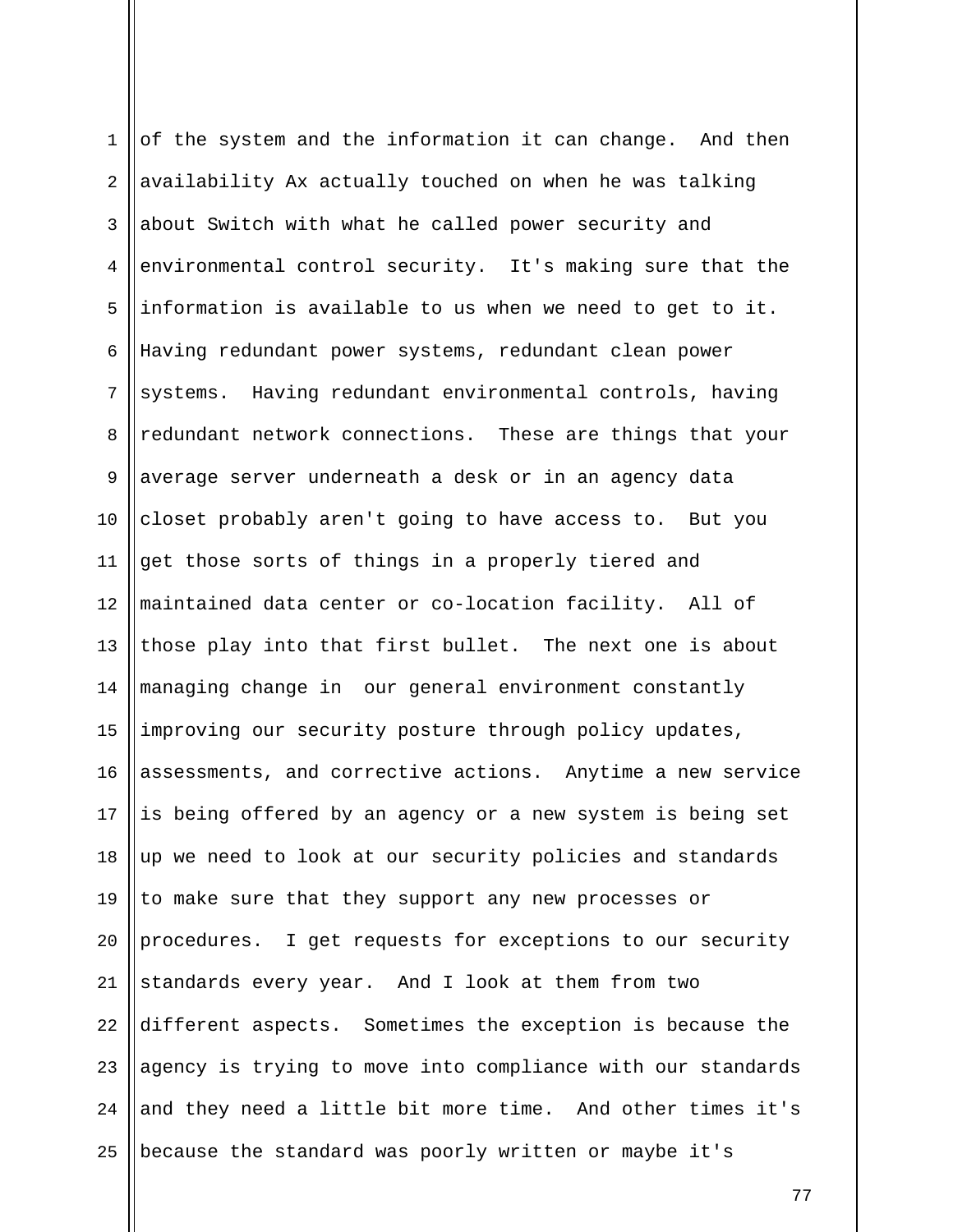of the system and the information it can change. And then availability Ax actually touched on when he was talking about Switch with what he called power security and environmental control security. It's making sure that the information is available to us when we need to get to it. Having redundant power systems, redundant clean power systems. Having redundant environmental controls, having redundant network connections. These are things that your average server underneath a desk or in an agency data closet probably aren't going to have access to. But you get those sorts of things in a properly tiered and maintained data center or co-location facility. All of those play into that first bullet. The next one is about managing change in our general environment constantly improving our security posture through policy updates, assessments, and corrective actions. Anytime a new service is being offered by an agency or a new system is being set up we need to look at our security policies and standards to make sure that they support any new processes or procedures. I get requests for exceptions to our security standards every year. And I look at them from two different aspects. Sometimes the exception is because the agency is trying to move into compliance with our standards and they need a little bit more time. And other times it's because the standard was poorly written or maybe it's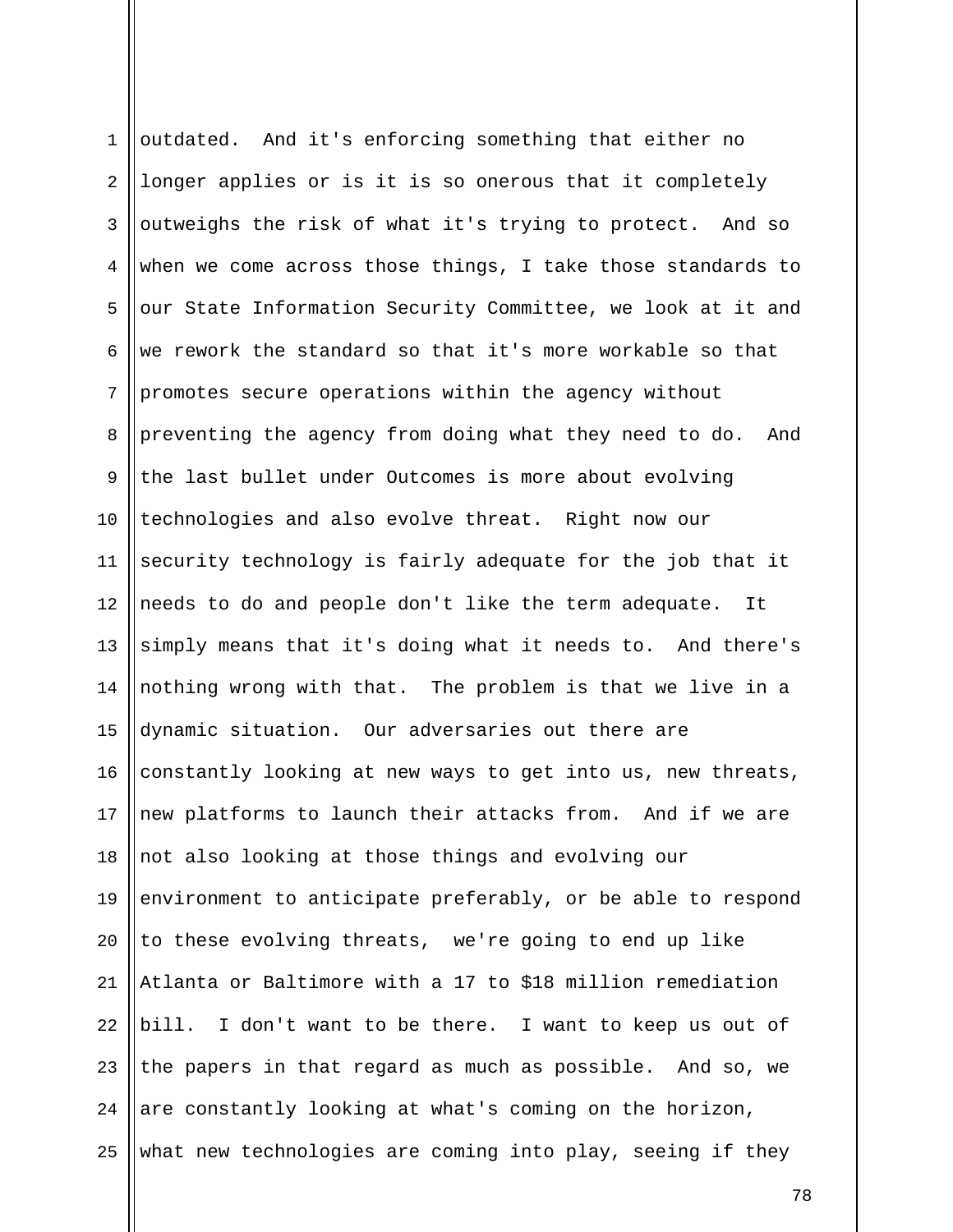outdated. And it's enforcing something that either no longer applies or is it is so onerous that it completely outweighs the risk of what it's trying to protect. And so when we come across those things, I take those standards to our State Information Security Committee, we look at it and we rework the standard so that it's more workable so that promotes secure operations within the agency without preventing the agency from doing what they need to do. And the last bullet under Outcomes is more about evolving technologies and also evolve threat. Right now our security technology is fairly adequate for the job that it needs to do and people don't like the term adequate. It simply means that it's doing what it needs to. And there's nothing wrong with that. The problem is that we live in a dynamic situation. Our adversaries out there are constantly looking at new ways to get into us, new threats, new platforms to launch their attacks from. And if we are not also looking at those things and evolving our environment to anticipate preferably, or be able to respond to these evolving threats, we're going to end up like Atlanta or Baltimore with a 17 to $18 million remediation bill. I don't want to be there. I want to keep us out of the papers in that regard as much as possible. And so, we are constantly looking at what's coming on the horizon, what new technologies are coming into play, seeing if they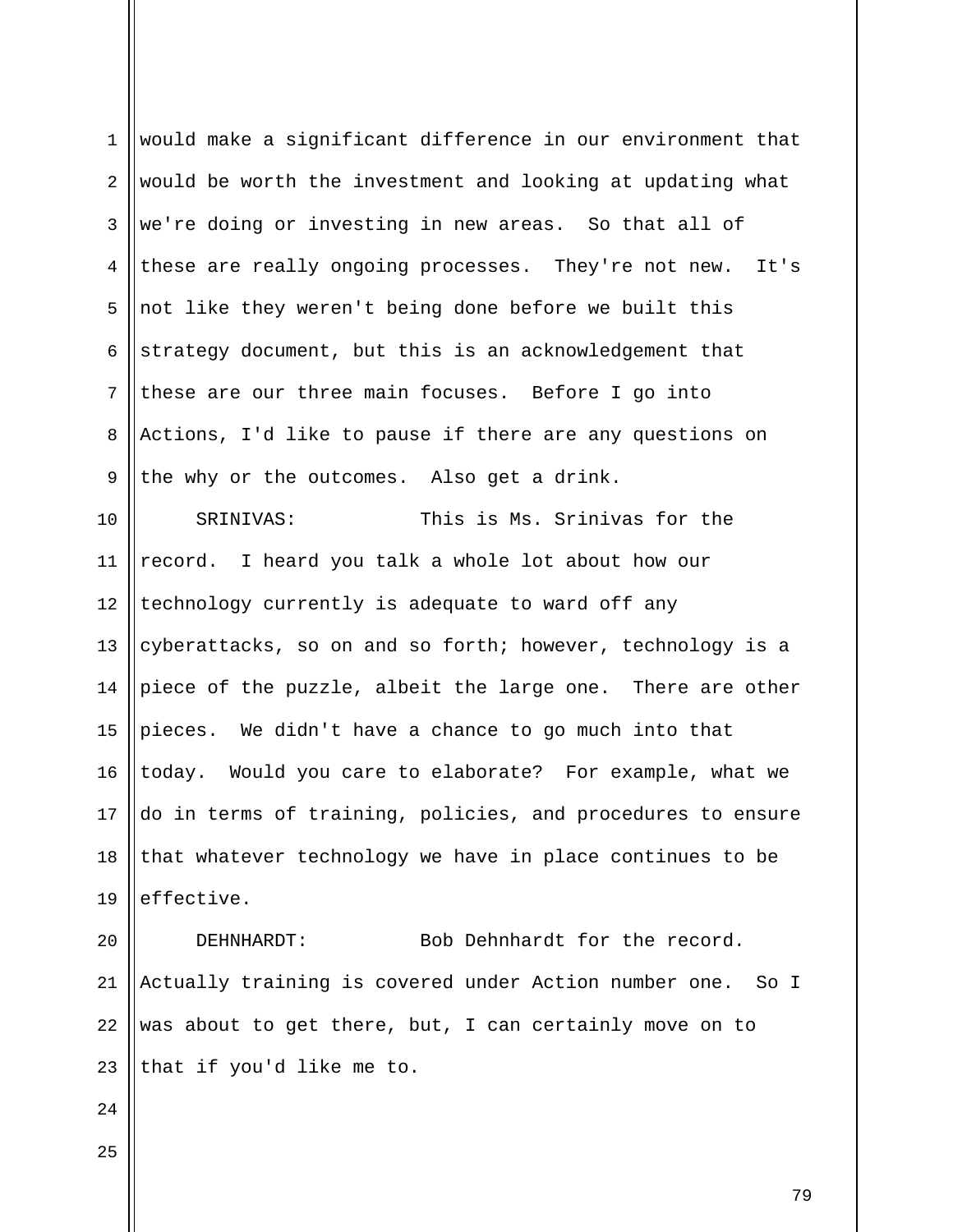would make a significant difference in our environment that would be worth the investment and looking at updating what we're doing or investing in new areas. So that all of these are really ongoing processes. They're not new. It's not like they weren't being done before we built this strategy document, but this is an acknowledgement that these are our three main focuses. Before I go into Actions, I'd like to pause if there are any questions on the why or the outcomes. Also get a drink.

SRINIVAS: This is Ms. Srinivas for the record. I heard you talk a whole lot about how our technology currently is adequate to ward off any cyberattacks, so on and so forth; however, technology is a piece of the puzzle, albeit the large one. There are other pieces. We didn't have a chance to go much into that today. Would you care to elaborate? For example, what we do in terms of training, policies, and procedures to ensure that whatever technology we have in place continues to be effective.

DEHNHARDT: Bob Dehnhardt for the record. Actually training is covered under Action number one. So I was about to get there, but, I can certainly move on to that if you'd like me to.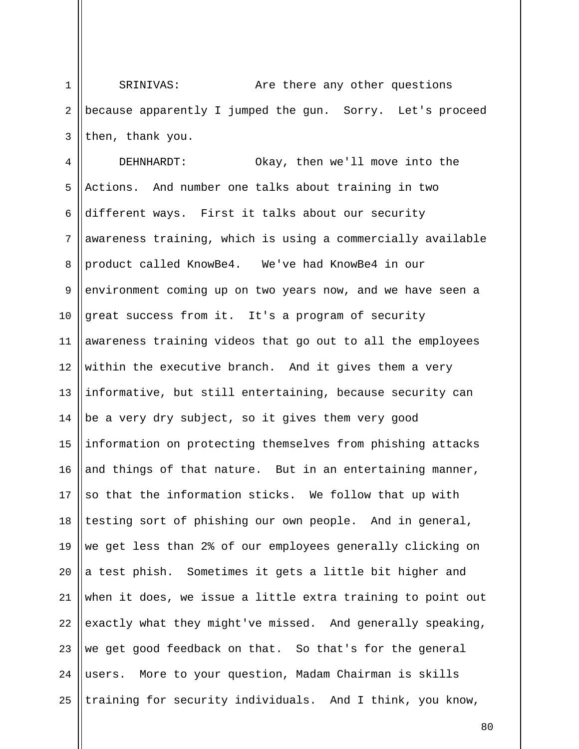SRINIVAS: Are there any other questions because apparently I jumped the gun. Sorry. Let's proceed then, thank you.

DEHNHARDT: Okay, then we'll move into the Actions. And number one talks about training in two different ways. First it talks about our security awareness training, which is using a commercially available product called KnowBe4. We've had KnowBe4 in our environment coming up on two years now, and we have seen a great success from it. It's a program of security awareness training videos that go out to all the employees within the executive branch. And it gives them a very informative, but still entertaining, because security can be a very dry subject, so it gives them very good information on protecting themselves from phishing attacks and things of that nature. But in an entertaining manner, so that the information sticks. We follow that up with testing sort of phishing our own people. And in general, we get less than 2% of our employees generally clicking on a test phish. Sometimes it gets a little bit higher and when it does, we issue a little extra training to point out exactly what they might've missed. And generally speaking, we get good feedback on that. So that's for the general users. More to your question, Madam Chairman is skills training for security individuals. And I think, you know,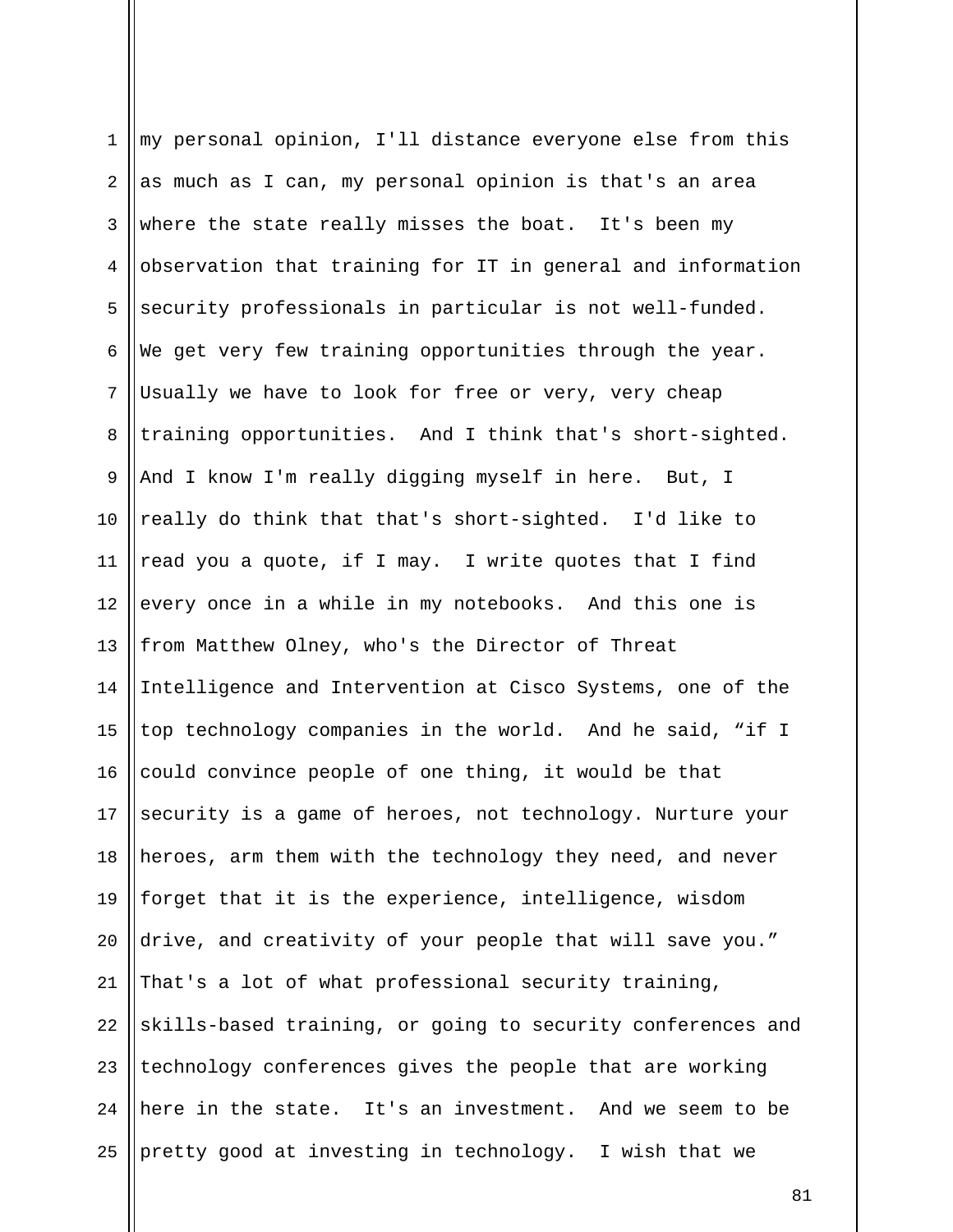my personal opinion, I'll distance everyone else from this as much as I can, my personal opinion is that's an area where the state really misses the boat. It's been my observation that training for IT in general and information security professionals in particular is not well-funded. We get very few training opportunities through the year. Usually we have to look for free or very, very cheap training opportunities. And I think that's short-sighted. And I know I'm really digging myself in here. But, I really do think that that's short-sighted. I'd like to read you a quote, if I may. I write quotes that I find every once in a while in my notebooks. And this one is from Matthew Olney, who's the Director of Threat Intelligence and Intervention at Cisco Systems, one of the top technology companies in the world. And he said, “if I could convince people of one thing, it would be that security is a game of heroes, not technology. Nurture your heroes, arm them with the technology they need, and never forget that it is the experience, intelligence, wisdom drive, and creativity of your people that will save you.” That's a lot of what professional security training, skills-based training, or going to security conferences and technology conferences gives the people that are working here in the state. It's an investment. And we seem to be pretty good at investing in technology. I wish that we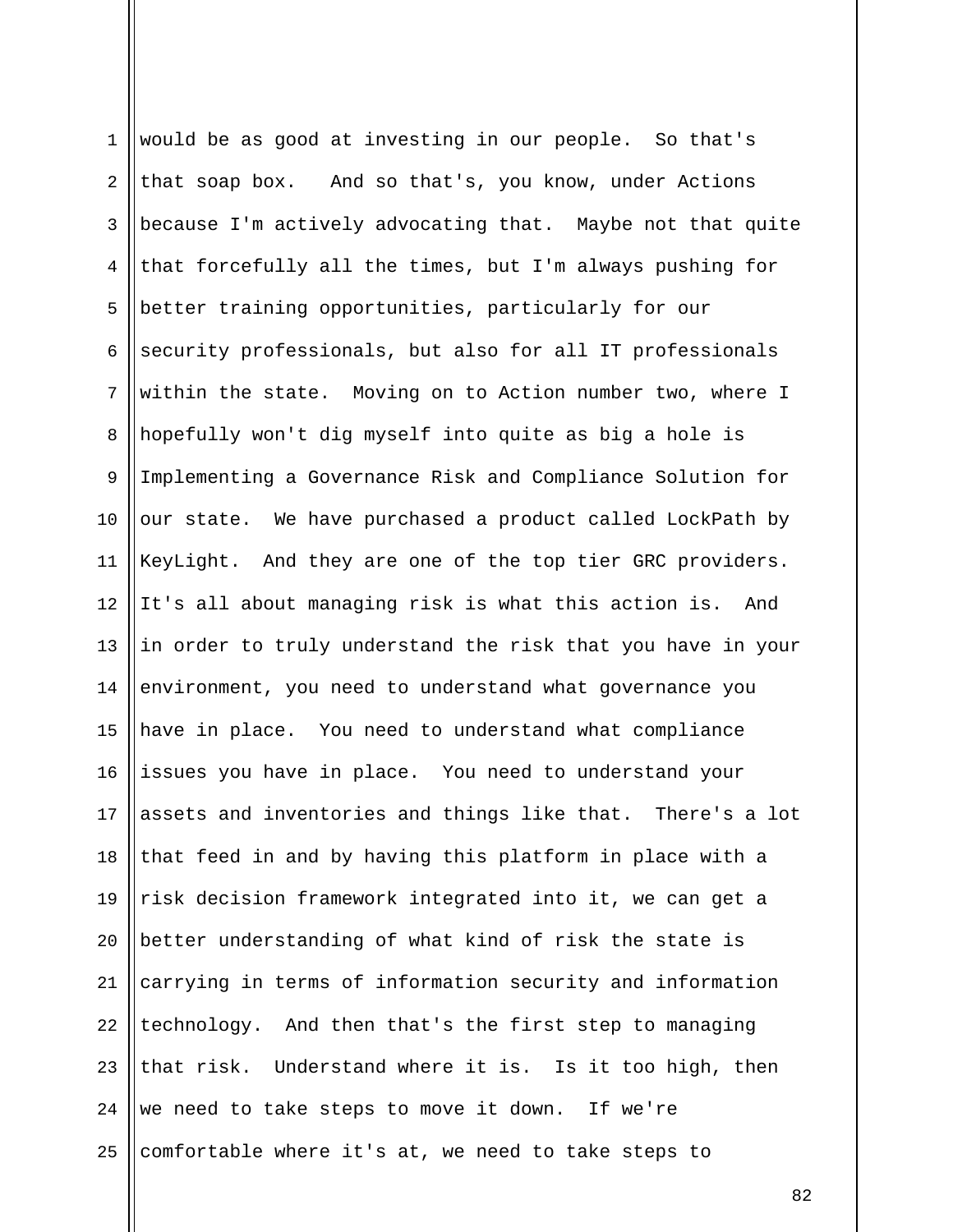would be as good at investing in our people. So that's that soap box. And so that's, you know, under Actions because I'm actively advocating that. Maybe not that quite that forcefully all the times, but I'm always pushing for better training opportunities, particularly for our security professionals, but also for all IT professionals within the state. Moving on to Action number two, where I hopefully won't dig myself into quite as big a hole is Implementing a Governance Risk and Compliance Solution for our state. We have purchased a product called LockPath by KeyLight. And they are one of the top tier GRC providers. It's all about managing risk is what this action is. And in order to truly understand the risk that you have in your environment, you need to understand what governance you have in place. You need to understand what compliance issues you have in place. You need to understand your assets and inventories and things like that. There's a lot that feed in and by having this platform in place with a risk decision framework integrated into it, we can get a better understanding of what kind of risk the state is carrying in terms of information security and information technology. And then that's the first step to managing that risk. Understand where it is. Is it too high, then we need to take steps to move it down. If we're comfortable where it's at, we need to take steps to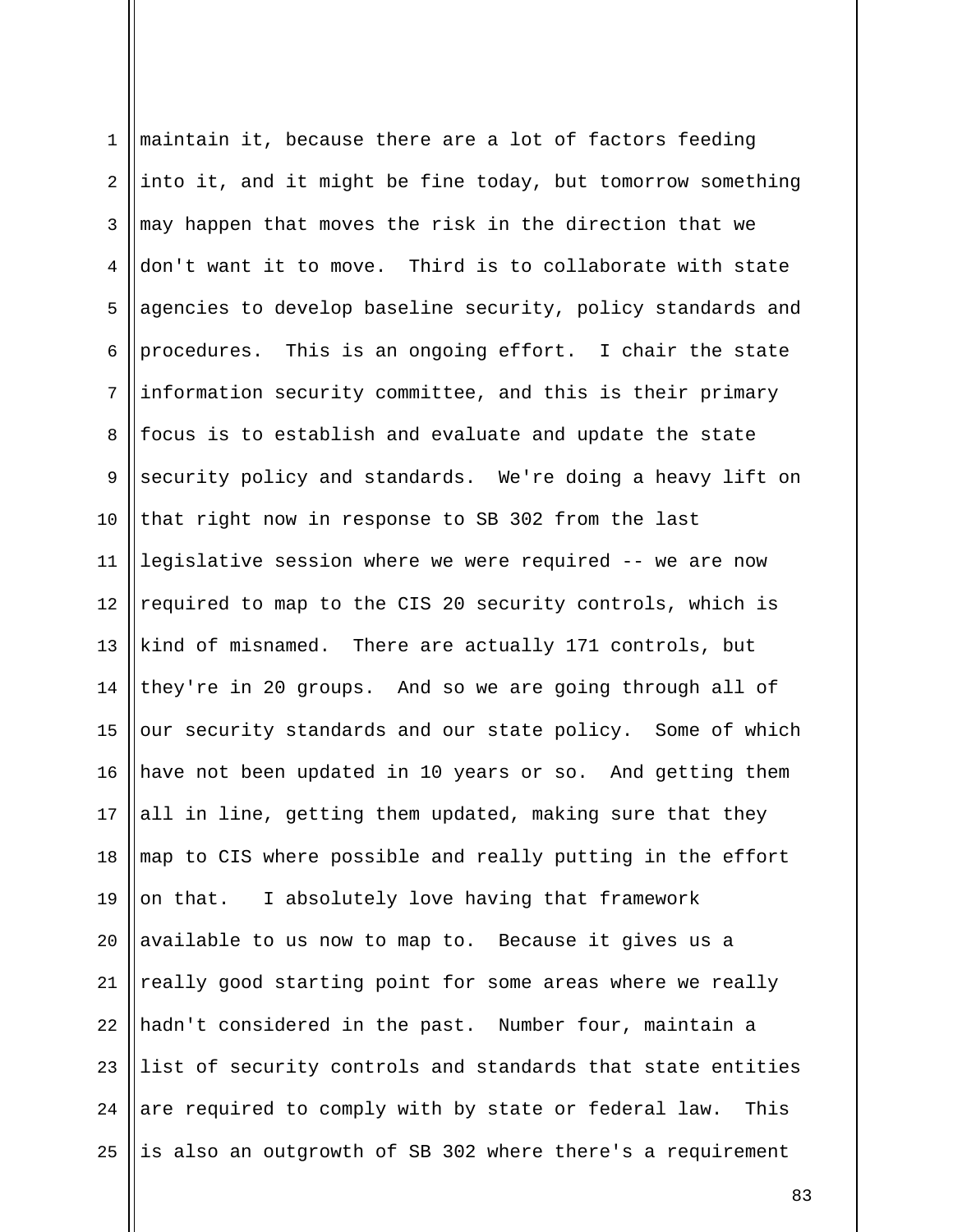maintain it, because there are a lot of factors feeding into it, and it might be fine today, but tomorrow something may happen that moves the risk in the direction that we don't want it to move. Third is to collaborate with state agencies to develop baseline security, policy standards and procedures. This is an ongoing effort. I chair the state information security committee, and this is their primary focus is to establish and evaluate and update the state security policy and standards. We're doing a heavy lift on that right now in response to SB 302 from the last legislative session where we were required -- we are now required to map to the CIS 20 security controls, which is kind of misnamed. There are actually 171 controls, but they're in 20 groups. And so we are going through all of our security standards and our state policy. Some of which have not been updated in 10 years or so. And getting them all in line, getting them updated, making sure that they map to CIS where possible and really putting in the effort on that. I absolutely love having that framework available to us now to map to. Because it gives us a really good starting point for some areas where we really hadn't considered in the past. Number four, maintain a list of security controls and standards that state entities are required to comply with by state or federal law. This is also an outgrowth of SB 302 where there's a requirement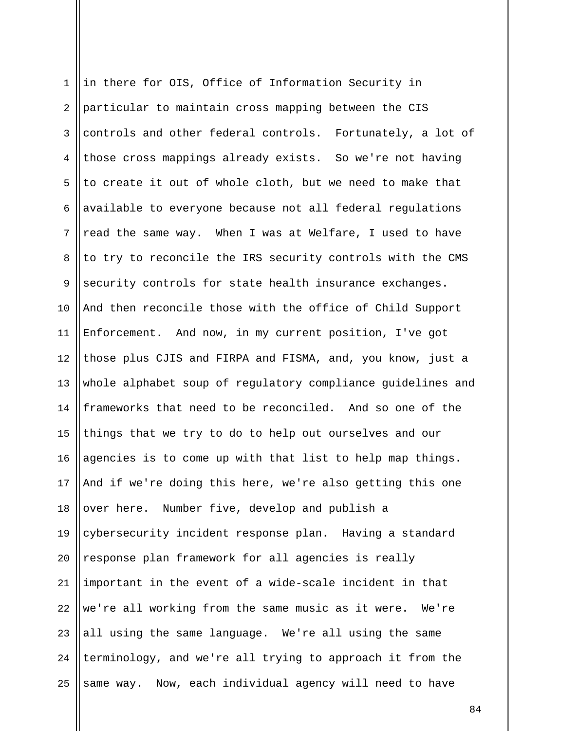in there for OIS, Office of Information Security in particular to maintain cross mapping between the CIS controls and other federal controls. Fortunately, a lot of those cross mappings already exists. So we're not having to create it out of whole cloth, but we need to make that available to everyone because not all federal regulations read the same way. When I was at Welfare, I used to have to try to reconcile the IRS security controls with the CMS security controls for state health insurance exchanges. And then reconcile those with the office of Child Support Enforcement. And now, in my current position, I've got those plus CJIS and FIRPA and FISMA, and, you know, just a whole alphabet soup of regulatory compliance guidelines and frameworks that need to be reconciled. And so one of the things that we try to do to help out ourselves and our agencies is to come up with that list to help map things. And if we're doing this here, we're also getting this one over here. Number five, develop and publish a cybersecurity incident response plan. Having a standard response plan framework for all agencies is really important in the event of a wide-scale incident in that we're all working from the same music as it were. We're all using the same language. We're all using the same terminology, and we're all trying to approach it from the same way. Now, each individual agency will need to have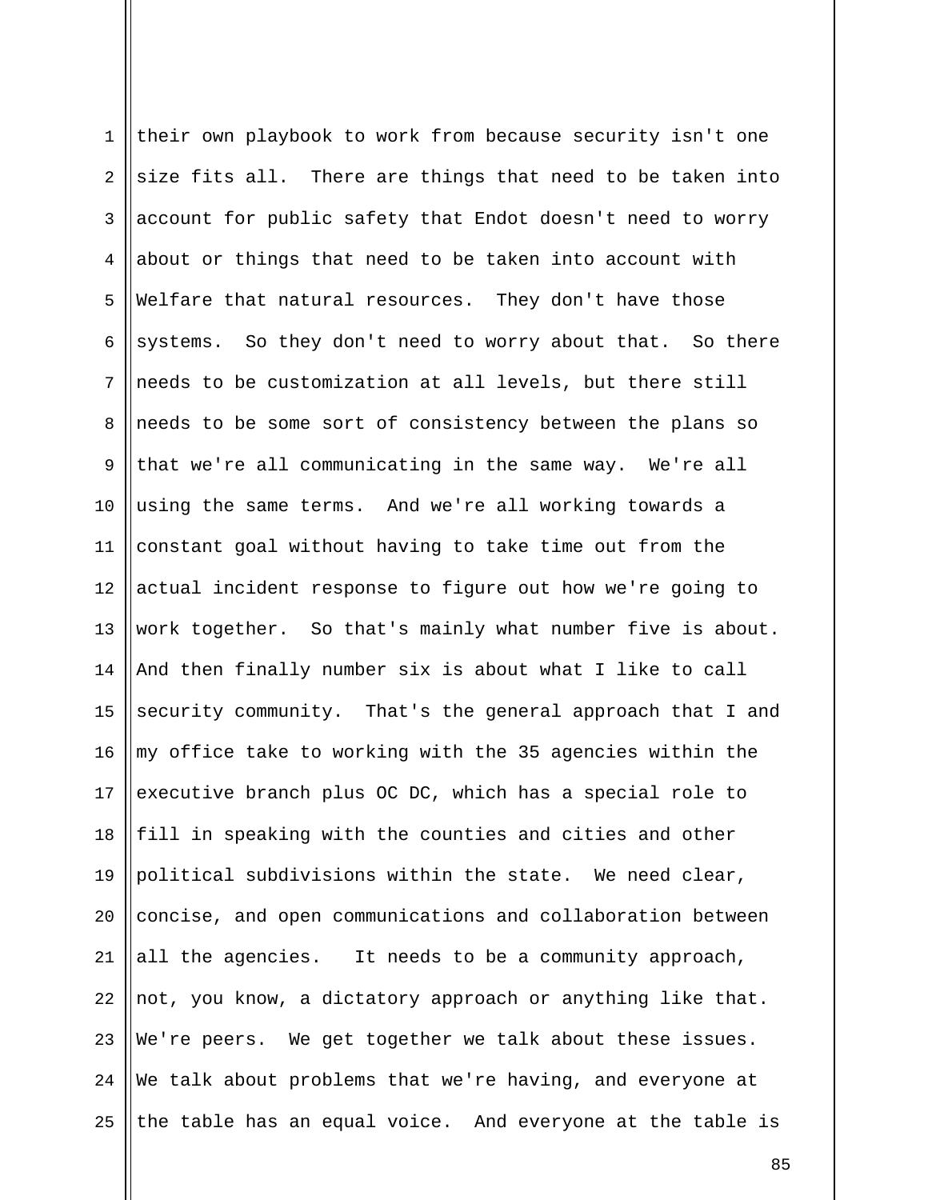their own playbook to work from because security isn't one size fits all.  There are things that need to be taken into account for public safety that Endot doesn't need to worry about or things that need to be taken into account with Welfare that natural resources.  They don't have those systems.  So they don't need to worry about that.  So there needs to be customization at all levels, but there still needs to be some sort of consistency between the plans so that we're all communicating in the same way.  We're all using the same terms.  And we're all working towards a constant goal without having to take time out from the actual incident response to figure out how we're going to work together.  So that's mainly what number five is about. And then finally number six is about what I like to call security community.  That's the general approach that I and my office take to working with the 35 agencies within the executive branch plus OC DC, which has a special role to fill in speaking with the counties and cities and other political subdivisions within the state.  We need clear, concise, and open communications and collaboration between all the agencies.   It needs to be a community approach, not, you know, a dictatory approach or anything like that. We're peers.  We get together we talk about these issues. We talk about problems that we're having, and everyone at the table has an equal voice.  And everyone at the table is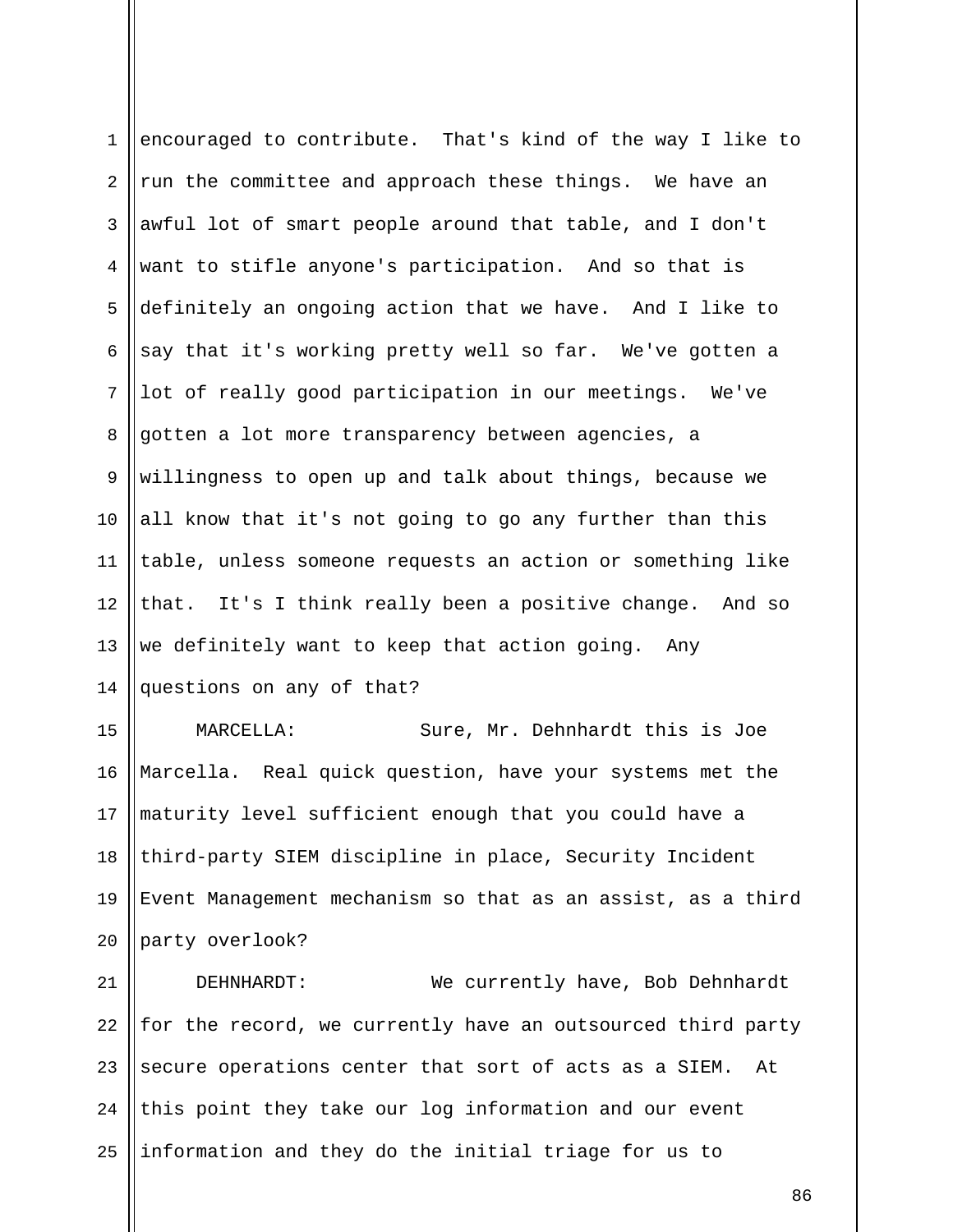encouraged to contribute. That's kind of the way I like to run the committee and approach these things. We have an awful lot of smart people around that table, and I don't want to stifle anyone's participation. And so that is definitely an ongoing action that we have. And I like to say that it's working pretty well so far. We've gotten a lot of really good participation in our meetings. We've gotten a lot more transparency between agencies, a willingness to open up and talk about things, because we all know that it's not going to go any further than this table, unless someone requests an action or something like that. It's I think really been a positive change. And so we definitely want to keep that action going. Any questions on any of that?

MARCELLA: Sure, Mr. Dehnhardt this is Joe Marcella. Real quick question, have your systems met the maturity level sufficient enough that you could have a third-party SIEM discipline in place, Security Incident Event Management mechanism so that as an assist, as a third party overlook?

DEHNHARDT: We currently have, Bob Dehnhardt for the record, we currently have an outsourced third party secure operations center that sort of acts as a SIEM. At this point they take our log information and our event information and they do the initial triage for us to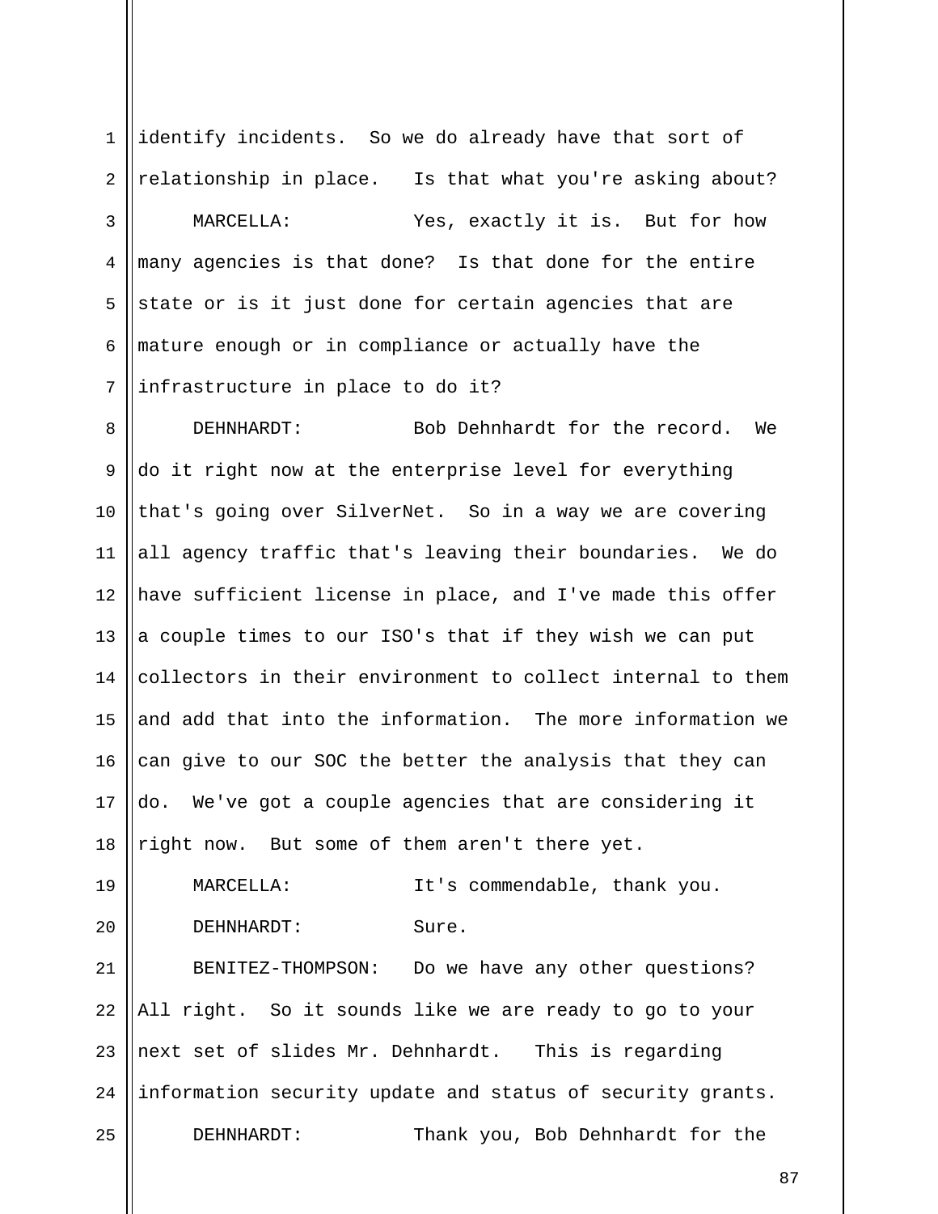identify incidents. So we do already have that sort of relationship in place. Is that what you're asking about?

MARCELLA: Yes, exactly it is. But for how many agencies is that done? Is that done for the entire state or is it just done for certain agencies that are mature enough or in compliance or actually have the infrastructure in place to do it?

DEHNHARDT: Bob Dehnhardt for the record. We do it right now at the enterprise level for everything that's going over SilverNet. So in a way we are covering all agency traffic that's leaving their boundaries. We do have sufficient license in place, and I've made this offer a couple times to our ISO's that if they wish we can put collectors in their environment to collect internal to them and add that into the information. The more information we can give to our SOC the better the analysis that they can do. We've got a couple agencies that are considering it right now. But some of them aren't there yet.

MARCELLA: It's commendable, thank you.

DEHNHARDT: Sure.

BENITEZ-THOMPSON: Do we have any other questions? All right. So it sounds like we are ready to go to your next set of slides Mr. Dehnhardt. This is regarding information security update and status of security grants.

DEHNHARDT: Thank you, Bob Dehnhardt for the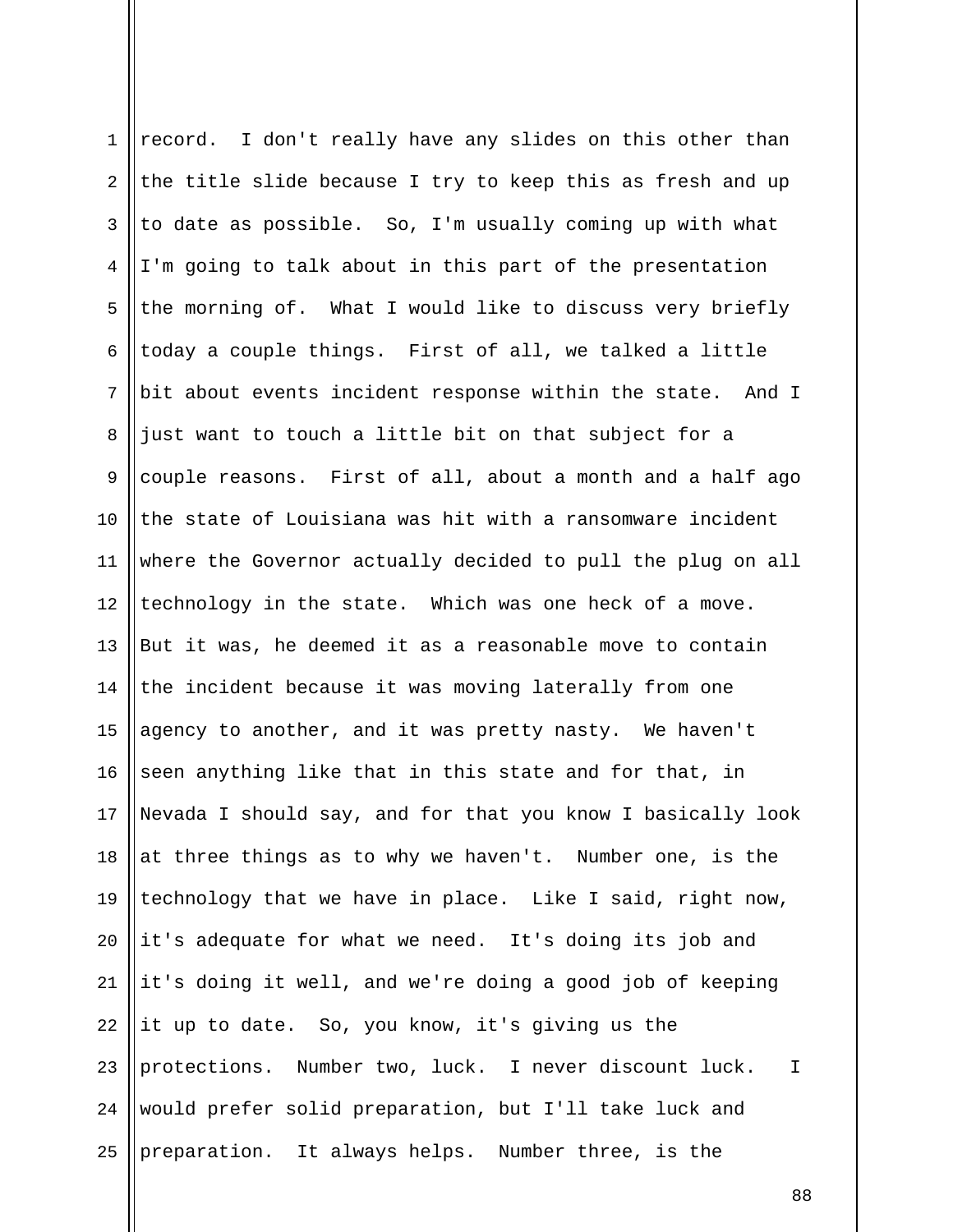record. I don't really have any slides on this other than the title slide because I try to keep this as fresh and up to date as possible. So, I'm usually coming up with what I'm going to talk about in this part of the presentation the morning of. What I would like to discuss very briefly today a couple things. First of all, we talked a little bit about events incident response within the state. And I just want to touch a little bit on that subject for a couple reasons. First of all, about a month and a half ago the state of Louisiana was hit with a ransomware incident where the Governor actually decided to pull the plug on all technology in the state. Which was one heck of a move. But it was, he deemed it as a reasonable move to contain the incident because it was moving laterally from one agency to another, and it was pretty nasty. We haven't seen anything like that in this state and for that, in Nevada I should say, and for that you know I basically look at three things as to why we haven't. Number one, is the technology that we have in place. Like I said, right now, it's adequate for what we need. It's doing its job and it's doing it well, and we're doing a good job of keeping it up to date. So, you know, it's giving us the protections. Number two, luck. I never discount luck. I would prefer solid preparation, but I'll take luck and preparation. It always helps. Number three, is the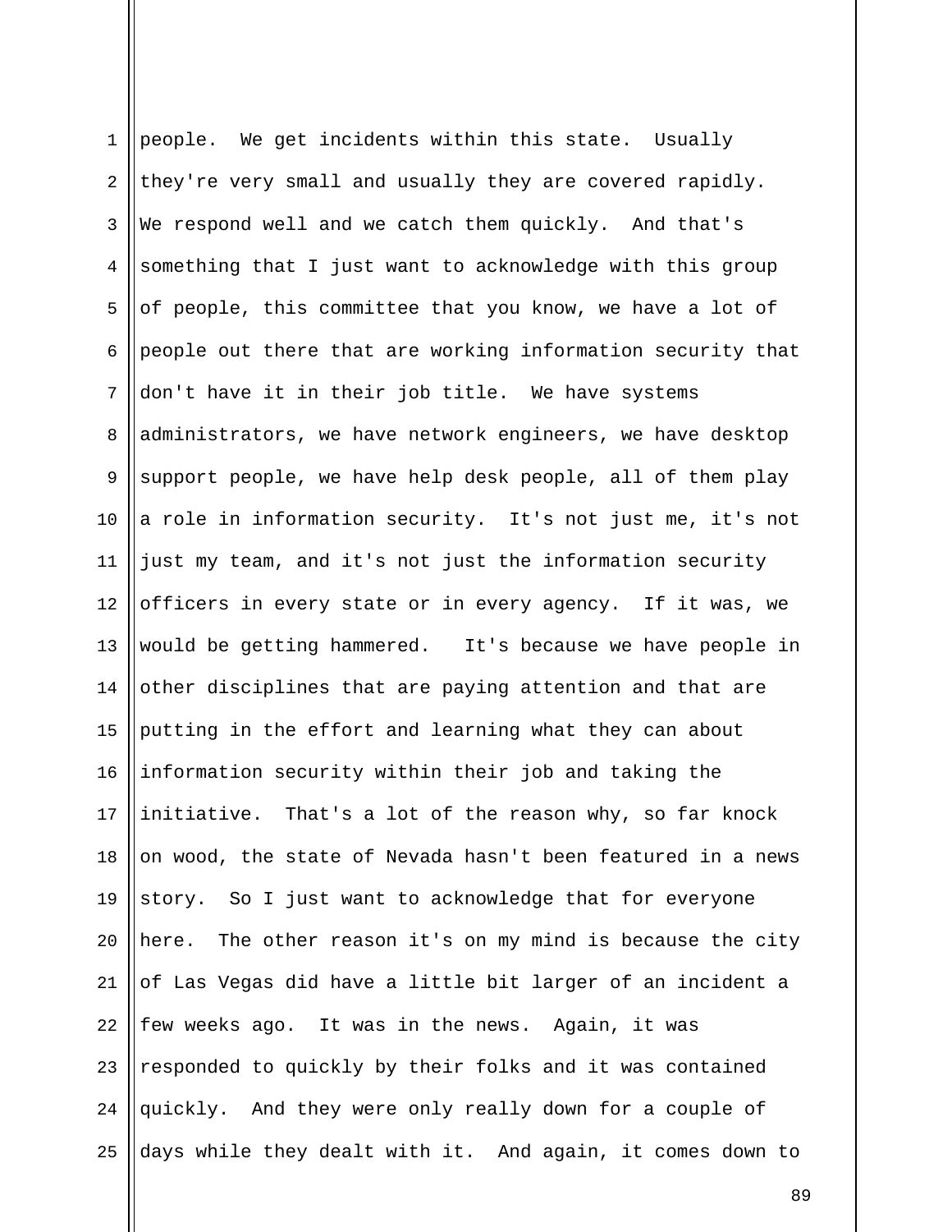people. We get incidents within this state. Usually they're very small and usually they are covered rapidly. We respond well and we catch them quickly. And that's something that I just want to acknowledge with this group of people, this committee that you know, we have a lot of people out there that are working information security that don't have it in their job title. We have systems administrators, we have network engineers, we have desktop support people, we have help desk people, all of them play a role in information security. It's not just me, it's not just my team, and it's not just the information security officers in every state or in every agency. If it was, we would be getting hammered. It's because we have people in other disciplines that are paying attention and that are putting in the effort and learning what they can about information security within their job and taking the initiative. That's a lot of the reason why, so far knock on wood, the state of Nevada hasn't been featured in a news story. So I just want to acknowledge that for everyone here. The other reason it's on my mind is because the city of Las Vegas did have a little bit larger of an incident a few weeks ago. It was in the news. Again, it was responded to quickly by their folks and it was contained quickly. And they were only really down for a couple of days while they dealt with it. And again, it comes down to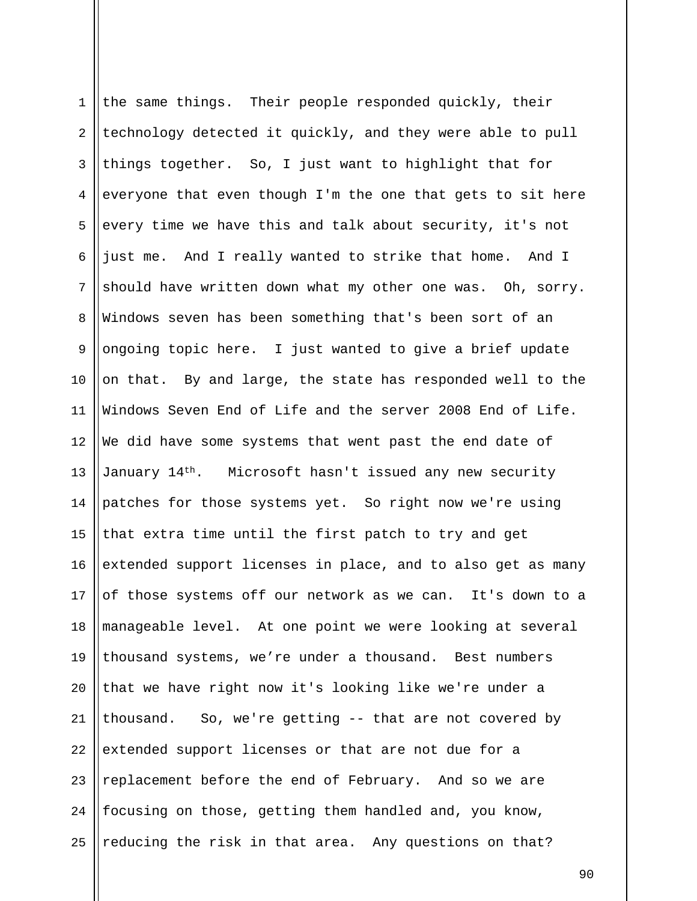the same things. Their people responded quickly, their technology detected it quickly, and they were able to pull things together. So, I just want to highlight that for everyone that even though I'm the one that gets to sit here every time we have this and talk about security, it's not just me. And I really wanted to strike that home. And I should have written down what my other one was. Oh, sorry. Windows seven has been something that's been sort of an ongoing topic here. I just wanted to give a brief update on that. By and large, the state has responded well to the Windows Seven End of Life and the server 2008 End of Life. We did have some systems that went past the end date of January 14th. Microsoft hasn't issued any new security patches for those systems yet. So right now we're using that extra time until the first patch to try and get extended support licenses in place, and to also get as many of those systems off our network as we can. It's down to a manageable level. At one point we were looking at several thousand systems, we're under a thousand. Best numbers that we have right now it's looking like we're under a thousand. So, we're getting -- that are not covered by extended support licenses or that are not due for a replacement before the end of February. And so we are focusing on those, getting them handled and, you know, reducing the risk in that area. Any questions on that?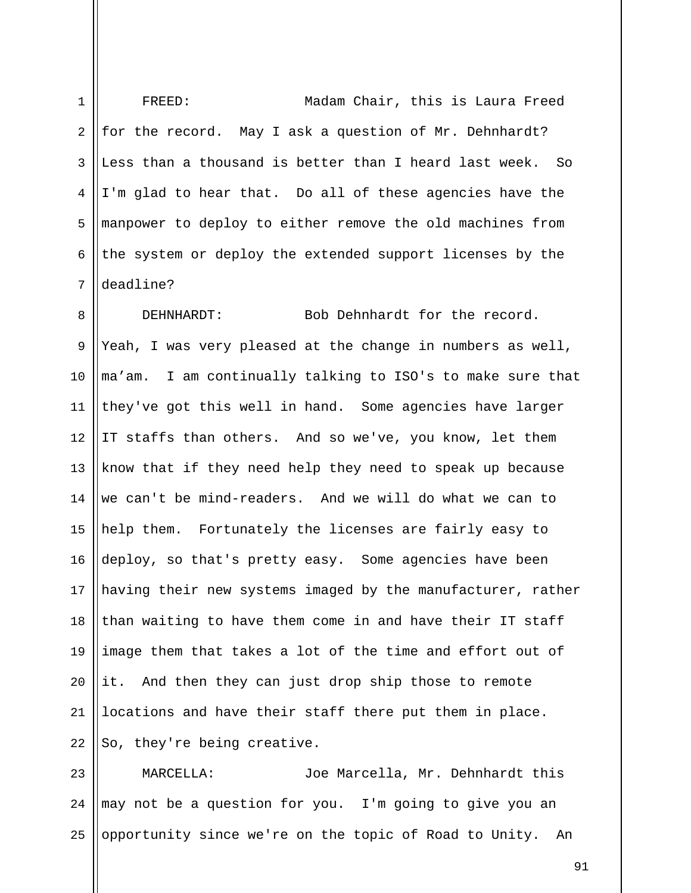FREED: Madam Chair, this is Laura Freed for the record. May I ask a question of Mr. Dehnhardt? Less than a thousand is better than I heard last week. So I'm glad to hear that. Do all of these agencies have the manpower to deploy to either remove the old machines from the system or deploy the extended support licenses by the deadline?

DEHNHARDT: Bob Dehnhardt for the record. Yeah, I was very pleased at the change in numbers as well, ma'am. I am continually talking to ISO's to make sure that they've got this well in hand. Some agencies have larger IT staffs than others. And so we've, you know, let them know that if they need help they need to speak up because we can't be mind-readers. And we will do what we can to help them. Fortunately the licenses are fairly easy to deploy, so that's pretty easy. Some agencies have been having their new systems imaged by the manufacturer, rather than waiting to have them come in and have their IT staff image them that takes a lot of the time and effort out of it. And then they can just drop ship those to remote locations and have their staff there put them in place. So, they're being creative.

MARCELLA: Joe Marcella, Mr. Dehnhardt this may not be a question for you. I'm going to give you an opportunity since we're on the topic of Road to Unity. An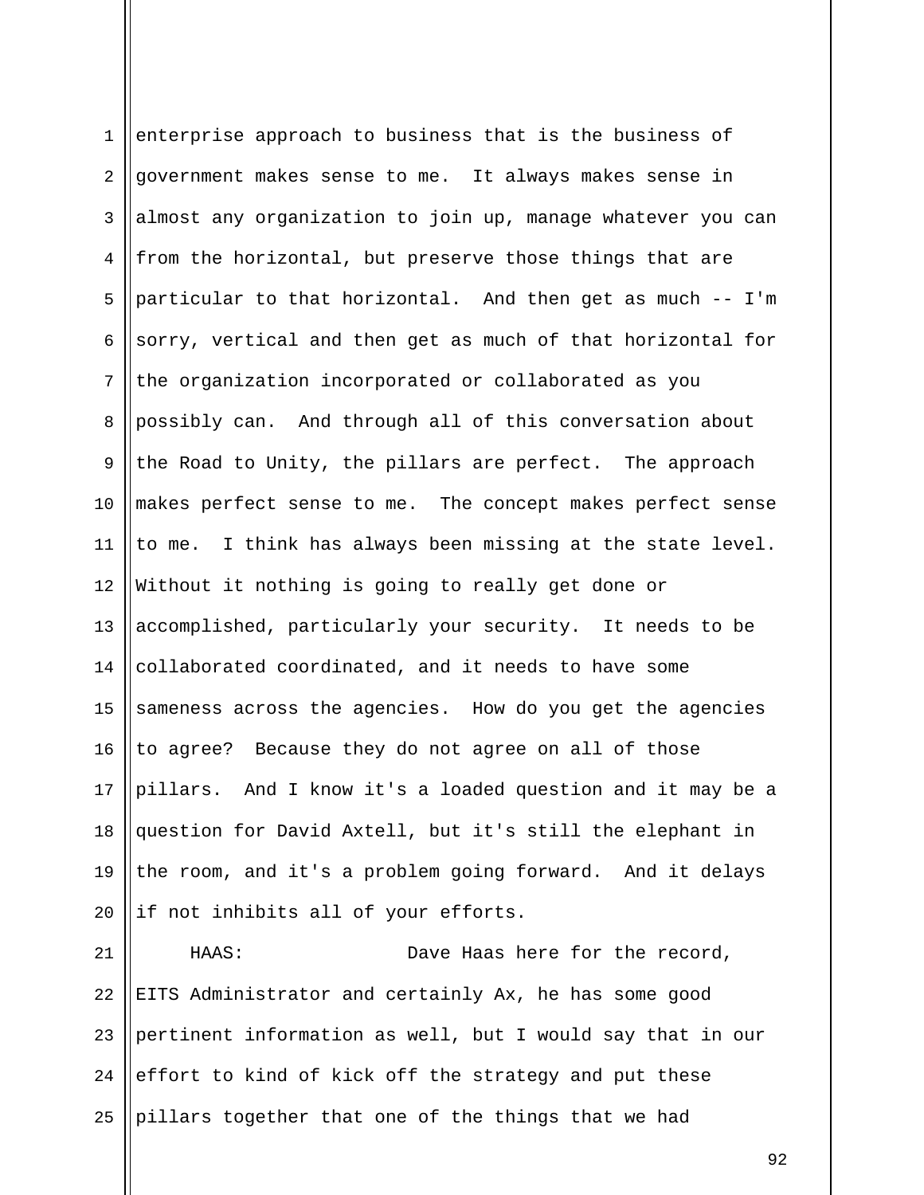enterprise approach to business that is the business of government makes sense to me. It always makes sense in almost any organization to join up, manage whatever you can from the horizontal, but preserve those things that are particular to that horizontal. And then get as much -- I'm sorry, vertical and then get as much of that horizontal for the organization incorporated or collaborated as you possibly can. And through all of this conversation about the Road to Unity, the pillars are perfect. The approach makes perfect sense to me. The concept makes perfect sense to me. I think has always been missing at the state level. Without it nothing is going to really get done or accomplished, particularly your security. It needs to be collaborated coordinated, and it needs to have some sameness across the agencies. How do you get the agencies to agree? Because they do not agree on all of those pillars. And I know it's a loaded question and it may be a question for David Axtell, but it's still the elephant in the room, and it's a problem going forward. And it delays if not inhibits all of your efforts.

HAAS: Dave Haas here for the record, EITS Administrator and certainly Ax, he has some good pertinent information as well, but I would say that in our effort to kind of kick off the strategy and put these pillars together that one of the things that we had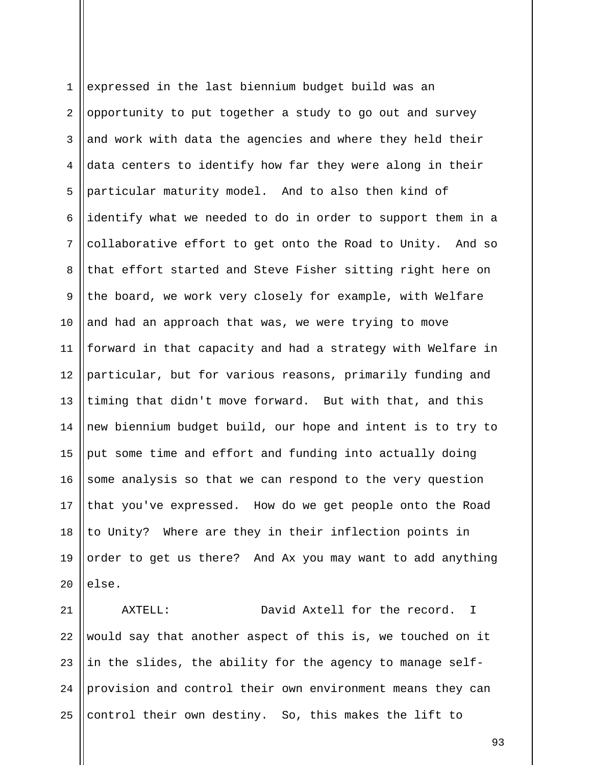expressed in the last biennium budget build was an opportunity to put together a study to go out and survey and work with data the agencies and where they held their data centers to identify how far they were along in their particular maturity model. And to also then kind of identify what we needed to do in order to support them in a collaborative effort to get onto the Road to Unity. And so that effort started and Steve Fisher sitting right here on the board, we work very closely for example, with Welfare and had an approach that was, we were trying to move forward in that capacity and had a strategy with Welfare in particular, but for various reasons, primarily funding and timing that didn't move forward. But with that, and this new biennium budget build, our hope and intent is to try to put some time and effort and funding into actually doing some analysis so that we can respond to the very question that you've expressed. How do we get people onto the Road to Unity? Where are they in their inflection points in order to get us there? And Ax you may want to add anything else.

AXTELL: David Axtell for the record. I would say that another aspect of this is, we touched on it in the slides, the ability for the agency to manage self-provision and control their own environment means they can control their own destiny. So, this makes the lift to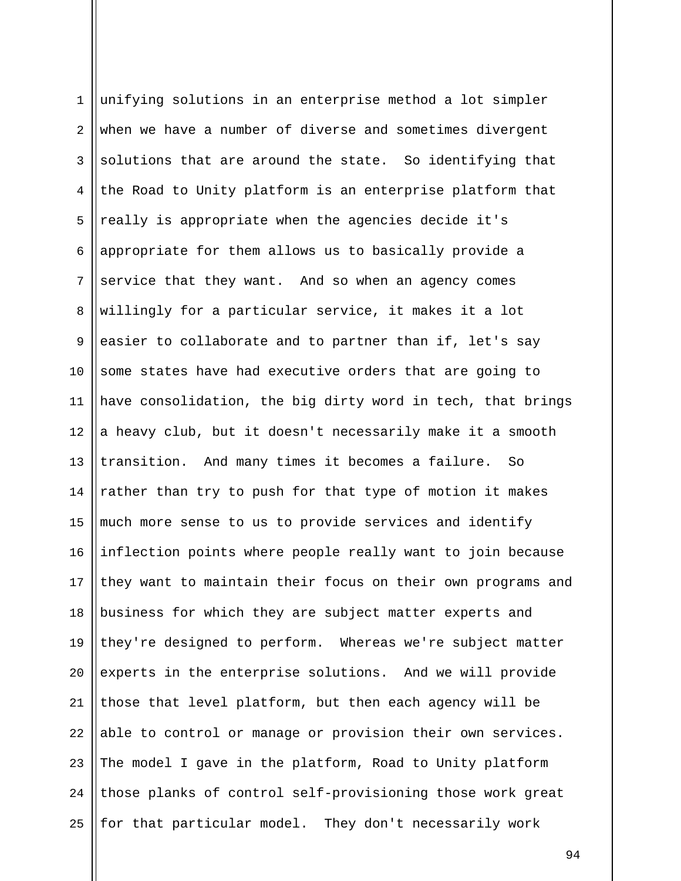unifying solutions in an enterprise method a lot simpler when we have a number of diverse and sometimes divergent solutions that are around the state. So identifying that the Road to Unity platform is an enterprise platform that really is appropriate when the agencies decide it's appropriate for them allows us to basically provide a service that they want. And so when an agency comes willingly for a particular service, it makes it a lot easier to collaborate and to partner than if, let's say some states have had executive orders that are going to have consolidation, the big dirty word in tech, that brings a heavy club, but it doesn't necessarily make it a smooth transition. And many times it becomes a failure. So rather than try to push for that type of motion it makes much more sense to us to provide services and identify inflection points where people really want to join because they want to maintain their focus on their own programs and business for which they are subject matter experts and they're designed to perform. Whereas we're subject matter experts in the enterprise solutions. And we will provide those that level platform, but then each agency will be able to control or manage or provision their own services. The model I gave in the platform, Road to Unity platform those planks of control self-provisioning those work great for that particular model. They don't necessarily work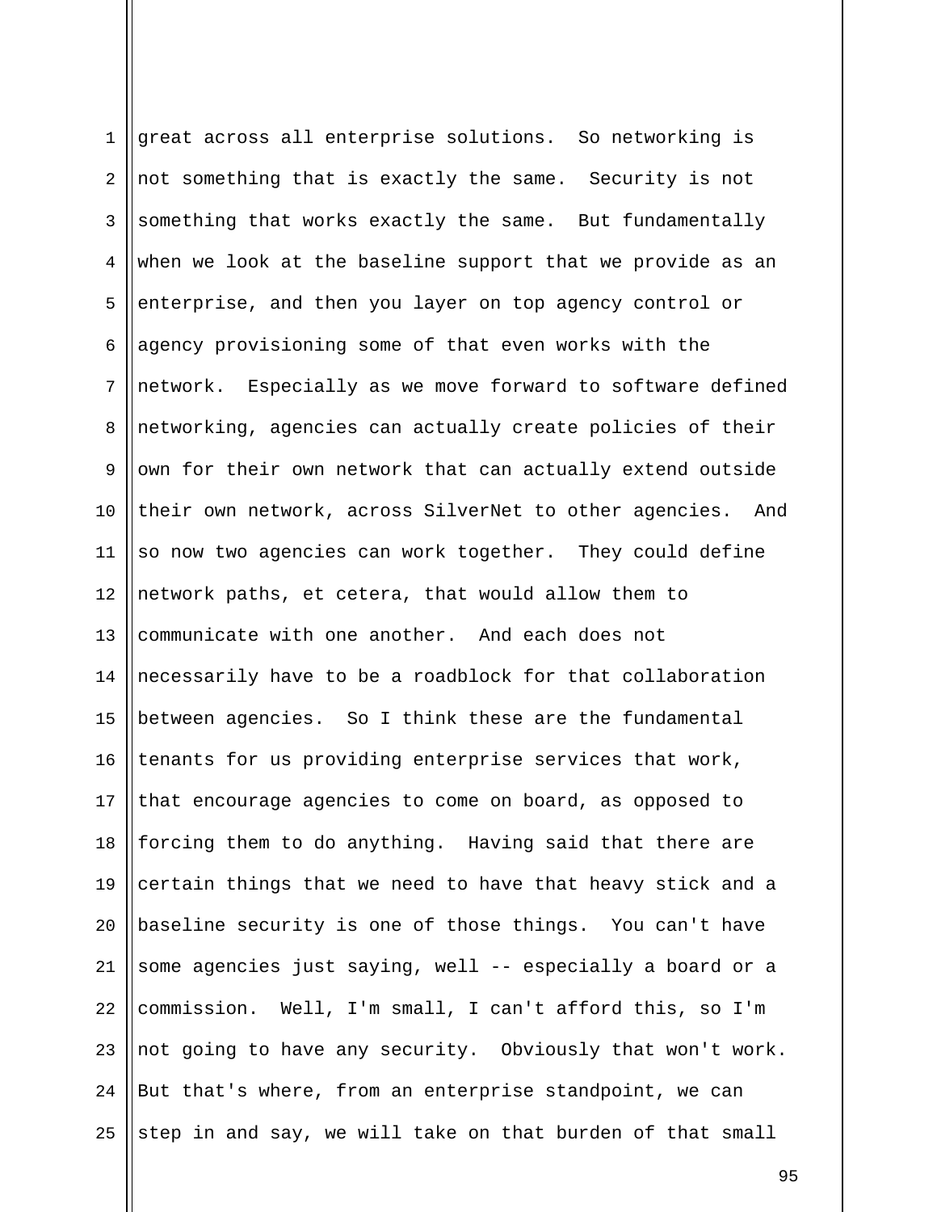great across all enterprise solutions. So networking is not something that is exactly the same. Security is not something that works exactly the same. But fundamentally when we look at the baseline support that we provide as an enterprise, and then you layer on top agency control or agency provisioning some of that even works with the network. Especially as we move forward to software defined networking, agencies can actually create policies of their own for their own network that can actually extend outside their own network, across SilverNet to other agencies. And so now two agencies can work together. They could define network paths, et cetera, that would allow them to communicate with one another. And each does not necessarily have to be a roadblock for that collaboration between agencies. So I think these are the fundamental tenants for us providing enterprise services that work, that encourage agencies to come on board, as opposed to forcing them to do anything. Having said that there are certain things that we need to have that heavy stick and a baseline security is one of those things. You can't have some agencies just saying, well -- especially a board or a commission. Well, I'm small, I can't afford this, so I'm not going to have any security. Obviously that won't work. But that's where, from an enterprise standpoint, we can step in and say, we will take on that burden of that small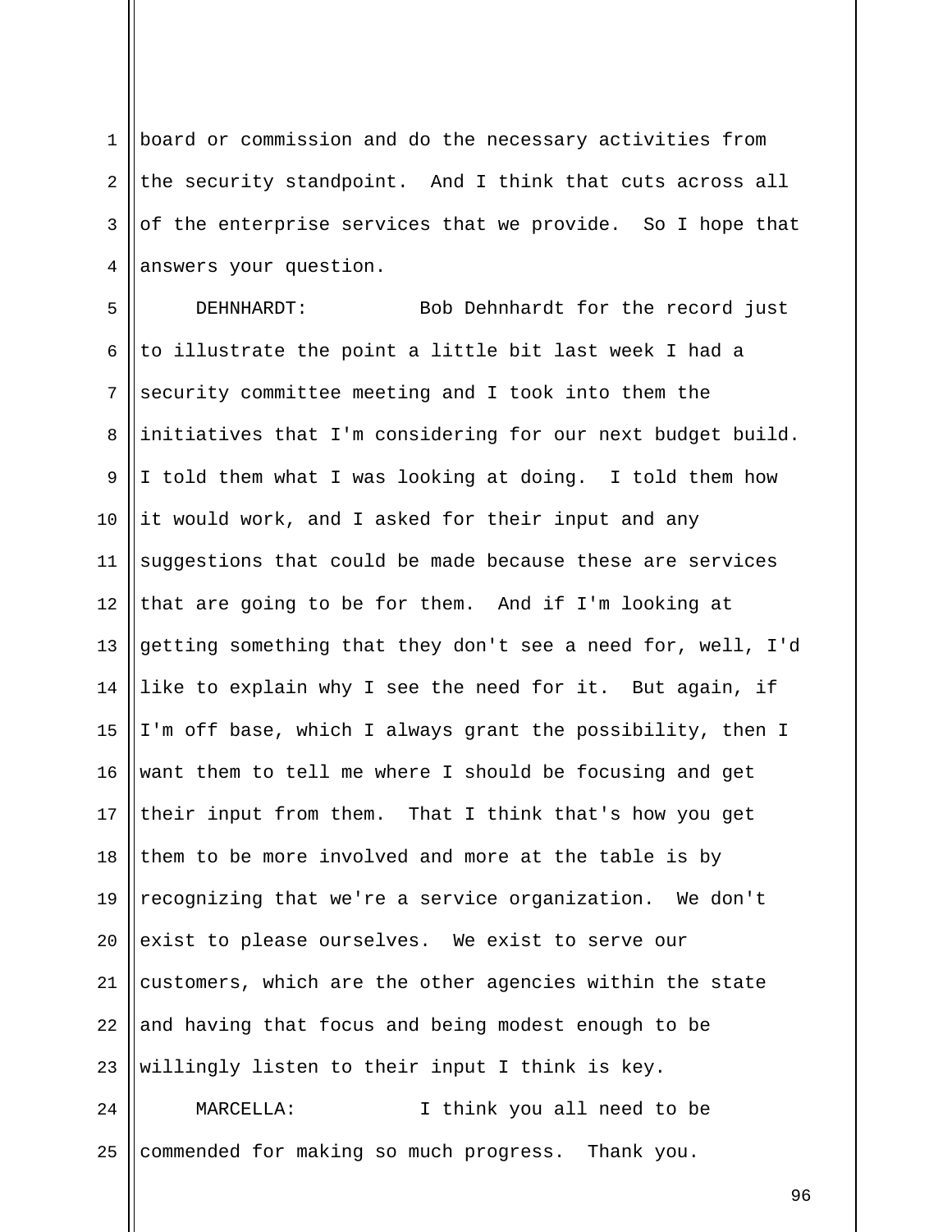board or commission and do the necessary activities from the security standpoint. And I think that cuts across all of the enterprise services that we provide. So I hope that answers your question.

DEHNHARDT: Bob Dehnhardt for the record just to illustrate the point a little bit last week I had a security committee meeting and I took into them the initiatives that I'm considering for our next budget build. I told them what I was looking at doing. I told them how it would work, and I asked for their input and any suggestions that could be made because these are services that are going to be for them. And if I'm looking at getting something that they don't see a need for, well, I'd like to explain why I see the need for it. But again, if I'm off base, which I always grant the possibility, then I want them to tell me where I should be focusing and get their input from them. That I think that's how you get them to be more involved and more at the table is by recognizing that we're a service organization. We don't exist to please ourselves. We exist to serve our customers, which are the other agencies within the state and having that focus and being modest enough to be willingly listen to their input I think is key.

MARCELLA: I think you all need to be commended for making so much progress. Thank you.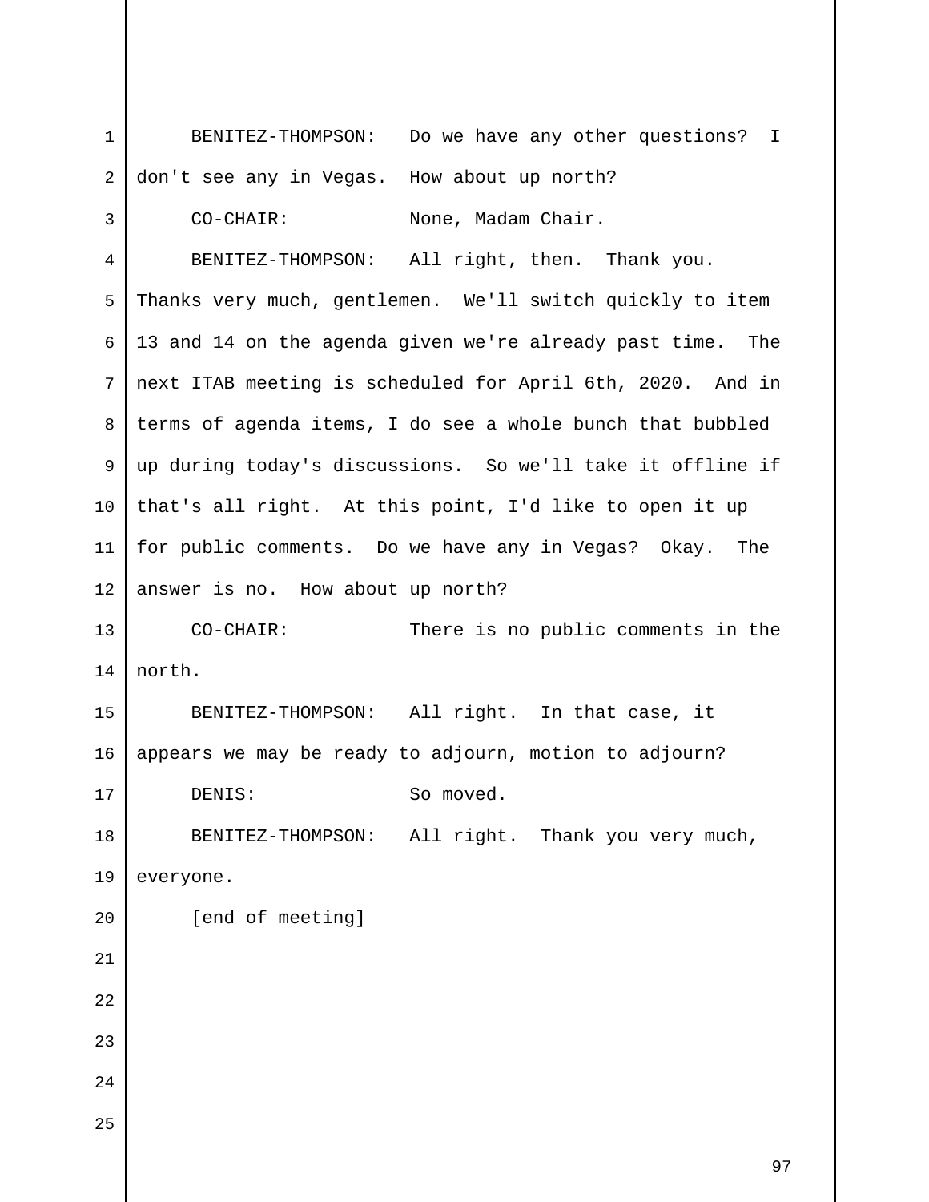BENITEZ-THOMPSON: Do we have any other questions? I don't see any in Vegas. How about up north?

CO-CHAIR: None, Madam Chair.

BENITEZ-THOMPSON: All right, then. Thank you. Thanks very much, gentlemen. We'll switch quickly to item 13 and 14 on the agenda given we're already past time. The next ITAB meeting is scheduled for April 6th, 2020. And in terms of agenda items, I do see a whole bunch that bubbled up during today's discussions. So we'll take it offline if that's all right. At this point, I'd like to open it up for public comments. Do we have any in Vegas? Okay. The answer is no. How about up north?

CO-CHAIR: There is no public comments in the north.

BENITEZ-THOMPSON: All right. In that case, it appears we may be ready to adjourn, motion to adjourn?

DENIS: So moved.

BENITEZ-THOMPSON: All right. Thank you very much, everyone.

[end of meeting]